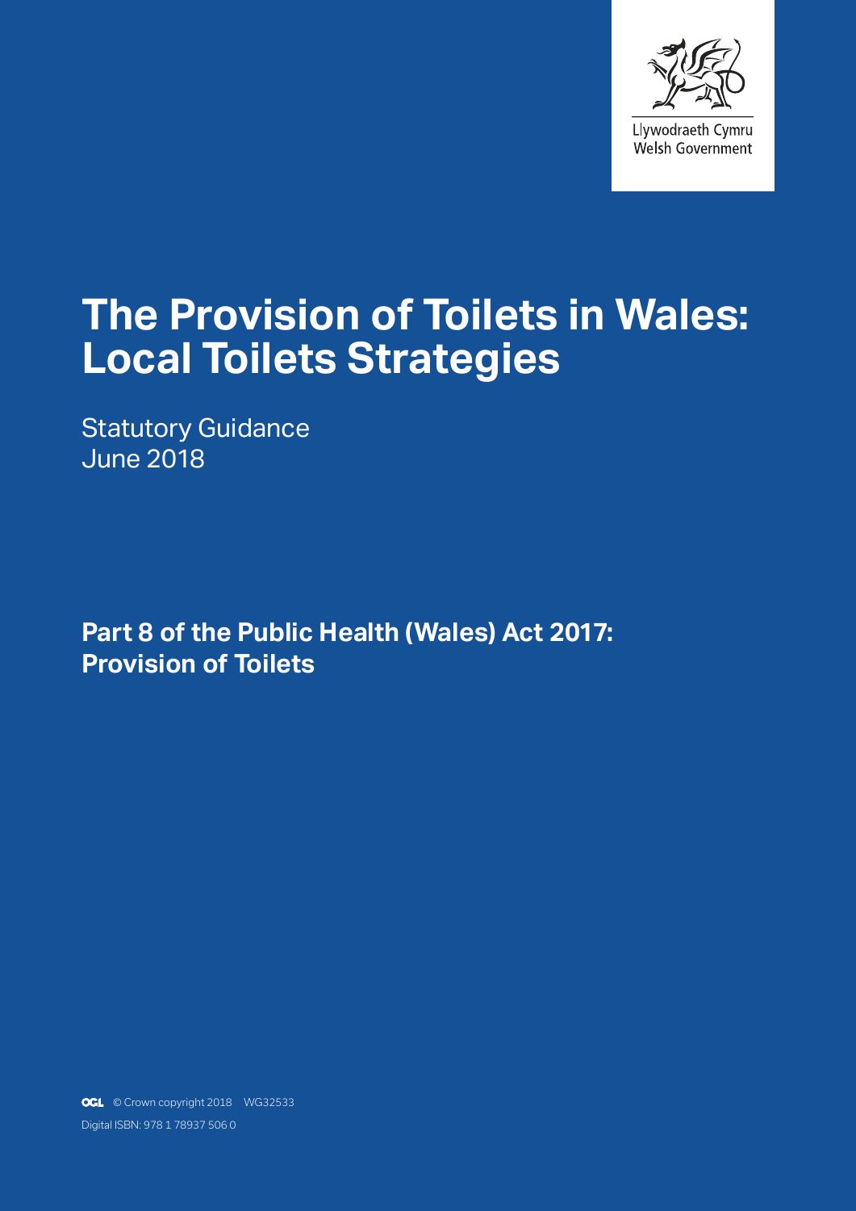Llywodraeth Cymru
Welsh Government

# The Provision of Toilets in Wales: Local Toilets Strategies

Statutory Guidance
June 2018

**Part 8 of the Public Health (Wales) Act 2017: Provision of Toilets**

© Crown copyright 2018 WG32533

Digital ISBN: 978 1 78937 506 0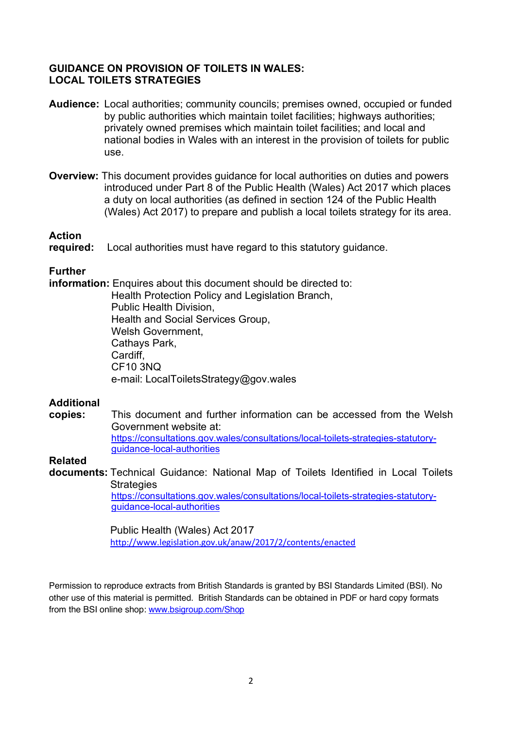**GUIDANCE ON PROVISION OF TOILETS IN WALES: LOCAL TOILETS STRATEGIES**

**Audience:** Local authorities; community councils; premises owned, occupied or funded by public authorities which maintain toilet facilities; highways authorities; privately owned premises which maintain toilet facilities; and local and national bodies in Wales with an interest in the provision of toilets for public use.

**Overview:** This document provides guidance for local authorities on duties and powers introduced under Part 8 of the Public Health (Wales) Act 2017 which places a duty on local authorities (as defined in section 124 of the Public Health (Wales) Act 2017) to prepare and publish a local toilets strategy for its area.

**Action required:** Local authorities must have regard to this statutory guidance.

**Further information:** Enquires about this document should be directed to:
Health Protection Policy and Legislation Branch,
Public Health Division,
Health and Social Services Group,
Welsh Government,
Cathays Park,
Cardiff,
CF10 3NQ
e-mail: LocalToiletsStrategy@gov.wales

**Additional copies:** This document and further information can be accessed from the Welsh Government website at:
https://consultations.gov.wales/consultations/local-toilets-strategies-statutory-guidance-local-authorities

**Related documents:** Technical Guidance: National Map of Toilets Identified in Local Toilets Strategies
https://consultations.gov.wales/consultations/local-toilets-strategies-statutory-guidance-local-authorities

Public Health (Wales) Act 2017
http://www.legislation.gov.uk/anaw/2017/2/contents/enacted

Permission to reproduce extracts from British Standards is granted by BSI Standards Limited (BSI). No other use of this material is permitted. British Standards can be obtained in PDF or hard copy formats from the BSI online shop: www.bsigroup.com/Shop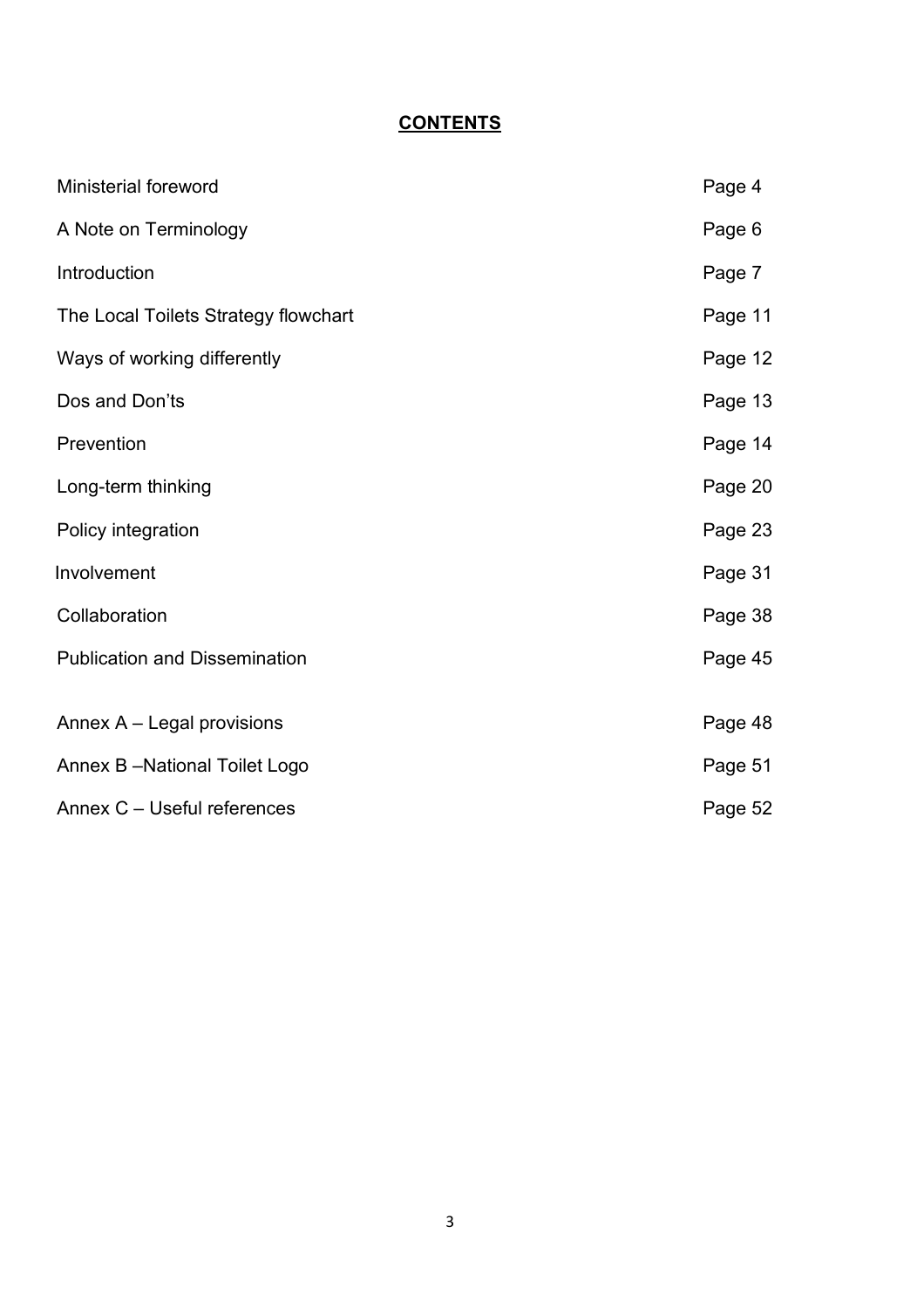## CONTENTS

| | |
|---|---|
| Ministerial foreword | Page 4 |
| A Note on Terminology | Page 6 |
| Introduction | Page 7 |
| The Local Toilets Strategy flowchart | Page 11 |
| Ways of working differently | Page 12 |
| Dos and Don'ts | Page 13 |
| Prevention | Page 14 |
| Long-term thinking | Page 20 |
| Policy integration | Page 23 |
| Involvement | Page 31 |
| Collaboration | Page 38 |
| Publication and Dissemination | Page 45 |
| Annex A – Legal provisions | Page 48 |
| Annex B –National Toilet Logo | Page 51 |
| Annex C – Useful references | Page 52 |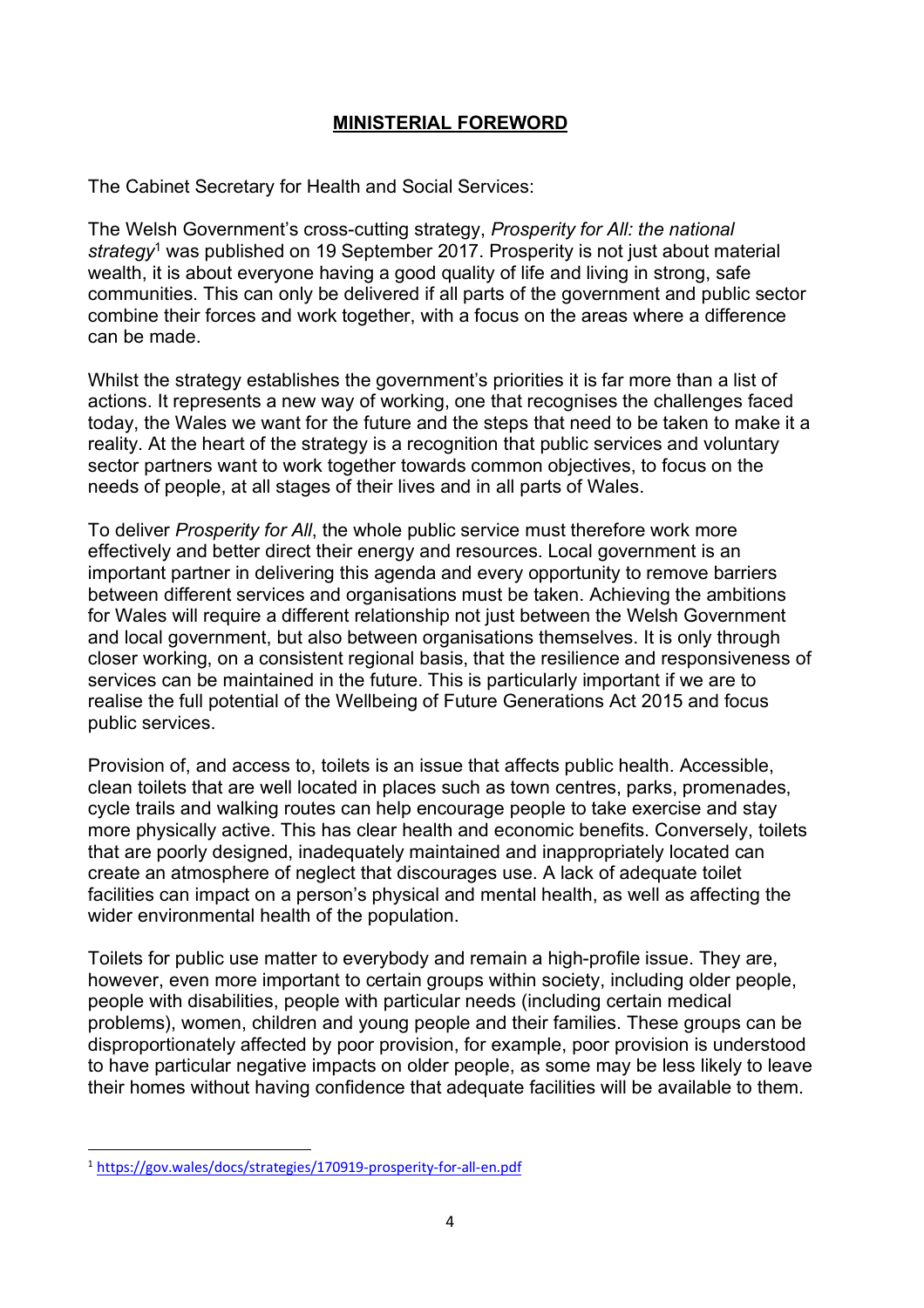## MINISTERIAL FOREWORD

The Cabinet Secretary for Health and Social Services:

The Welsh Government's cross-cutting strategy, *Prosperity for All: the national strategy*[1] was published on 19 September 2017. Prosperity is not just about material wealth, it is about everyone having a good quality of life and living in strong, safe communities. This can only be delivered if all parts of the government and public sector combine their forces and work together, with a focus on the areas where a difference can be made.

Whilst the strategy establishes the government's priorities it is far more than a list of actions. It represents a new way of working, one that recognises the challenges faced today, the Wales we want for the future and the steps that need to be taken to make it a reality. At the heart of the strategy is a recognition that public services and voluntary sector partners want to work together towards common objectives, to focus on the needs of people, at all stages of their lives and in all parts of Wales.

To deliver *Prosperity for All*, the whole public service must therefore work more effectively and better direct their energy and resources. Local government is an important partner in delivering this agenda and every opportunity to remove barriers between different services and organisations must be taken. Achieving the ambitions for Wales will require a different relationship not just between the Welsh Government and local government, but also between organisations themselves. It is only through closer working, on a consistent regional basis, that the resilience and responsiveness of services can be maintained in the future. This is particularly important if we are to realise the full potential of the Wellbeing of Future Generations Act 2015 and focus public services.

Provision of, and access to, toilets is an issue that affects public health. Accessible, clean toilets that are well located in places such as town centres, parks, promenades, cycle trails and walking routes can help encourage people to take exercise and stay more physically active. This has clear health and economic benefits. Conversely, toilets that are poorly designed, inadequately maintained and inappropriately located can create an atmosphere of neglect that discourages use. A lack of adequate toilet facilities can impact on a person's physical and mental health, as well as affecting the wider environmental health of the population.

Toilets for public use matter to everybody and remain a high-profile issue. They are, however, even more important to certain groups within society, including older people, people with disabilities, people with particular needs (including certain medical problems), women, children and young people and their families. These groups can be disproportionately affected by poor provision, for example, poor provision is understood to have particular negative impacts on older people, as some may be less likely to leave their homes without having confidence that adequate facilities will be available to them.

---

[1] https://gov.wales/docs/strategies/170919-prosperity-for-all-en.pdf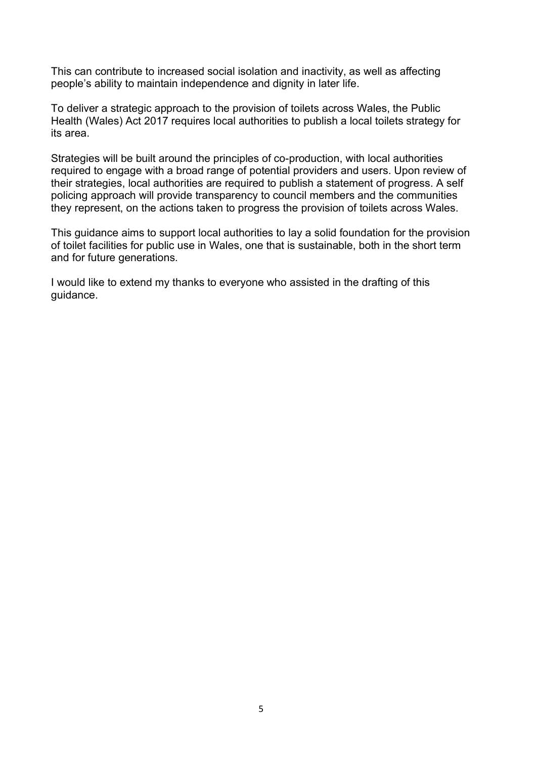This can contribute to increased social isolation and inactivity, as well as affecting people's ability to maintain independence and dignity in later life.

To deliver a strategic approach to the provision of toilets across Wales, the Public Health (Wales) Act 2017 requires local authorities to publish a local toilets strategy for its area.

Strategies will be built around the principles of co-production, with local authorities required to engage with a broad range of potential providers and users. Upon review of their strategies, local authorities are required to publish a statement of progress. A self policing approach will provide transparency to council members and the communities they represent, on the actions taken to progress the provision of toilets across Wales.

This guidance aims to support local authorities to lay a solid foundation for the provision of toilet facilities for public use in Wales, one that is sustainable, both in the short term and for future generations.

I would like to extend my thanks to everyone who assisted in the drafting of this guidance.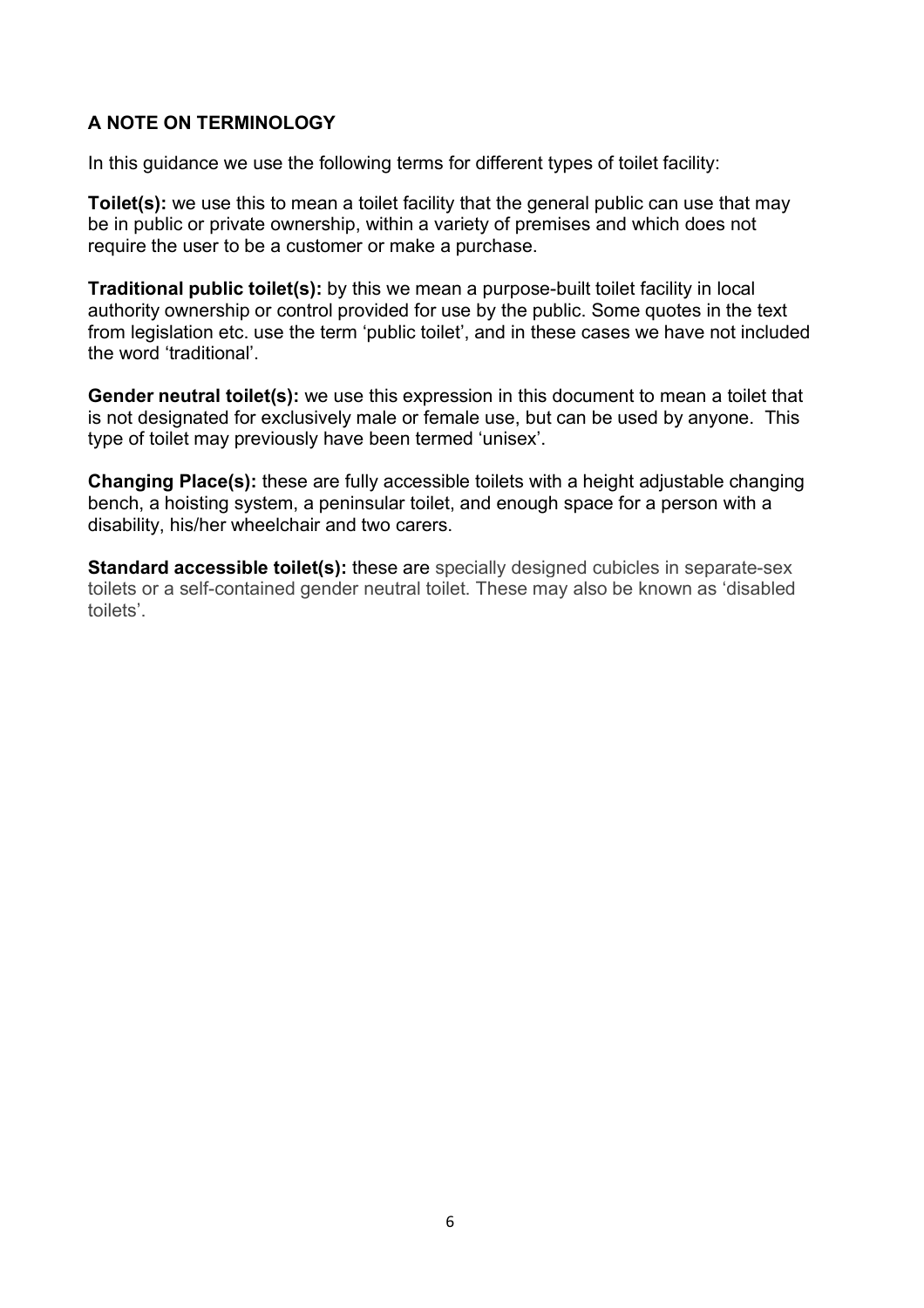## A NOTE ON TERMINOLOGY

In this guidance we use the following terms for different types of toilet facility:

**Toilet(s):** we use this to mean a toilet facility that the general public can use that may be in public or private ownership, within a variety of premises and which does not require the user to be a customer or make a purchase.

**Traditional public toilet(s):** by this we mean a purpose-built toilet facility in local authority ownership or control provided for use by the public. Some quotes in the text from legislation etc. use the term 'public toilet', and in these cases we have not included the word 'traditional'.

**Gender neutral toilet(s):** we use this expression in this document to mean a toilet that is not designated for exclusively male or female use, but can be used by anyone. This type of toilet may previously have been termed 'unisex'.

**Changing Place(s):** these are fully accessible toilets with a height adjustable changing bench, a hoisting system, a peninsular toilet, and enough space for a person with a disability, his/her wheelchair and two carers.

**Standard accessible toilet(s):** these are specially designed cubicles in separate-sex toilets or a self-contained gender neutral toilet. These may also be known as 'disabled toilets'.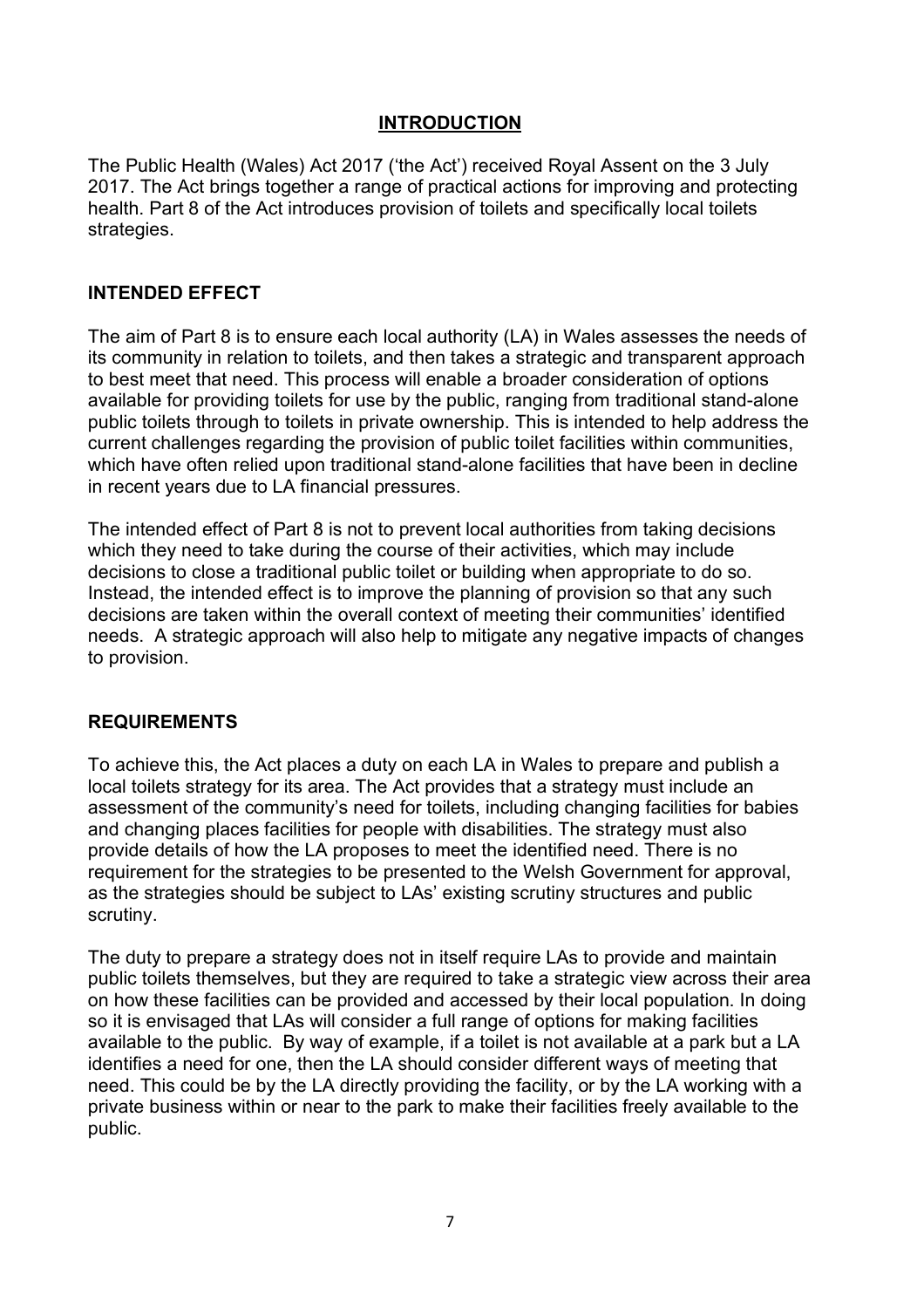## INTRODUCTION

The Public Health (Wales) Act 2017 ('the Act') received Royal Assent on the 3 July 2017. The Act brings together a range of practical actions for improving and protecting health. Part 8 of the Act introduces provision of toilets and specifically local toilets strategies.

## INTENDED EFFECT

The aim of Part 8 is to ensure each local authority (LA) in Wales assesses the needs of its community in relation to toilets, and then takes a strategic and transparent approach to best meet that need. This process will enable a broader consideration of options available for providing toilets for use by the public, ranging from traditional stand-alone public toilets through to toilets in private ownership. This is intended to help address the current challenges regarding the provision of public toilet facilities within communities, which have often relied upon traditional stand-alone facilities that have been in decline in recent years due to LA financial pressures.

The intended effect of Part 8 is not to prevent local authorities from taking decisions which they need to take during the course of their activities, which may include decisions to close a traditional public toilet or building when appropriate to do so. Instead, the intended effect is to improve the planning of provision so that any such decisions are taken within the overall context of meeting their communities' identified needs. A strategic approach will also help to mitigate any negative impacts of changes to provision.

## REQUIREMENTS

To achieve this, the Act places a duty on each LA in Wales to prepare and publish a local toilets strategy for its area. The Act provides that a strategy must include an assessment of the community's need for toilets, including changing facilities for babies and changing places facilities for people with disabilities. The strategy must also provide details of how the LA proposes to meet the identified need. There is no requirement for the strategies to be presented to the Welsh Government for approval, as the strategies should be subject to LAs' existing scrutiny structures and public scrutiny.

The duty to prepare a strategy does not in itself require LAs to provide and maintain public toilets themselves, but they are required to take a strategic view across their area on how these facilities can be provided and accessed by their local population. In doing so it is envisaged that LAs will consider a full range of options for making facilities available to the public. By way of example, if a toilet is not available at a park but a LA identifies a need for one, then the LA should consider different ways of meeting that need. This could be by the LA directly providing the facility, or by the LA working with a private business within or near to the park to make their facilities freely available to the public.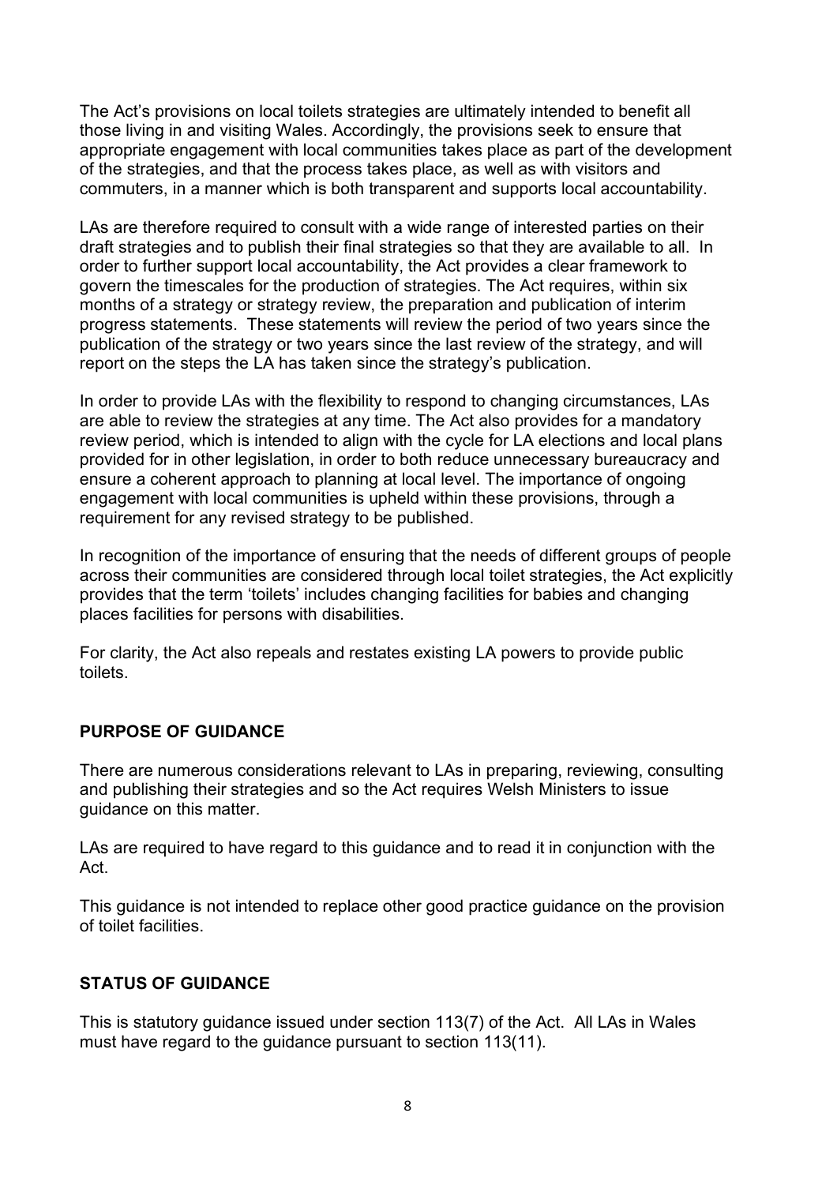The Act's provisions on local toilets strategies are ultimately intended to benefit all those living in and visiting Wales. Accordingly, the provisions seek to ensure that appropriate engagement with local communities takes place as part of the development of the strategies, and that the process takes place, as well as with visitors and commuters, in a manner which is both transparent and supports local accountability.

LAs are therefore required to consult with a wide range of interested parties on their draft strategies and to publish their final strategies so that they are available to all. In order to further support local accountability, the Act provides a clear framework to govern the timescales for the production of strategies. The Act requires, within six months of a strategy or strategy review, the preparation and publication of interim progress statements. These statements will review the period of two years since the publication of the strategy or two years since the last review of the strategy, and will report on the steps the LA has taken since the strategy's publication.

In order to provide LAs with the flexibility to respond to changing circumstances, LAs are able to review the strategies at any time. The Act also provides for a mandatory review period, which is intended to align with the cycle for LA elections and local plans provided for in other legislation, in order to both reduce unnecessary bureaucracy and ensure a coherent approach to planning at local level. The importance of ongoing engagement with local communities is upheld within these provisions, through a requirement for any revised strategy to be published.

In recognition of the importance of ensuring that the needs of different groups of people across their communities are considered through local toilet strategies, the Act explicitly provides that the term 'toilets' includes changing facilities for babies and changing places facilities for persons with disabilities.

For clarity, the Act also repeals and restates existing LA powers to provide public toilets.

## PURPOSE OF GUIDANCE

There are numerous considerations relevant to LAs in preparing, reviewing, consulting and publishing their strategies and so the Act requires Welsh Ministers to issue guidance on this matter.

LAs are required to have regard to this guidance and to read it in conjunction with the Act.

This guidance is not intended to replace other good practice guidance on the provision of toilet facilities.

## STATUS OF GUIDANCE

This is statutory guidance issued under section 113(7) of the Act. All LAs in Wales must have regard to the guidance pursuant to section 113(11).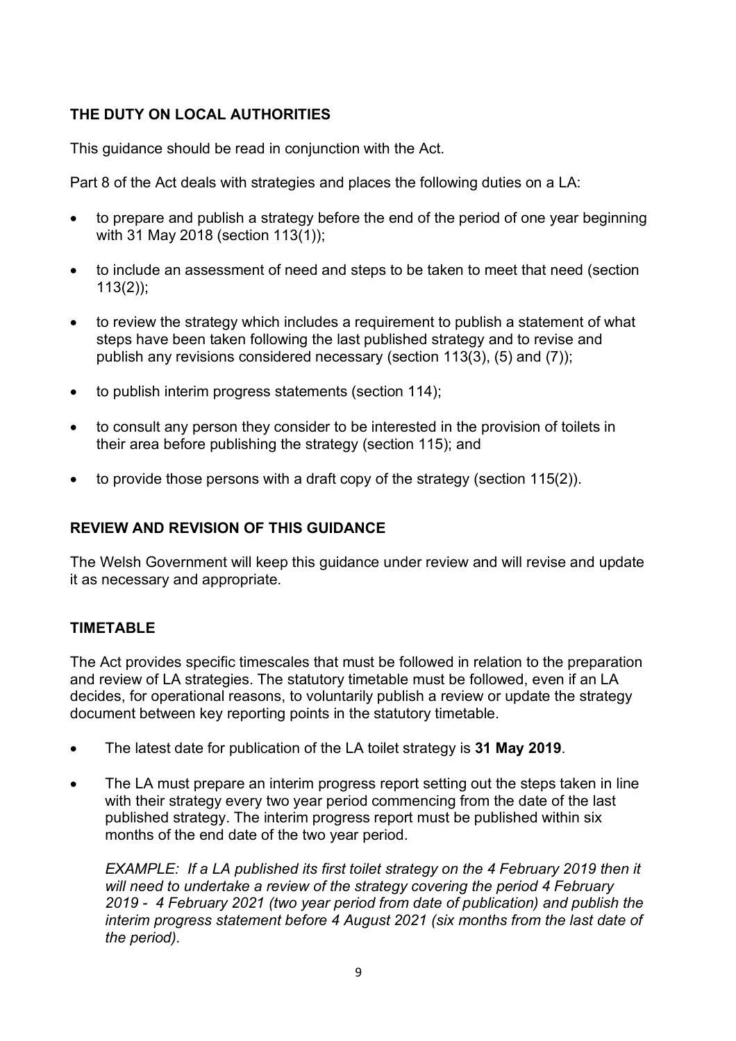## THE DUTY ON LOCAL AUTHORITIES

This guidance should be read in conjunction with the Act.

Part 8 of the Act deals with strategies and places the following duties on a LA:

- to prepare and publish a strategy before the end of the period of one year beginning with 31 May 2018 (section 113(1));
- to include an assessment of need and steps to be taken to meet that need (section 113(2));
- to review the strategy which includes a requirement to publish a statement of what steps have been taken following the last published strategy and to revise and publish any revisions considered necessary (section 113(3), (5) and (7));
- to publish interim progress statements (section 114);
- to consult any person they consider to be interested in the provision of toilets in their area before publishing the strategy (section 115); and
- to provide those persons with a draft copy of the strategy (section 115(2)).

## REVIEW AND REVISION OF THIS GUIDANCE

The Welsh Government will keep this guidance under review and will revise and update it as necessary and appropriate.

## TIMETABLE

The Act provides specific timescales that must be followed in relation to the preparation and review of LA strategies. The statutory timetable must be followed, even if an LA decides, for operational reasons, to voluntarily publish a review or update the strategy document between key reporting points in the statutory timetable.

- The latest date for publication of the LA toilet strategy is **31 May 2019**.
- The LA must prepare an interim progress report setting out the steps taken in line with their strategy every two year period commencing from the date of the last published strategy. The interim progress report must be published within six months of the end date of the two year period.

  *EXAMPLE: If a LA published its first toilet strategy on the 4 February 2019 then it will need to undertake a review of the strategy covering the period 4 February 2019 - 4 February 2021 (two year period from date of publication) and publish the interim progress statement before 4 August 2021 (six months from the last date of the period).*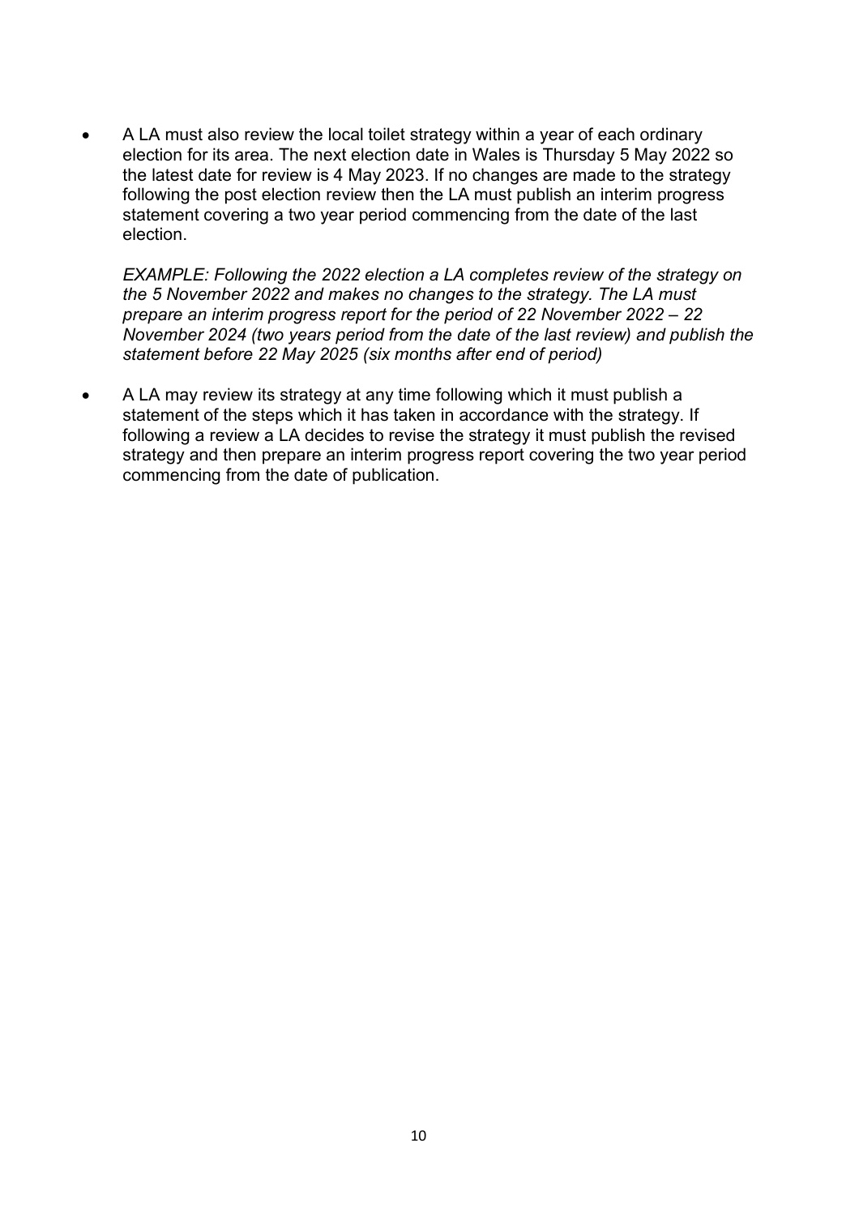- A LA must also review the local toilet strategy within a year of each ordinary election for its area. The next election date in Wales is Thursday 5 May 2022 so the latest date for review is 4 May 2023. If no changes are made to the strategy following the post election review then the LA must publish an interim progress statement covering a two year period commencing from the date of the last election.

  *EXAMPLE: Following the 2022 election a LA completes review of the strategy on the 5 November 2022 and makes no changes to the strategy. The LA must prepare an interim progress report for the period of 22 November 2022 – 22 November 2024 (two years period from the date of the last review) and publish the statement before 22 May 2025 (six months after end of period)*

- A LA may review its strategy at any time following which it must publish a statement of the steps which it has taken in accordance with the strategy. If following a review a LA decides to revise the strategy it must publish the revised strategy and then prepare an interim progress report covering the two year period commencing from the date of publication.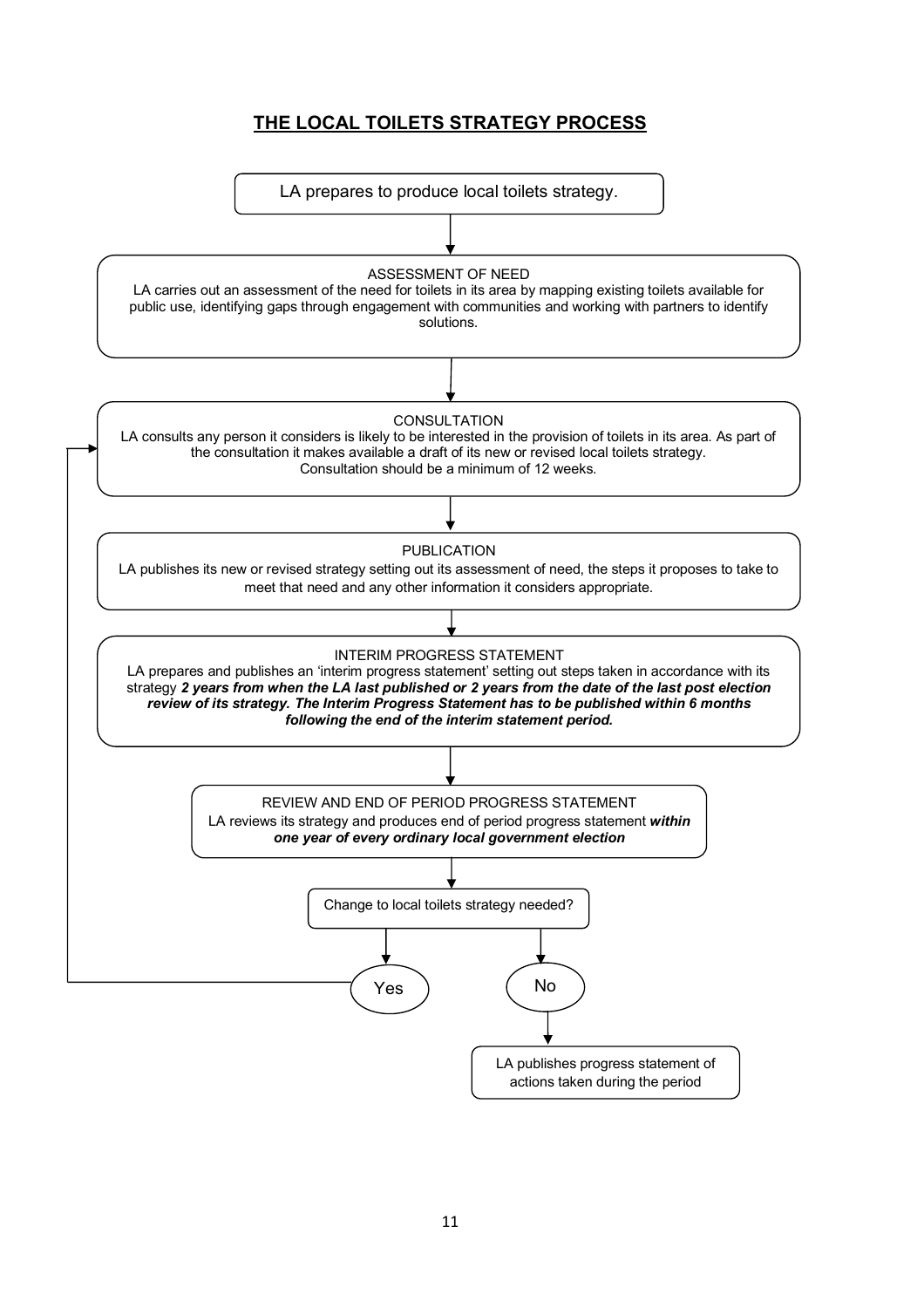## THE LOCAL TOILETS STRATEGY PROCESS

LA prepares to produce local toilets strategy.

↓

ASSESSMENT OF NEED

LA carries out an assessment of the need for toilets in its area by mapping existing toilets available for public use, identifying gaps through engagement with communities and working with partners to identify solutions.

↓

CONSULTATION

LA consults any person it considers is likely to be interested in the provision of toilets in its area. As part of the consultation it makes available a draft of its new or revised local toilets strategy. Consultation should be a minimum of 12 weeks.

↓

PUBLICATION

LA publishes its new or revised strategy setting out its assessment of need, the steps it proposes to take to meet that need and any other information it considers appropriate.

↓

INTERIM PROGRESS STATEMENT

LA prepares and publishes an 'interim progress statement' setting out steps taken in accordance with its strategy ***2 years from when the LA last published or 2 years from the date of the last post election review of its strategy. The Interim Progress Statement has to be published within 6 months following the end of the interim statement period.***

↓

REVIEW AND END OF PERIOD PROGRESS STATEMENT

LA reviews its strategy and produces end of period progress statement ***within one year of every ordinary local government election***

↓

Change to local toilets strategy needed?

- Yes → return to CONSULTATION
- No → LA publishes progress statement of actions taken during the period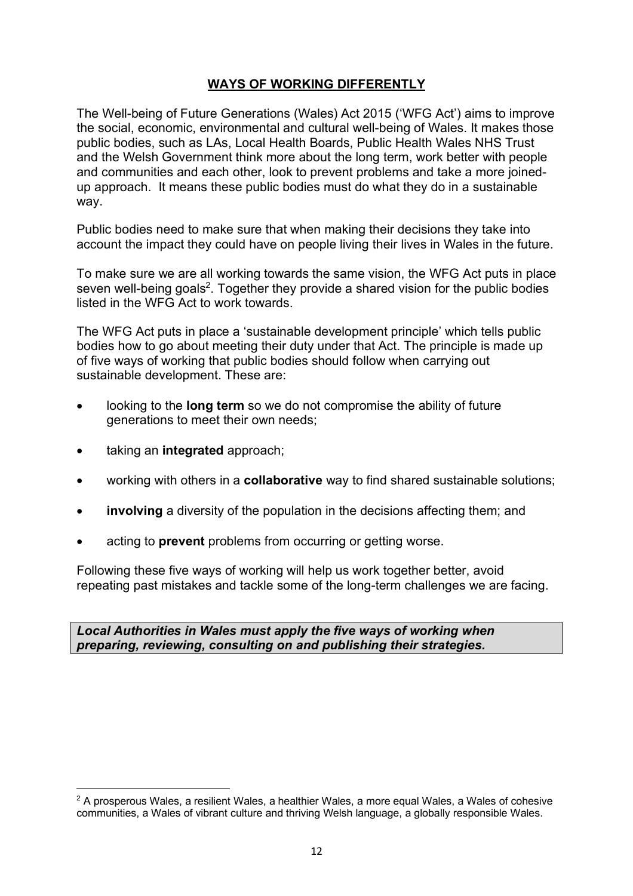## WAYS OF WORKING DIFFERENTLY

The Well-being of Future Generations (Wales) Act 2015 ('WFG Act') aims to improve the social, economic, environmental and cultural well-being of Wales. It makes those public bodies, such as LAs, Local Health Boards, Public Health Wales NHS Trust and the Welsh Government think more about the long term, work better with people and communities and each other, look to prevent problems and take a more joined-up approach. It means these public bodies must do what they do in a sustainable way.

Public bodies need to make sure that when making their decisions they take into account the impact they could have on people living their lives in Wales in the future.

To make sure we are all working towards the same vision, the WFG Act puts in place seven well-being goals[2]. Together they provide a shared vision for the public bodies listed in the WFG Act to work towards.

The WFG Act puts in place a 'sustainable development principle' which tells public bodies how to go about meeting their duty under that Act. The principle is made up of five ways of working that public bodies should follow when carrying out sustainable development. These are:

- looking to the **long term** so we do not compromise the ability of future generations to meet their own needs;
- taking an **integrated** approach;
- working with others in a **collaborative** way to find shared sustainable solutions;
- **involving** a diversity of the population in the decisions affecting them; and
- acting to **prevent** problems from occurring or getting worse.

Following these five ways of working will help us work together better, avoid repeating past mistakes and tackle some of the long-term challenges we are facing.

***Local Authorities in Wales must apply the five ways of working when preparing, reviewing, consulting on and publishing their strategies.***

[2] A prosperous Wales, a resilient Wales, a healthier Wales, a more equal Wales, a Wales of cohesive communities, a Wales of vibrant culture and thriving Welsh language, a globally responsible Wales.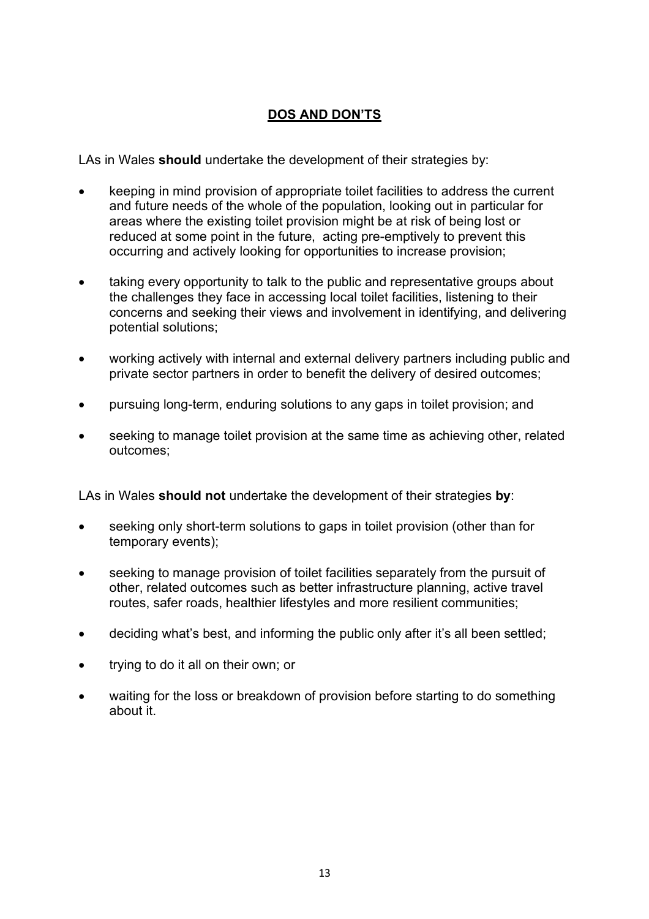## DOS AND DON'TS

LAs in Wales **should** undertake the development of their strategies by:

- keeping in mind provision of appropriate toilet facilities to address the current and future needs of the whole of the population, looking out in particular for areas where the existing toilet provision might be at risk of being lost or reduced at some point in the future, acting pre-emptively to prevent this occurring and actively looking for opportunities to increase provision;
- taking every opportunity to talk to the public and representative groups about the challenges they face in accessing local toilet facilities, listening to their concerns and seeking their views and involvement in identifying, and delivering potential solutions;
- working actively with internal and external delivery partners including public and private sector partners in order to benefit the delivery of desired outcomes;
- pursuing long-term, enduring solutions to any gaps in toilet provision; and
- seeking to manage toilet provision at the same time as achieving other, related outcomes;

LAs in Wales **should not** undertake the development of their strategies **by**:

- seeking only short-term solutions to gaps in toilet provision (other than for temporary events);
- seeking to manage provision of toilet facilities separately from the pursuit of other, related outcomes such as better infrastructure planning, active travel routes, safer roads, healthier lifestyles and more resilient communities;
- deciding what's best, and informing the public only after it's all been settled;
- trying to do it all on their own; or
- waiting for the loss or breakdown of provision before starting to do something about it.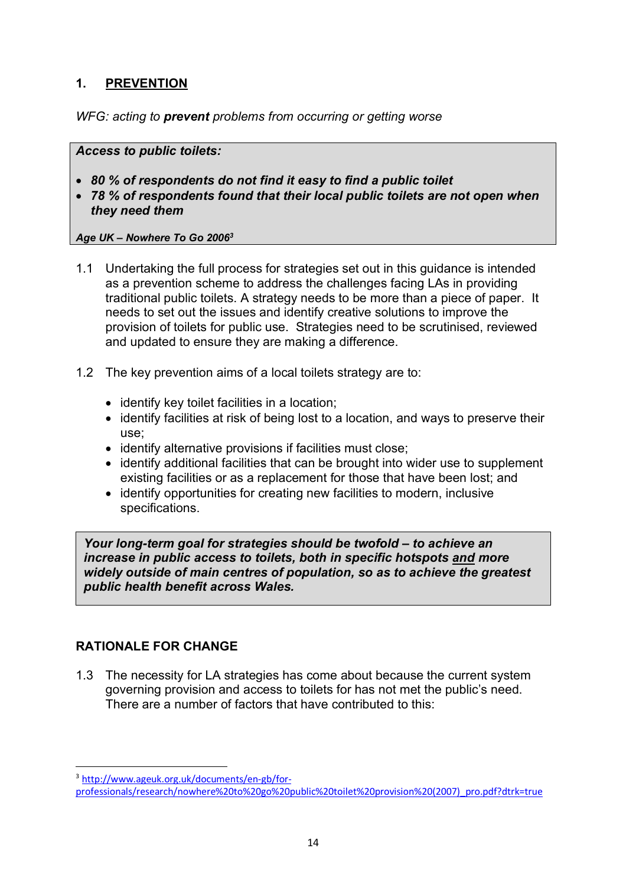## 1. PREVENTION

*WFG: acting to **prevent** problems from occurring or getting worse*

> ***Access to public toilets:***
>
> - ***80 % of respondents do not find it easy to find a public toilet***
> - ***78 % of respondents found that their local public toilets are not open when they need them***
>
> ***Age UK – Nowhere To Go 2006[3]***

1.1 Undertaking the full process for strategies set out in this guidance is intended as a prevention scheme to address the challenges facing LAs in providing traditional public toilets. A strategy needs to be more than a piece of paper. It needs to set out the issues and identify creative solutions to improve the provision of toilets for public use. Strategies need to be scrutinised, reviewed and updated to ensure they are making a difference.

1.2 The key prevention aims of a local toilets strategy are to:

- identify key toilet facilities in a location;
- identify facilities at risk of being lost to a location, and ways to preserve their use;
- identify alternative provisions if facilities must close;
- identify additional facilities that can be brought into wider use to supplement existing facilities or as a replacement for those that have been lost; and
- identify opportunities for creating new facilities to modern, inclusive specifications.

> ***Your long-term goal for strategies should be twofold – to achieve an increase in public access to toilets, both in specific hotspots <u>and</u> more widely outside of main centres of population, so as to achieve the greatest public health benefit across Wales.***

### RATIONALE FOR CHANGE

1.3 The necessity for LA strategies has come about because the current system governing provision and access to toilets for has not met the public's need. There are a number of factors that have contributed to this:

---

[3] http://www.ageuk.org.uk/documents/en-gb/for-professionals/research/nowhere%20to%20go%20public%20toilet%20provision%20(2007)_pro.pdf?dtrk=true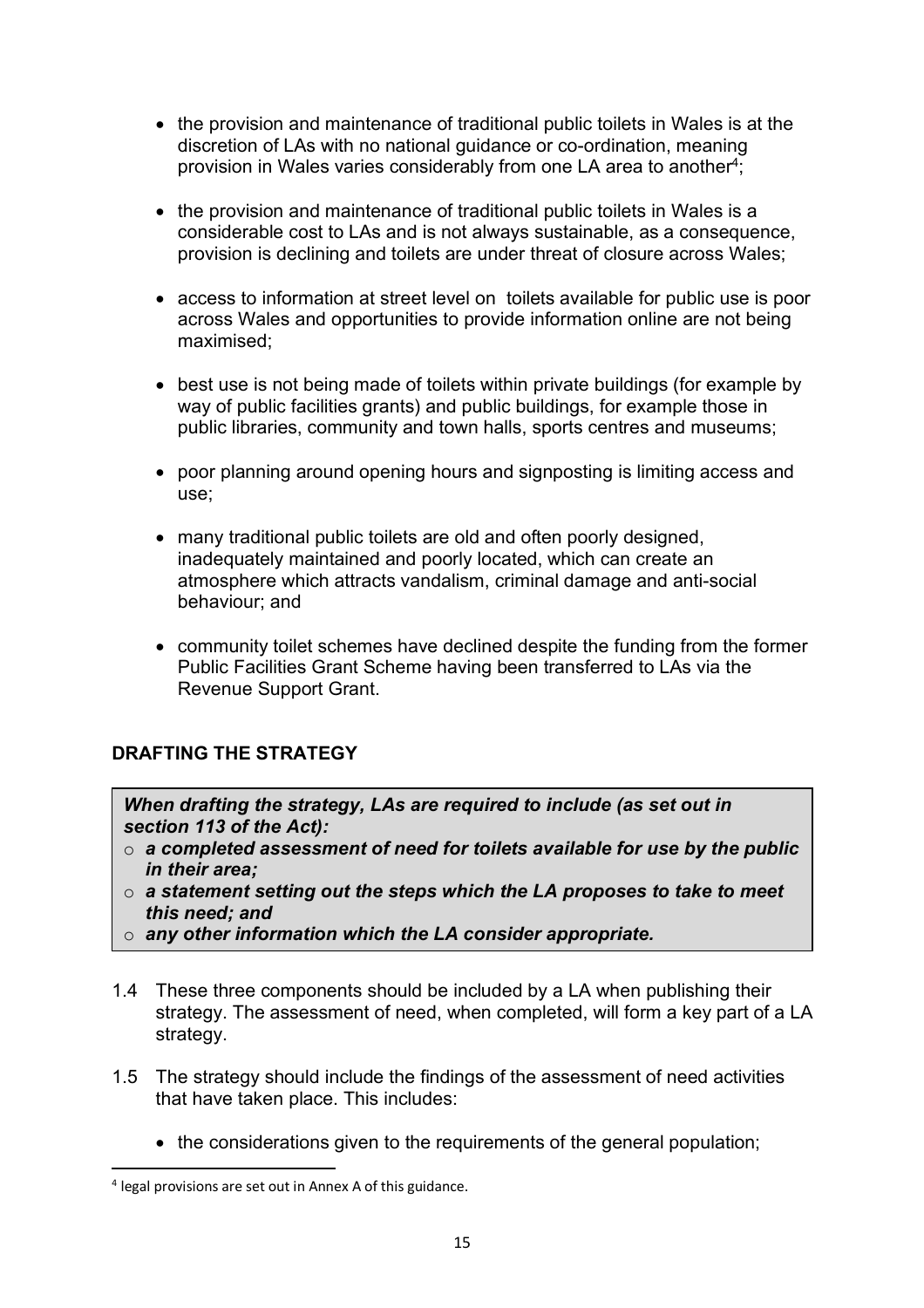- the provision and maintenance of traditional public toilets in Wales is at the discretion of LAs with no national guidance or co-ordination, meaning provision in Wales varies considerably from one LA area to another[4];

- the provision and maintenance of traditional public toilets in Wales is a considerable cost to LAs and is not always sustainable, as a consequence, provision is declining and toilets are under threat of closure across Wales;

- access to information at street level on toilets available for public use is poor across Wales and opportunities to provide information online are not being maximised;

- best use is not being made of toilets within private buildings (for example by way of public facilities grants) and public buildings, for example those in public libraries, community and town halls, sports centres and museums;

- poor planning around opening hours and signposting is limiting access and use;

- many traditional public toilets are old and often poorly designed, inadequately maintained and poorly located, which can create an atmosphere which attracts vandalism, criminal damage and anti-social behaviour; and

- community toilet schemes have declined despite the funding from the former Public Facilities Grant Scheme having been transferred to LAs via the Revenue Support Grant.

## DRAFTING THE STRATEGY

> ***When drafting the strategy, LAs are required to include (as set out in section 113 of the Act):***
>
> - ***a completed assessment of need for toilets available for use by the public in their area;***
> - ***a statement setting out the steps which the LA proposes to take to meet this need; and***
> - ***any other information which the LA consider appropriate.***

1.4 These three components should be included by a LA when publishing their strategy. The assessment of need, when completed, will form a key part of a LA strategy.

1.5 The strategy should include the findings of the assessment of need activities that have taken place. This includes:

- the considerations given to the requirements of the general population;

[4] legal provisions are set out in Annex A of this guidance.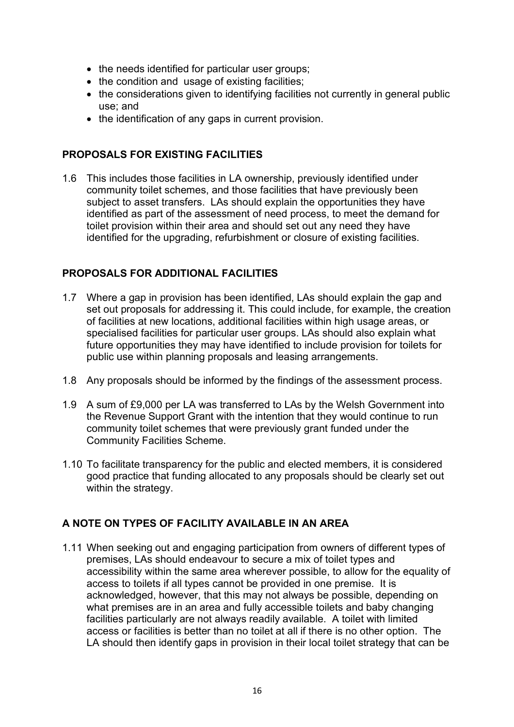- the needs identified for particular user groups;
- the condition and usage of existing facilities;
- the considerations given to identifying facilities not currently in general public use; and
- the identification of any gaps in current provision.

## PROPOSALS FOR EXISTING FACILITIES

1.6 This includes those facilities in LA ownership, previously identified under community toilet schemes, and those facilities that have previously been subject to asset transfers. LAs should explain the opportunities they have identified as part of the assessment of need process, to meet the demand for toilet provision within their area and should set out any need they have identified for the upgrading, refurbishment or closure of existing facilities.

## PROPOSALS FOR ADDITIONAL FACILITIES

1.7 Where a gap in provision has been identified, LAs should explain the gap and set out proposals for addressing it. This could include, for example, the creation of facilities at new locations, additional facilities within high usage areas, or specialised facilities for particular user groups. LAs should also explain what future opportunities they may have identified to include provision for toilets for public use within planning proposals and leasing arrangements.

1.8 Any proposals should be informed by the findings of the assessment process.

1.9 A sum of £9,000 per LA was transferred to LAs by the Welsh Government into the Revenue Support Grant with the intention that they would continue to run community toilet schemes that were previously grant funded under the Community Facilities Scheme.

1.10 To facilitate transparency for the public and elected members, it is considered good practice that funding allocated to any proposals should be clearly set out within the strategy.

## A NOTE ON TYPES OF FACILITY AVAILABLE IN AN AREA

1.11 When seeking out and engaging participation from owners of different types of premises, LAs should endeavour to secure a mix of toilet types and accessibility within the same area wherever possible, to allow for the equality of access to toilets if all types cannot be provided in one premise. It is acknowledged, however, that this may not always be possible, depending on what premises are in an area and fully accessible toilets and baby changing facilities particularly are not always readily available. A toilet with limited access or facilities is better than no toilet at all if there is no other option. The LA should then identify gaps in provision in their local toilet strategy that can be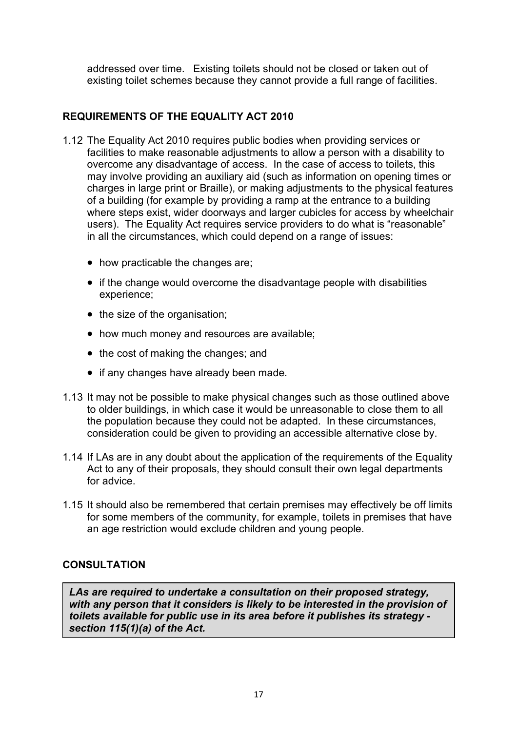addressed over time. Existing toilets should not be closed or taken out of existing toilet schemes because they cannot provide a full range of facilities.

## REQUIREMENTS OF THE EQUALITY ACT 2010

1.12 The Equality Act 2010 requires public bodies when providing services or facilities to make reasonable adjustments to allow a person with a disability to overcome any disadvantage of access. In the case of access to toilets, this may involve providing an auxiliary aid (such as information on opening times or charges in large print or Braille), or making adjustments to the physical features of a building (for example by providing a ramp at the entrance to a building where steps exist, wider doorways and larger cubicles for access by wheelchair users). The Equality Act requires service providers to do what is "reasonable" in all the circumstances, which could depend on a range of issues:

- how practicable the changes are;
- if the change would overcome the disadvantage people with disabilities experience;
- the size of the organisation;
- how much money and resources are available;
- the cost of making the changes; and
- if any changes have already been made.

1.13 It may not be possible to make physical changes such as those outlined above to older buildings, in which case it would be unreasonable to close them to all the population because they could not be adapted. In these circumstances, consideration could be given to providing an accessible alternative close by.

1.14 If LAs are in any doubt about the application of the requirements of the Equality Act to any of their proposals, they should consult their own legal departments for advice.

1.15 It should also be remembered that certain premises may effectively be off limits for some members of the community, for example, toilets in premises that have an age restriction would exclude children and young people.

## CONSULTATION

***LAs are required to undertake a consultation on their proposed strategy, with any person that it considers is likely to be interested in the provision of toilets available for public use in its area before it publishes its strategy - section 115(1)(a) of the Act.***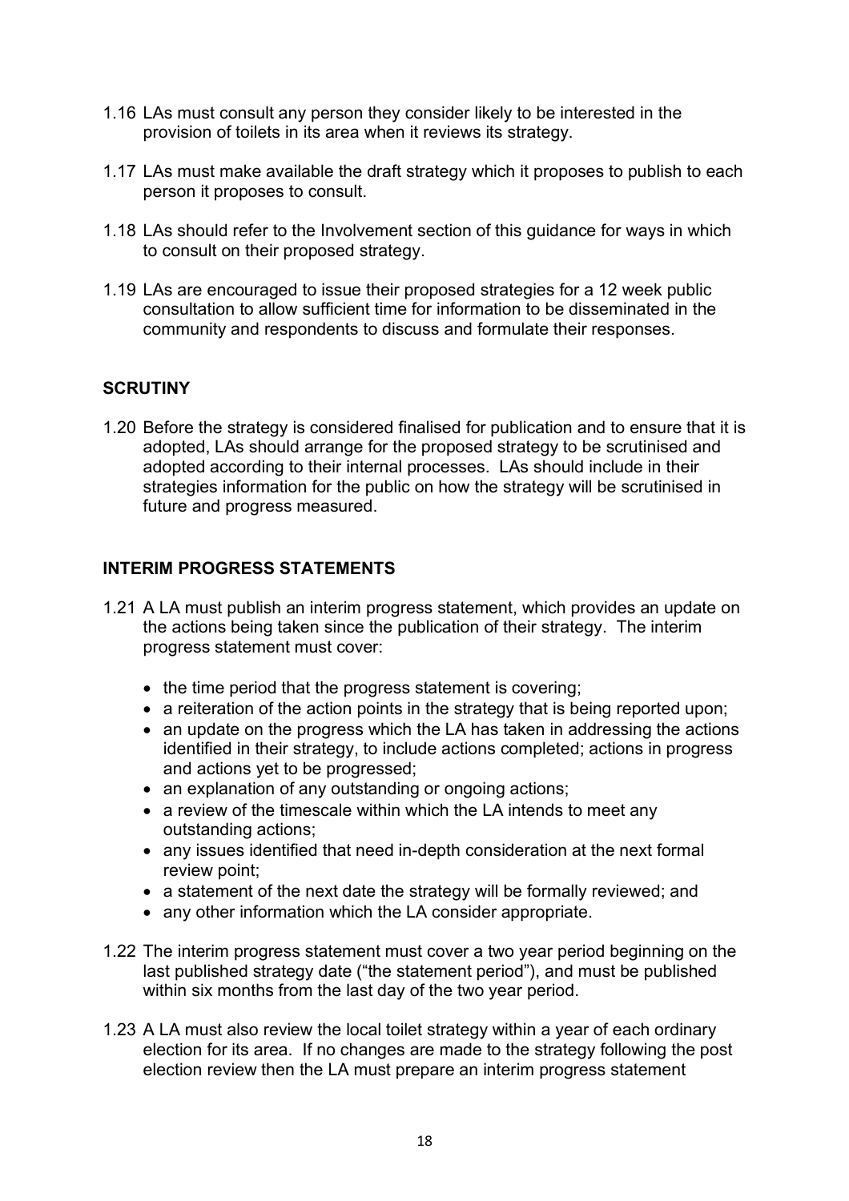1.16 LAs must consult any person they consider likely to be interested in the provision of toilets in its area when it reviews its strategy.

1.17 LAs must make available the draft strategy which it proposes to publish to each person it proposes to consult.

1.18 LAs should refer to the Involvement section of this guidance for ways in which to consult on their proposed strategy.

1.19 LAs are encouraged to issue their proposed strategies for a 12 week public consultation to allow sufficient time for information to be disseminated in the community and respondents to discuss and formulate their responses.

## SCRUTINY

1.20 Before the strategy is considered finalised for publication and to ensure that it is adopted, LAs should arrange for the proposed strategy to be scrutinised and adopted according to their internal processes. LAs should include in their strategies information for the public on how the strategy will be scrutinised in future and progress measured.

## INTERIM PROGRESS STATEMENTS

1.21 A LA must publish an interim progress statement, which provides an update on the actions being taken since the publication of their strategy. The interim progress statement must cover:

- the time period that the progress statement is covering;
- a reiteration of the action points in the strategy that is being reported upon;
- an update on the progress which the LA has taken in addressing the actions identified in their strategy, to include actions completed; actions in progress and actions yet to be progressed;
- an explanation of any outstanding or ongoing actions;
- a review of the timescale within which the LA intends to meet any outstanding actions;
- any issues identified that need in-depth consideration at the next formal review point;
- a statement of the next date the strategy will be formally reviewed; and
- any other information which the LA consider appropriate.

1.22 The interim progress statement must cover a two year period beginning on the last published strategy date ("the statement period"), and must be published within six months from the last day of the two year period.

1.23 A LA must also review the local toilet strategy within a year of each ordinary election for its area. If no changes are made to the strategy following the post election review then the LA must prepare an interim progress statement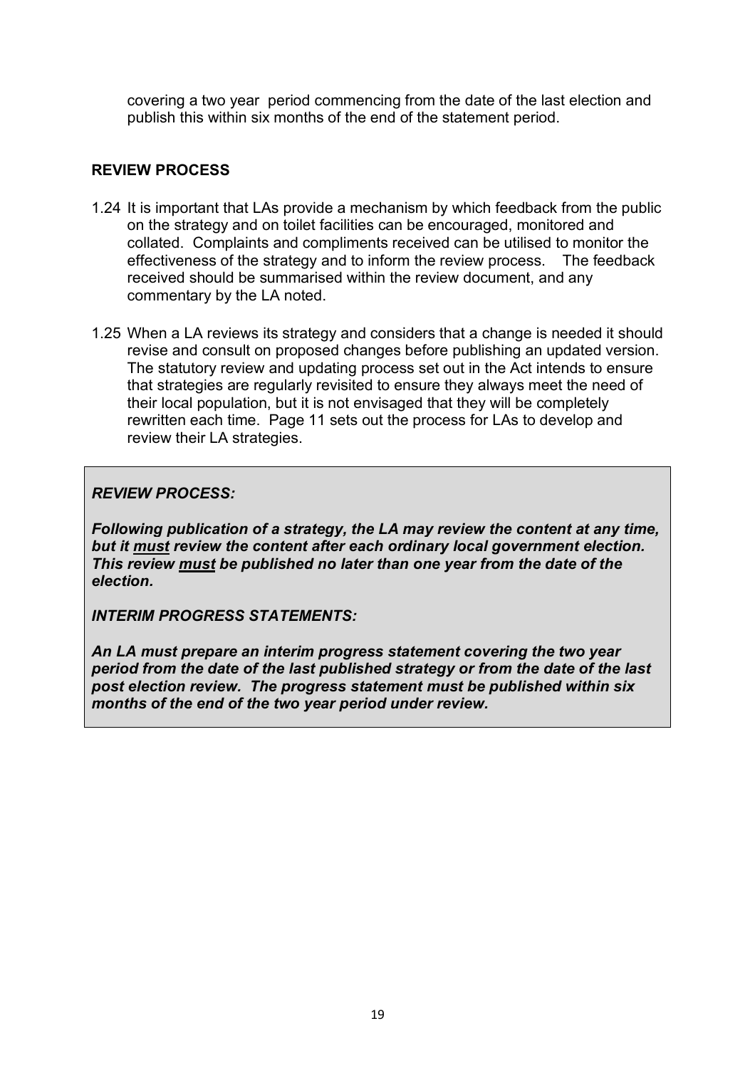covering a two year period commencing from the date of the last election and publish this within six months of the end of the statement period.

## REVIEW PROCESS

1.24 It is important that LAs provide a mechanism by which feedback from the public on the strategy and on toilet facilities can be encouraged, monitored and collated. Complaints and compliments received can be utilised to monitor the effectiveness of the strategy and to inform the review process. The feedback received should be summarised within the review document, and any commentary by the LA noted.

1.25 When a LA reviews its strategy and considers that a change is needed it should revise and consult on proposed changes before publishing an updated version. The statutory review and updating process set out in the Act intends to ensure that strategies are regularly revisited to ensure they always meet the need of their local population, but it is not envisaged that they will be completely rewritten each time. Page 11 sets out the process for LAs to develop and review their LA strategies.

> ***REVIEW PROCESS:***
>
> ***Following publication of a strategy, the LA may review the content at any time, but it <u>must</u> review the content after each ordinary local government election. This review <u>must</u> be published no later than one year from the date of the election.***
>
> ***INTERIM PROGRESS STATEMENTS:***
>
> ***An LA must prepare an interim progress statement covering the two year period from the date of the last published strategy or from the date of the last post election review. The progress statement must be published within six months of the end of the two year period under review.***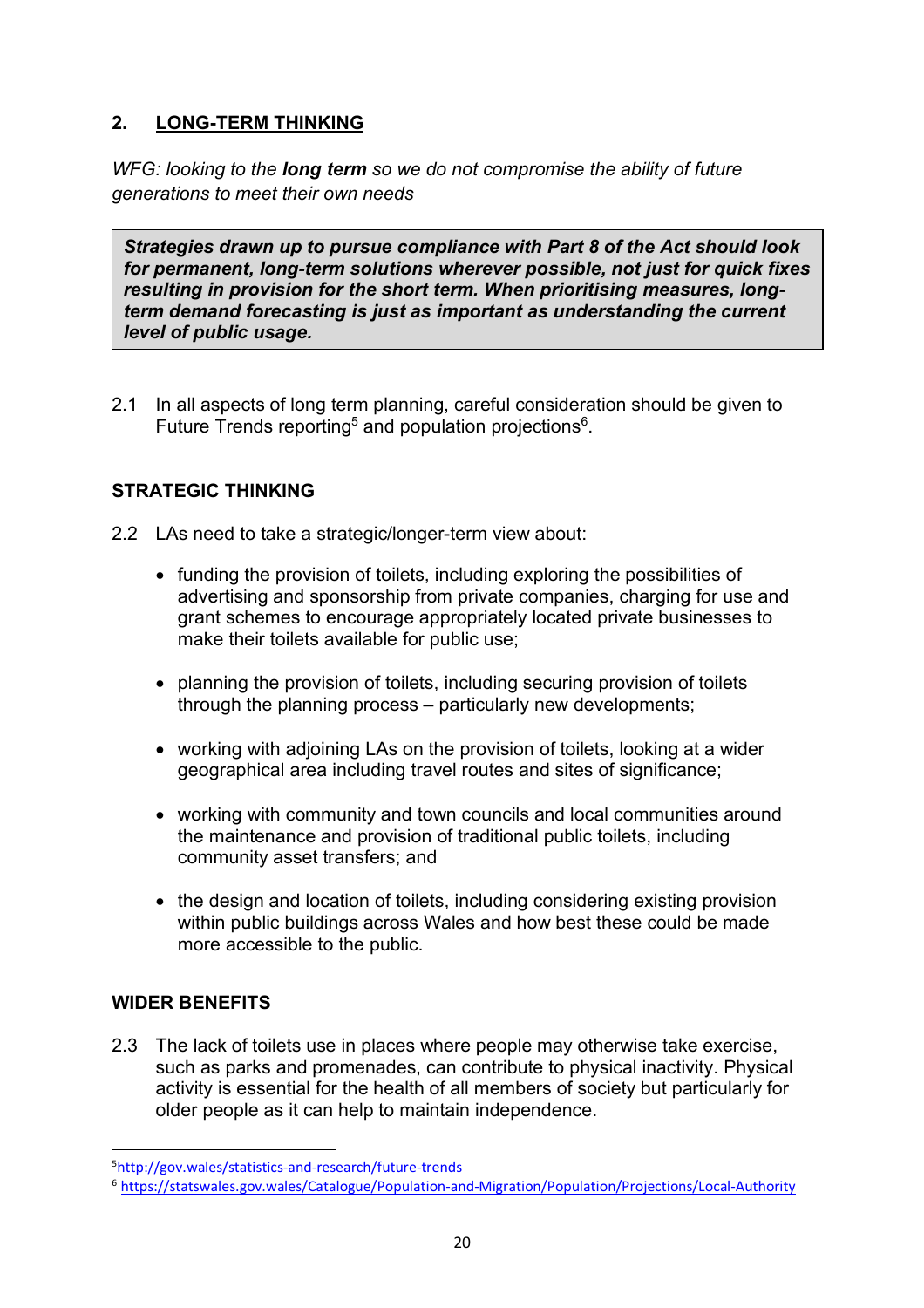## 2. LONG-TERM THINKING

*WFG: looking to the **long term** so we do not compromise the ability of future generations to meet their own needs*

> ***Strategies drawn up to pursue compliance with Part 8 of the Act should look for permanent, long-term solutions wherever possible, not just for quick fixes resulting in provision for the short term. When prioritising measures, long-term demand forecasting is just as important as understanding the current level of public usage.***

2.1 In all aspects of long term planning, careful consideration should be given to Future Trends reporting[5] and population projections[6].

### STRATEGIC THINKING

2.2 LAs need to take a strategic/longer-term view about:

- funding the provision of toilets, including exploring the possibilities of advertising and sponsorship from private companies, charging for use and grant schemes to encourage appropriately located private businesses to make their toilets available for public use;
- planning the provision of toilets, including securing provision of toilets through the planning process – particularly new developments;
- working with adjoining LAs on the provision of toilets, looking at a wider geographical area including travel routes and sites of significance;
- working with community and town councils and local communities around the maintenance and provision of traditional public toilets, including community asset transfers; and
- the design and location of toilets, including considering existing provision within public buildings across Wales and how best these could be made more accessible to the public.

### WIDER BENEFITS

2.3 The lack of toilets use in places where people may otherwise take exercise, such as parks and promenades, can contribute to physical inactivity. Physical activity is essential for the health of all members of society but particularly for older people as it can help to maintain independence.

---

[5] http://gov.wales/statistics-and-research/future-trends

[6] https://statswales.gov.wales/Catalogue/Population-and-Migration/Population/Projections/Local-Authority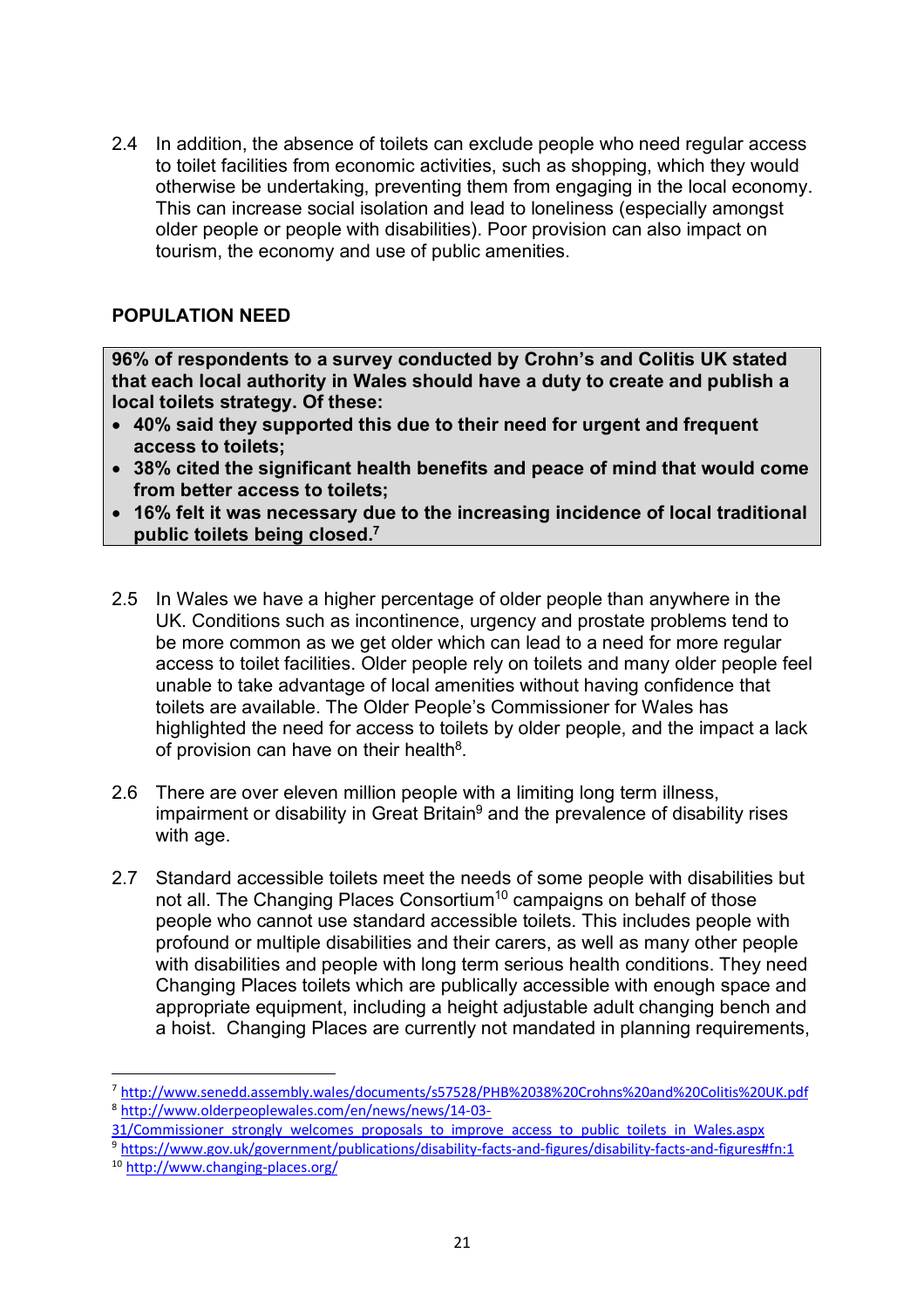2.4 In addition, the absence of toilets can exclude people who need regular access to toilet facilities from economic activities, such as shopping, which they would otherwise be undertaking, preventing them from engaging in the local economy. This can increase social isolation and lead to loneliness (especially amongst older people or people with disabilities). Poor provision can also impact on tourism, the economy and use of public amenities.

## POPULATION NEED

**96% of respondents to a survey conducted by Crohn's and Colitis UK stated that each local authority in Wales should have a duty to create and publish a local toilets strategy. Of these:**

- **40% said they supported this due to their need for urgent and frequent access to toilets;**
- **38% cited the significant health benefits and peace of mind that would come from better access to toilets;**
- **16% felt it was necessary due to the increasing incidence of local traditional public toilets being closed.[7]**

2.5 In Wales we have a higher percentage of older people than anywhere in the UK. Conditions such as incontinence, urgency and prostate problems tend to be more common as we get older which can lead to a need for more regular access to toilet facilities. Older people rely on toilets and many older people feel unable to take advantage of local amenities without having confidence that toilets are available. The Older People's Commissioner for Wales has highlighted the need for access to toilets by older people, and the impact a lack of provision can have on their health[8].

2.6 There are over eleven million people with a limiting long term illness, impairment or disability in Great Britain[9] and the prevalence of disability rises with age.

2.7 Standard accessible toilets meet the needs of some people with disabilities but not all. The Changing Places Consortium[10] campaigns on behalf of those people who cannot use standard accessible toilets. This includes people with profound or multiple disabilities and their carers, as well as many other people with disabilities and people with long term serious health conditions. They need Changing Places toilets which are publically accessible with enough space and appropriate equipment, including a height adjustable adult changing bench and a hoist. Changing Places are currently not mandated in planning requirements,

---

[7] http://www.senedd.assembly.wales/documents/s57528/PHB%2038%20Crohns%20and%20Colitis%20UK.pdf

[8] http://www.olderpeoplewales.com/en/news/news/14-03-31/Commissioner_strongly_welcomes_proposals_to_improve_access_to_public_toilets_in_Wales.aspx

[9] https://www.gov.uk/government/publications/disability-facts-and-figures/disability-facts-and-figures#fn:1

[10] http://www.changing-places.org/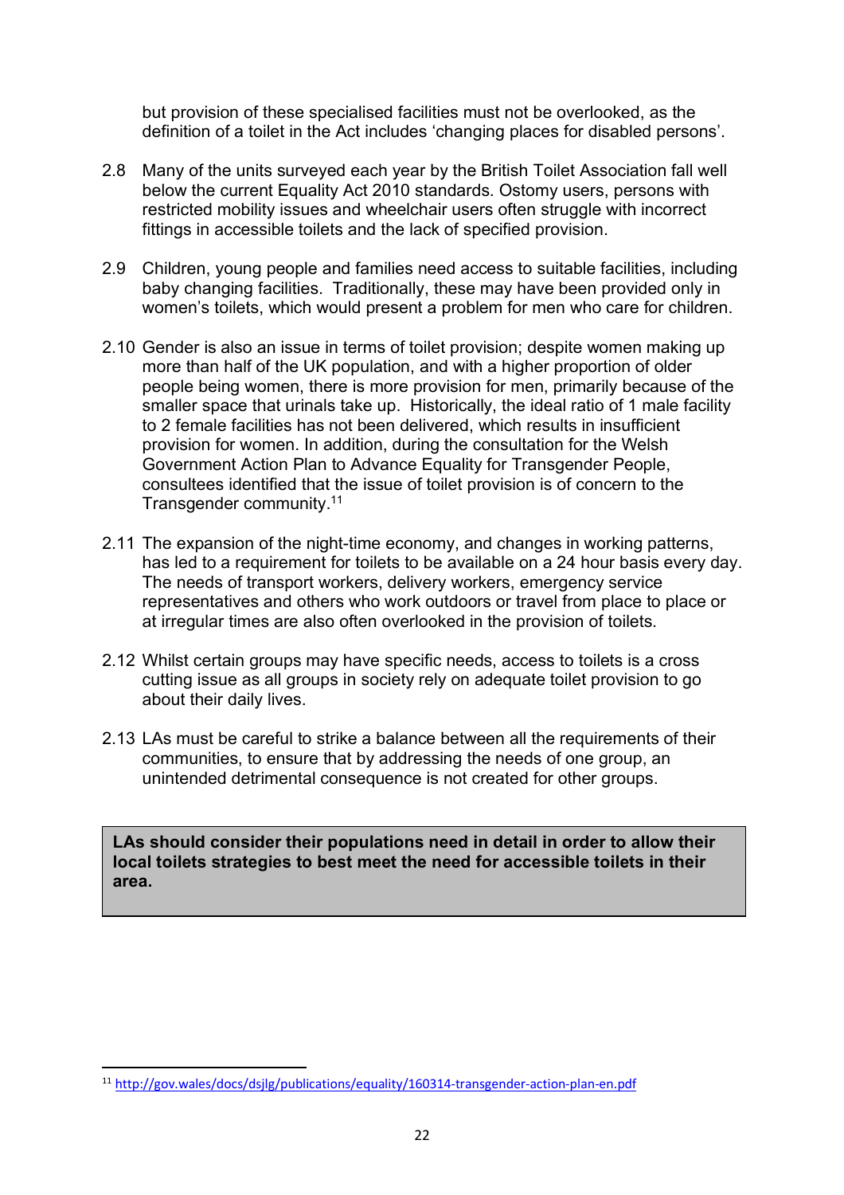but provision of these specialised facilities must not be overlooked, as the definition of a toilet in the Act includes 'changing places for disabled persons'.

2.8 Many of the units surveyed each year by the British Toilet Association fall well below the current Equality Act 2010 standards. Ostomy users, persons with restricted mobility issues and wheelchair users often struggle with incorrect fittings in accessible toilets and the lack of specified provision.

2.9 Children, young people and families need access to suitable facilities, including baby changing facilities. Traditionally, these may have been provided only in women's toilets, which would present a problem for men who care for children.

2.10 Gender is also an issue in terms of toilet provision; despite women making up more than half of the UK population, and with a higher proportion of older people being women, there is more provision for men, primarily because of the smaller space that urinals take up. Historically, the ideal ratio of 1 male facility to 2 female facilities has not been delivered, which results in insufficient provision for women. In addition, during the consultation for the Welsh Government Action Plan to Advance Equality for Transgender People, consultees identified that the issue of toilet provision is of concern to the Transgender community.[11]

2.11 The expansion of the night-time economy, and changes in working patterns, has led to a requirement for toilets to be available on a 24 hour basis every day. The needs of transport workers, delivery workers, emergency service representatives and others who work outdoors or travel from place to place or at irregular times are also often overlooked in the provision of toilets.

2.12 Whilst certain groups may have specific needs, access to toilets is a cross cutting issue as all groups in society rely on adequate toilet provision to go about their daily lives.

2.13 LAs must be careful to strike a balance between all the requirements of their communities, to ensure that by addressing the needs of one group, an unintended detrimental consequence is not created for other groups.

**LAs should consider their populations need in detail in order to allow their local toilets strategies to best meet the need for accessible toilets in their area.**

---

[11] http://gov.wales/docs/dsjlg/publications/equality/160314-transgender-action-plan-en.pdf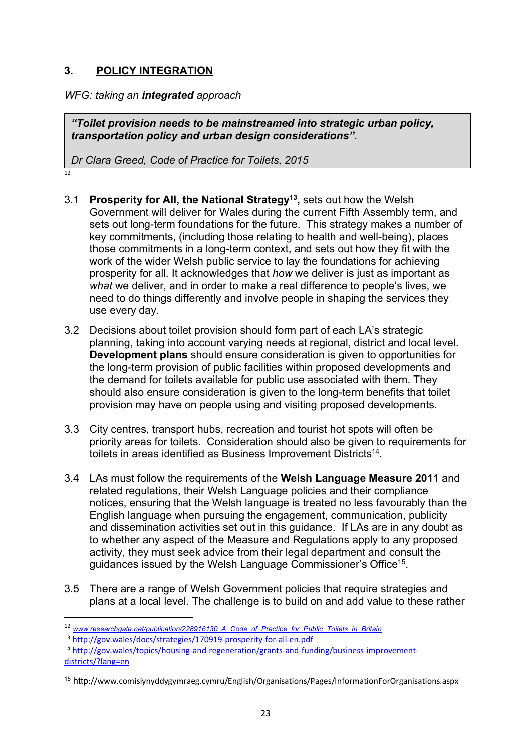## 3. POLICY INTEGRATION

*WFG: taking an **integrated** approach*

> ***"Toilet provision needs to be mainstreamed into strategic urban policy, transportation policy and urban design considerations".***
>
> *Dr Clara Greed, Code of Practice for Toilets, 2015*[12]

3.1 **Prosperity for All, the National Strategy**[13]**,** sets out how the Welsh Government will deliver for Wales during the current Fifth Assembly term, and sets out long-term foundations for the future. This strategy makes a number of key commitments, (including those relating to health and well-being), places those commitments in a long-term context, and sets out how they fit with the work of the wider Welsh public service to lay the foundations for achieving prosperity for all. It acknowledges that *how* we deliver is just as important as *what* we deliver, and in order to make a real difference to people's lives, we need to do things differently and involve people in shaping the services they use every day.

3.2 Decisions about toilet provision should form part of each LA's strategic planning, taking into account varying needs at regional, district and local level. **Development plans** should ensure consideration is given to opportunities for the long-term provision of public facilities within proposed developments and the demand for toilets available for public use associated with them. They should also ensure consideration is given to the long-term benefits that toilet provision may have on people using and visiting proposed developments.

3.3 City centres, transport hubs, recreation and tourist hot spots will often be priority areas for toilets. Consideration should also be given to requirements for toilets in areas identified as Business Improvement Districts[14].

3.4 LAs must follow the requirements of the **Welsh Language Measure 2011** and related regulations, their Welsh Language policies and their compliance notices, ensuring that the Welsh language is treated no less favourably than the English language when pursuing the engagement, communication, publicity and dissemination activities set out in this guidance. If LAs are in any doubt as to whether any aspect of the Measure and Regulations apply to any proposed activity, they must seek advice from their legal department and consult the guidances issued by the Welsh Language Commissioner's Office[15].

3.5 There are a range of Welsh Government policies that require strategies and plans at a local level. The challenge is to build on and add value to these rather

---

[12] *www.researchgate.net/publication/228916130_A_Code_of_Practice_for_Public_Toilets_in_Britain*

[13] http://gov.wales/docs/strategies/170919-prosperity-for-all-en.pdf

[14] http://gov.wales/topics/housing-and-regeneration/grants-and-funding/business-improvement-districts/?lang=en

[15] http://www.comisiynyddygymraeg.cymru/English/Organisations/Pages/InformationForOrganisations.aspx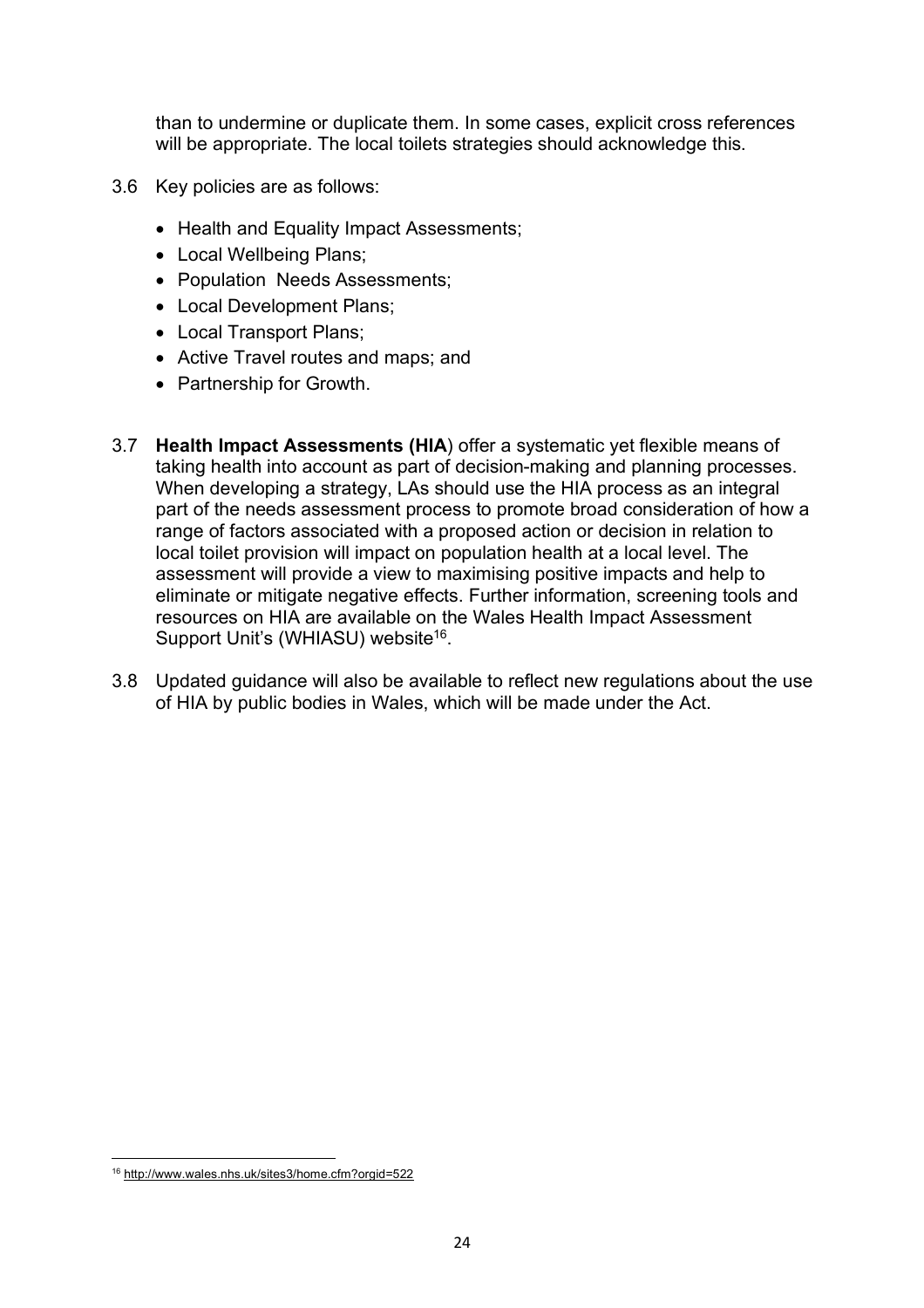than to undermine or duplicate them. In some cases, explicit cross references will be appropriate. The local toilets strategies should acknowledge this.

3.6 Key policies are as follows:

- Health and Equality Impact Assessments;
- Local Wellbeing Plans;
- Population Needs Assessments;
- Local Development Plans;
- Local Transport Plans;
- Active Travel routes and maps; and
- Partnership for Growth.

3.7 **Health Impact Assessments (HIA**) offer a systematic yet flexible means of taking health into account as part of decision-making and planning processes. When developing a strategy, LAs should use the HIA process as an integral part of the needs assessment process to promote broad consideration of how a range of factors associated with a proposed action or decision in relation to local toilet provision will impact on population health at a local level. The assessment will provide a view to maximising positive impacts and help to eliminate or mitigate negative effects. Further information, screening tools and resources on HIA are available on the Wales Health Impact Assessment Support Unit's (WHIASU) website[16].

3.8 Updated guidance will also be available to reflect new regulations about the use of HIA by public bodies in Wales, which will be made under the Act.

[16] http://www.wales.nhs.uk/sites3/home.cfm?orgid=522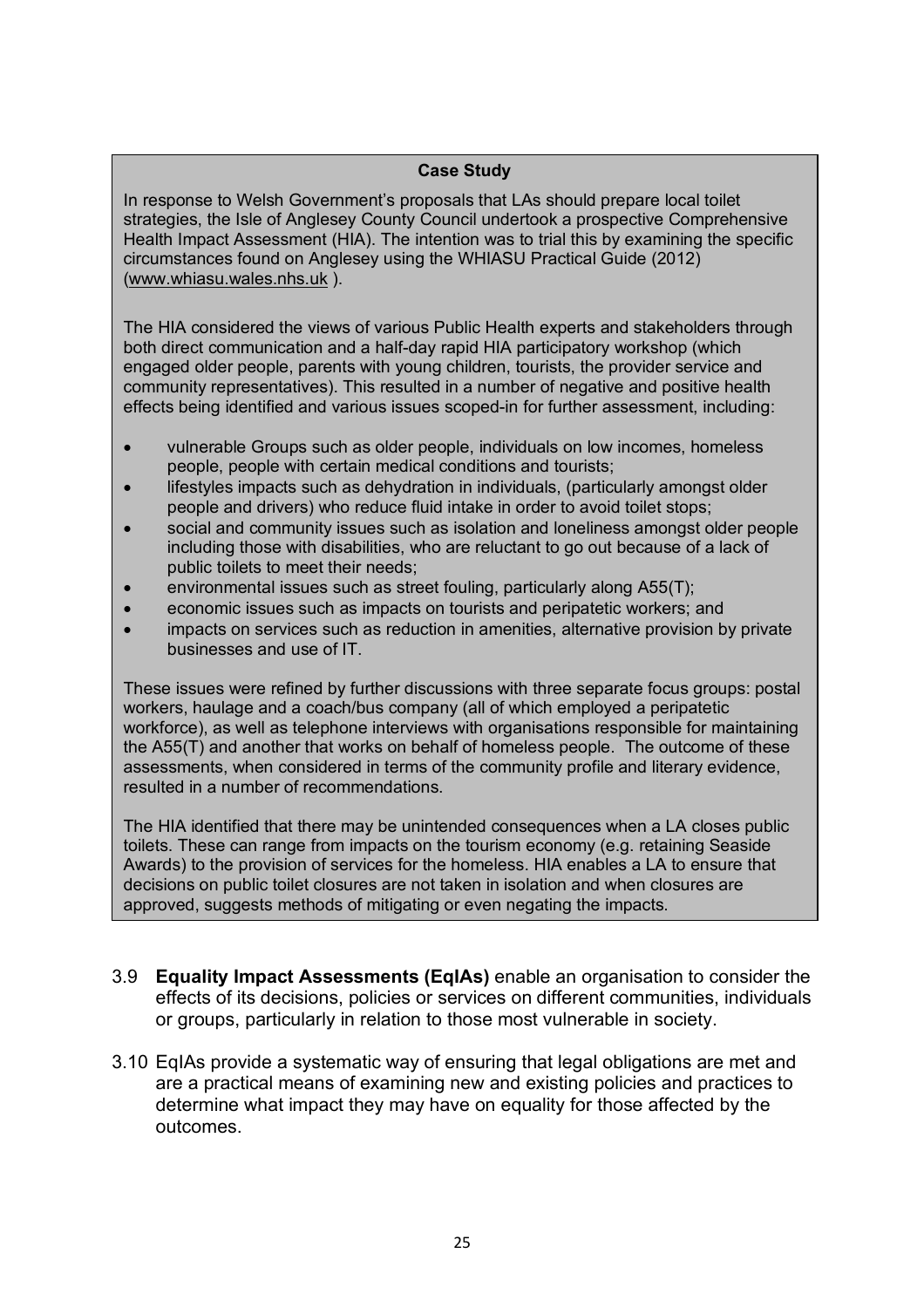**Case Study**

In response to Welsh Government's proposals that LAs should prepare local toilet strategies, the Isle of Anglesey County Council undertook a prospective Comprehensive Health Impact Assessment (HIA). The intention was to trial this by examining the specific circumstances found on Anglesey using the WHIASU Practical Guide (2012) (www.whiasu.wales.nhs.uk ).

The HIA considered the views of various Public Health experts and stakeholders through both direct communication and a half-day rapid HIA participatory workshop (which engaged older people, parents with young children, tourists, the provider service and community representatives). This resulted in a number of negative and positive health effects being identified and various issues scoped-in for further assessment, including:

- vulnerable Groups such as older people, individuals on low incomes, homeless people, people with certain medical conditions and tourists;
- lifestyles impacts such as dehydration in individuals, (particularly amongst older people and drivers) who reduce fluid intake in order to avoid toilet stops;
- social and community issues such as isolation and loneliness amongst older people including those with disabilities, who are reluctant to go out because of a lack of public toilets to meet their needs;
- environmental issues such as street fouling, particularly along A55(T);
- economic issues such as impacts on tourists and peripatetic workers; and
- impacts on services such as reduction in amenities, alternative provision by private businesses and use of IT.

These issues were refined by further discussions with three separate focus groups: postal workers, haulage and a coach/bus company (all of which employed a peripatetic workforce), as well as telephone interviews with organisations responsible for maintaining the A55(T) and another that works on behalf of homeless people. The outcome of these assessments, when considered in terms of the community profile and literary evidence, resulted in a number of recommendations.

The HIA identified that there may be unintended consequences when a LA closes public toilets. These can range from impacts on the tourism economy (e.g. retaining Seaside Awards) to the provision of services for the homeless. HIA enables a LA to ensure that decisions on public toilet closures are not taken in isolation and when closures are approved, suggests methods of mitigating or even negating the impacts.

3.9 **Equality Impact Assessments (EqIAs)** enable an organisation to consider the effects of its decisions, policies or services on different communities, individuals or groups, particularly in relation to those most vulnerable in society.

3.10 EqIAs provide a systematic way of ensuring that legal obligations are met and are a practical means of examining new and existing policies and practices to determine what impact they may have on equality for those affected by the outcomes.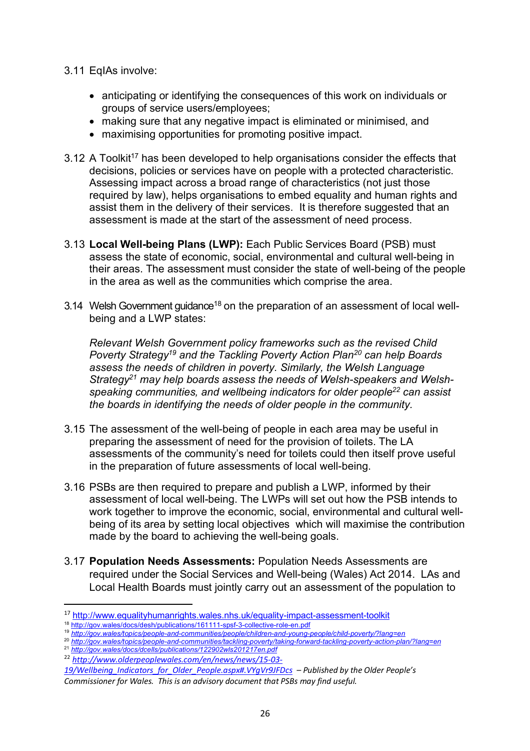3.11 EqIAs involve:

- anticipating or identifying the consequences of this work on individuals or groups of service users/employees;
- making sure that any negative impact is eliminated or minimised, and
- maximising opportunities for promoting positive impact.

3.12 A Toolkit[17] has been developed to help organisations consider the effects that decisions, policies or services have on people with a protected characteristic. Assessing impact across a broad range of characteristics (not just those required by law), helps organisations to embed equality and human rights and assist them in the delivery of their services. It is therefore suggested that an assessment is made at the start of the assessment of need process.

3.13 **Local Well-being Plans (LWP):** Each Public Services Board (PSB) must assess the state of economic, social, environmental and cultural well-being in their areas. The assessment must consider the state of well-being of the people in the area as well as the communities which comprise the area.

3.14 Welsh Government guidance[18] on the preparation of an assessment of local well-being and a LWP states:

*Relevant Welsh Government policy frameworks such as the revised Child Poverty Strategy[19] and the Tackling Poverty Action Plan[20] can help Boards assess the needs of children in poverty. Similarly, the Welsh Language Strategy[21] may help boards assess the needs of Welsh-speakers and Welsh-speaking communities, and wellbeing indicators for older people[22] can assist the boards in identifying the needs of older people in the community.*

3.15 The assessment of the well-being of people in each area may be useful in preparing the assessment of need for the provision of toilets. The LA assessments of the community's need for toilets could then itself prove useful in the preparation of future assessments of local well-being.

3.16 PSBs are then required to prepare and publish a LWP, informed by their assessment of local well-being. The LWPs will set out how the PSB intends to work together to improve the economic, social, environmental and cultural well-being of its area by setting local objectives which will maximise the contribution made by the board to achieving the well-being goals.

3.17 **Population Needs Assessments:** Population Needs Assessments are required under the Social Services and Well-being (Wales) Act 2014. LAs and Local Health Boards must jointly carry out an assessment of the population to

---

[17] http://www.equalityhumanrights.wales.nhs.uk/equality-impact-assessment-toolkit
[18] http://gov.wales/docs/desh/publications/161111-spsf-3-collective-role-en.pdf
[19] *http://gov.wales/topics/people-and-communities/people/children-and-young-people/child-poverty/?lang=en*
[20] *http://gov.wales/topics/people-and-communities/tackling-poverty/taking-forward-tackling-poverty-action-plan/?lang=en*
[21] *http://gov.wales/docs/dcells/publications/122902wls201217en.pdf*
[22] *http://www.olderpeoplewales.com/en/news/news/15-03-19/Wellbeing_Indicators_for_Older_People.aspx#.VYgVr9JFDcs – Published by the Older People's Commissioner for Wales. This is an advisory document that PSBs may find useful.*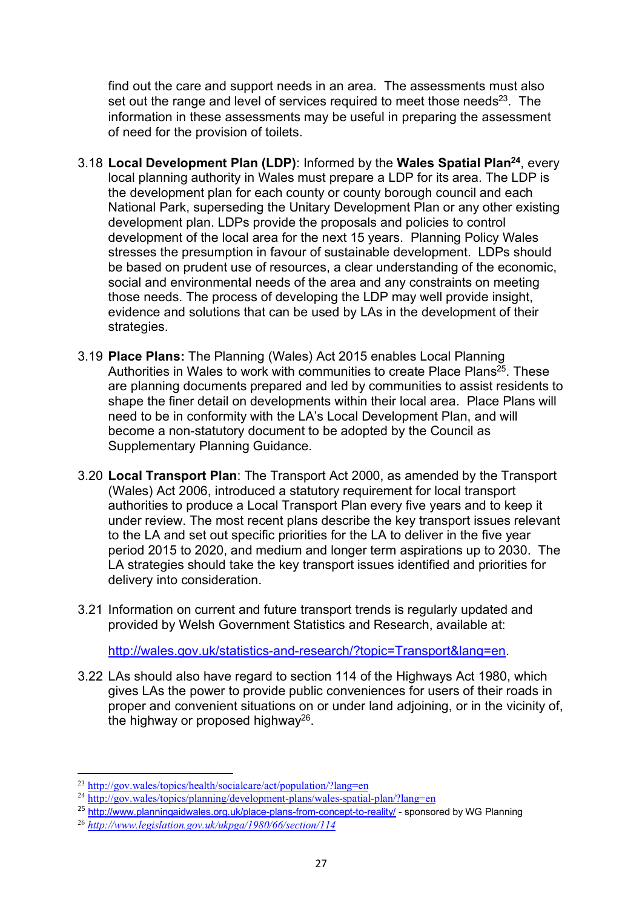find out the care and support needs in an area. The assessments must also set out the range and level of services required to meet those needs[23]. The information in these assessments may be useful in preparing the assessment of need for the provision of toilets.

3.18 **Local Development Plan (LDP)**: Informed by the **Wales Spatial Plan[24]**, every local planning authority in Wales must prepare a LDP for its area. The LDP is the development plan for each county or county borough council and each National Park, superseding the Unitary Development Plan or any other existing development plan. LDPs provide the proposals and policies to control development of the local area for the next 15 years. Planning Policy Wales stresses the presumption in favour of sustainable development. LDPs should be based on prudent use of resources, a clear understanding of the economic, social and environmental needs of the area and any constraints on meeting those needs. The process of developing the LDP may well provide insight, evidence and solutions that can be used by LAs in the development of their strategies.

3.19 **Place Plans:** The Planning (Wales) Act 2015 enables Local Planning Authorities in Wales to work with communities to create Place Plans[25]. These are planning documents prepared and led by communities to assist residents to shape the finer detail on developments within their local area. Place Plans will need to be in conformity with the LA's Local Development Plan, and will become a non-statutory document to be adopted by the Council as Supplementary Planning Guidance.

3.20 **Local Transport Plan**: The Transport Act 2000, as amended by the Transport (Wales) Act 2006, introduced a statutory requirement for local transport authorities to produce a Local Transport Plan every five years and to keep it under review. The most recent plans describe the key transport issues relevant to the LA and set out specific priorities for the LA to deliver in the five year period 2015 to 2020, and medium and longer term aspirations up to 2030. The LA strategies should take the key transport issues identified and priorities for delivery into consideration.

3.21 Information on current and future transport trends is regularly updated and provided by Welsh Government Statistics and Research, available at:

http://wales.gov.uk/statistics-and-research/?topic=Transport&lang=en.

3.22 LAs should also have regard to section 114 of the Highways Act 1980, which gives LAs the power to provide public conveniences for users of their roads in proper and convenient situations on or under land adjoining, or in the vicinity of, the highway or proposed highway[26].

---

[23] http://gov.wales/topics/health/socialcare/act/population/?lang=en

[24] http://gov.wales/topics/planning/development-plans/wales-spatial-plan/?lang=en

[25] http://www.planningaidwales.org.uk/place-plans-from-concept-to-reality/ - sponsored by WG Planning

[26] *http://www.legislation.gov.uk/ukpga/1980/66/section/114*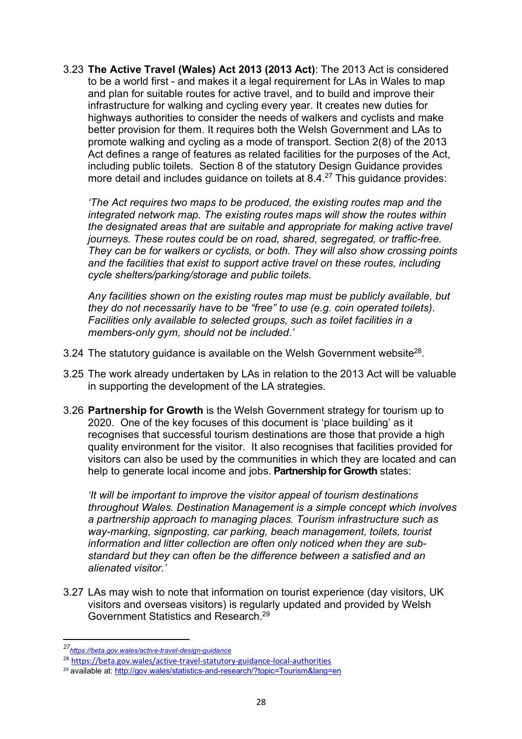3.23 **The Active Travel (Wales) Act 2013 (2013 Act)**: The 2013 Act is considered to be a world first - and makes it a legal requirement for LAs in Wales to map and plan for suitable routes for active travel, and to build and improve their infrastructure for walking and cycling every year. It creates new duties for highways authorities to consider the needs of walkers and cyclists and make better provision for them. It requires both the Welsh Government and LAs to promote walking and cycling as a mode of transport. Section 2(8) of the 2013 Act defines a range of features as related facilities for the purposes of the Act, including public toilets. Section 8 of the statutory Design Guidance provides more detail and includes guidance on toilets at 8.4.[27] This guidance provides:

*'The Act requires two maps to be produced, the existing routes map and the integrated network map. The existing routes maps will show the routes within the designated areas that are suitable and appropriate for making active travel journeys. These routes could be on road, shared, segregated, or traffic-free. They can be for walkers or cyclists, or both. They will also show crossing points and the facilities that exist to support active travel on these routes, including cycle shelters/parking/storage and public toilets.*

*Any facilities shown on the existing routes map must be publicly available, but they do not necessarily have to be "free" to use (e.g. coin operated toilets). Facilities only available to selected groups, such as toilet facilities in a members-only gym, should not be included.'*

3.24 The statutory guidance is available on the Welsh Government website[28].

3.25 The work already undertaken by LAs in relation to the 2013 Act will be valuable in supporting the development of the LA strategies.

3.26 **Partnership for Growth** is the Welsh Government strategy for tourism up to 2020. One of the key focuses of this document is 'place building' as it recognises that successful tourism destinations are those that provide a high quality environment for the visitor. It also recognises that facilities provided for visitors can also be used by the communities in which they are located and can help to generate local income and jobs. **Partnership for Growth** states:

*'It will be important to improve the visitor appeal of tourism destinations throughout Wales. Destination Management is a simple concept which involves a partnership approach to managing places. Tourism infrastructure such as way-marking, signposting, car parking, beach management, toilets, tourist information and litter collection are often only noticed when they are sub-standard but they can often be the difference between a satisfied and an alienated visitor.'*

3.27 LAs may wish to note that information on tourist experience (day visitors, UK visitors and overseas visitors) is regularly updated and provided by Welsh Government Statistics and Research.[29]

---

[27] *https://beta.gov.wales/active-travel-design-guidance*

[28] https://beta.gov.wales/active-travel-statutory-guidance-local-authorities

[29] available at: http://gov.wales/statistics-and-research/?topic=Tourism&lang=en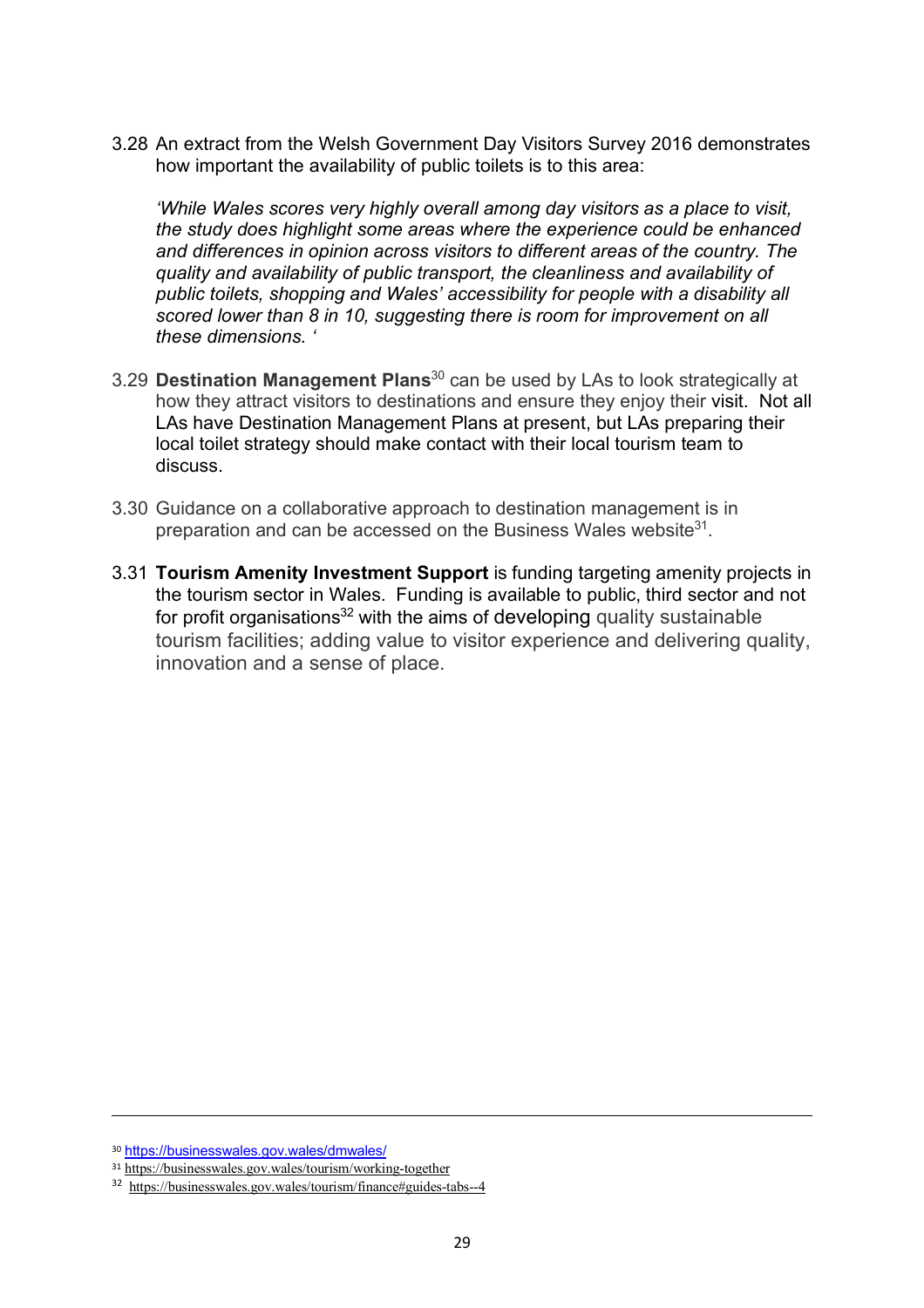3.28 An extract from the Welsh Government Day Visitors Survey 2016 demonstrates how important the availability of public toilets is to this area:

*'While Wales scores very highly overall among day visitors as a place to visit, the study does highlight some areas where the experience could be enhanced and differences in opinion across visitors to different areas of the country. The quality and availability of public transport, the cleanliness and availability of public toilets, shopping and Wales' accessibility for people with a disability all scored lower than 8 in 10, suggesting there is room for improvement on all these dimensions. '*

3.29 **Destination Management Plans**[30] can be used by LAs to look strategically at how they attract visitors to destinations and ensure they enjoy their visit. Not all LAs have Destination Management Plans at present, but LAs preparing their local toilet strategy should make contact with their local tourism team to discuss.

3.30 Guidance on a collaborative approach to destination management is in preparation and can be accessed on the Business Wales website[31].

3.31 **Tourism Amenity Investment Support** is funding targeting amenity projects in the tourism sector in Wales. Funding is available to public, third sector and not for profit organisations[32] with the aims of developing quality sustainable tourism facilities; adding value to visitor experience and delivering quality, innovation and a sense of place.

---

[30] https://businesswales.gov.wales/dmwales/

[31] https://businesswales.gov.wales/tourism/working-together

[32] https://businesswales.gov.wales/tourism/finance#guides-tabs--4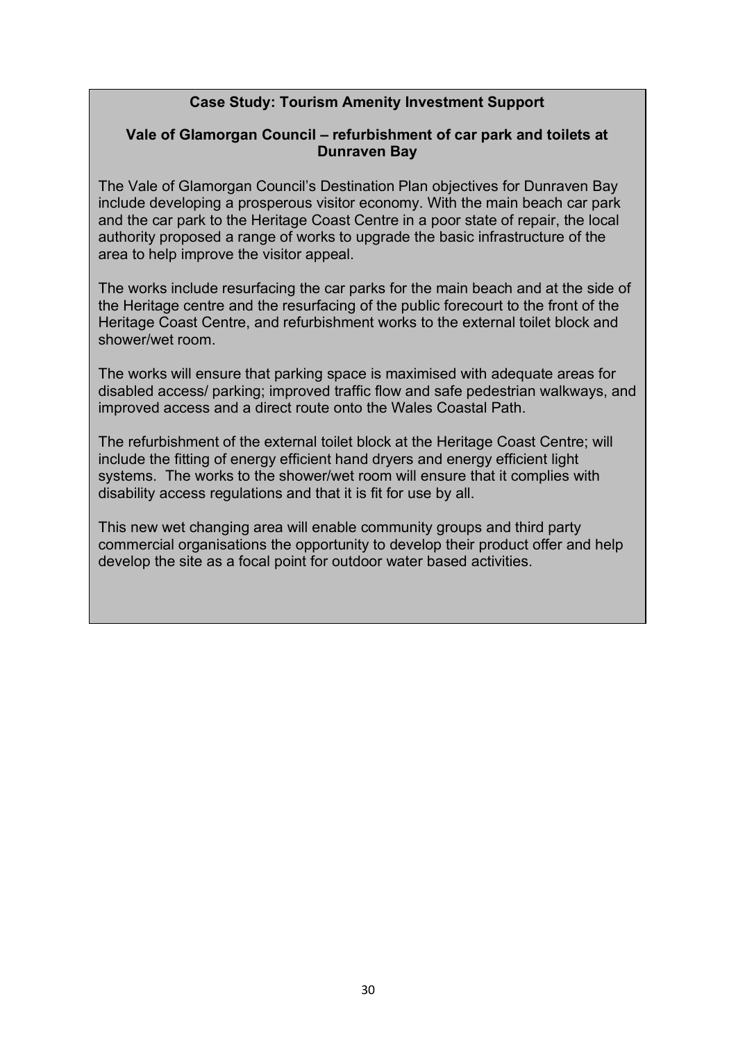**Case Study: Tourism Amenity Investment Support**

**Vale of Glamorgan Council – refurbishment of car park and toilets at Dunraven Bay**

The Vale of Glamorgan Council's Destination Plan objectives for Dunraven Bay include developing a prosperous visitor economy. With the main beach car park and the car park to the Heritage Coast Centre in a poor state of repair, the local authority proposed a range of works to upgrade the basic infrastructure of the area to help improve the visitor appeal.

The works include resurfacing the car parks for the main beach and at the side of the Heritage centre and the resurfacing of the public forecourt to the front of the Heritage Coast Centre, and refurbishment works to the external toilet block and shower/wet room.

The works will ensure that parking space is maximised with adequate areas for disabled access/ parking; improved traffic flow and safe pedestrian walkways, and improved access and a direct route onto the Wales Coastal Path.

The refurbishment of the external toilet block at the Heritage Coast Centre; will include the fitting of energy efficient hand dryers and energy efficient light systems. The works to the shower/wet room will ensure that it complies with disability access regulations and that it is fit for use by all.

This new wet changing area will enable community groups and third party commercial organisations the opportunity to develop their product offer and help develop the site as a focal point for outdoor water based activities.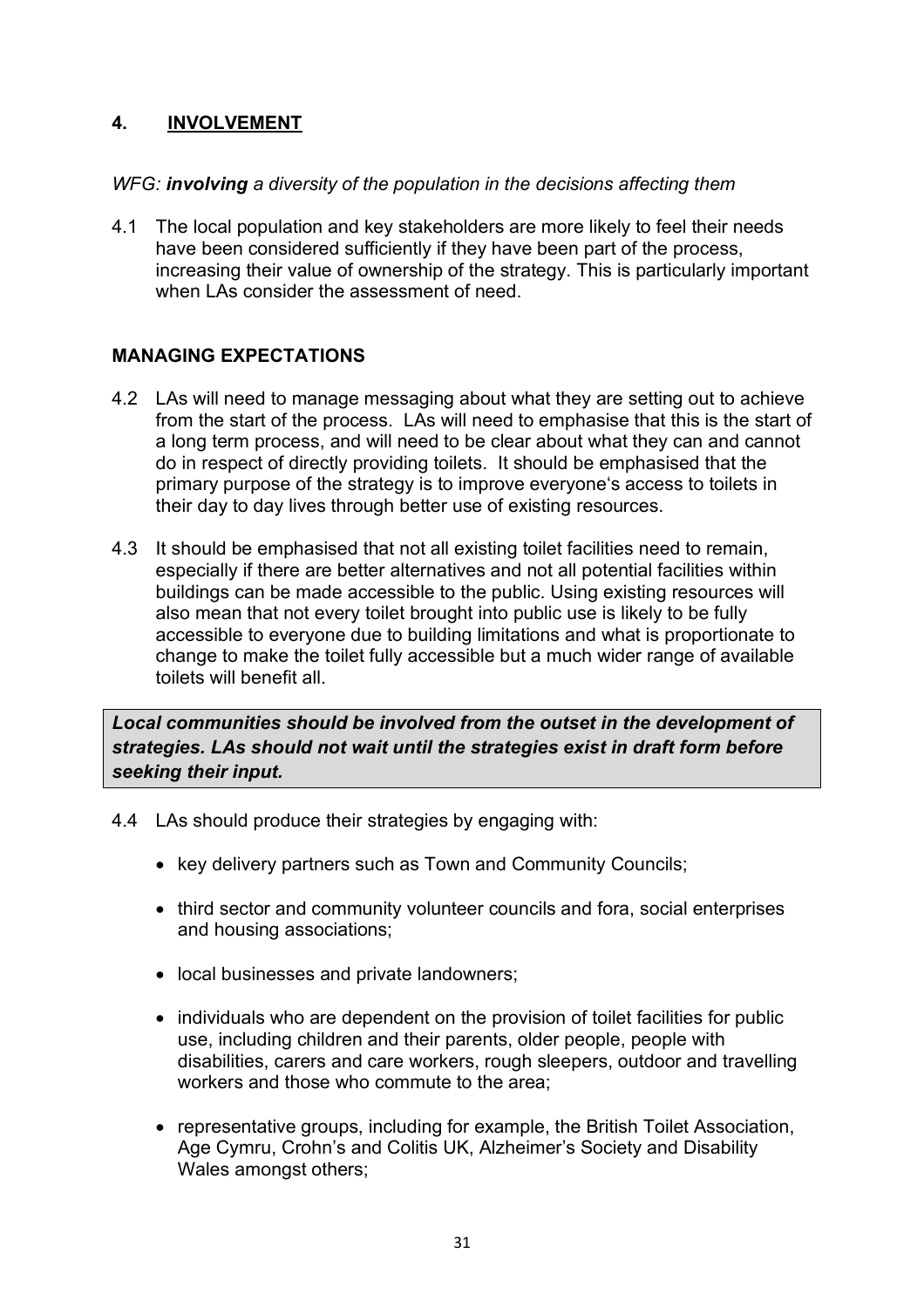## 4. INVOLVEMENT

*WFG: **involving** a diversity of the population in the decisions affecting them*

4.1 The local population and key stakeholders are more likely to feel their needs have been considered sufficiently if they have been part of the process, increasing their value of ownership of the strategy. This is particularly important when LAs consider the assessment of need.

### MANAGING EXPECTATIONS

4.2 LAs will need to manage messaging about what they are setting out to achieve from the start of the process. LAs will need to emphasise that this is the start of a long term process, and will need to be clear about what they can and cannot do in respect of directly providing toilets. It should be emphasised that the primary purpose of the strategy is to improve everyone's access to toilets in their day to day lives through better use of existing resources.

4.3 It should be emphasised that not all existing toilet facilities need to remain, especially if there are better alternatives and not all potential facilities within buildings can be made accessible to the public. Using existing resources will also mean that not every toilet brought into public use is likely to be fully accessible to everyone due to building limitations and what is proportionate to change to make the toilet fully accessible but a much wider range of available toilets will benefit all.

***Local communities should be involved from the outset in the development of strategies. LAs should not wait until the strategies exist in draft form before seeking their input.***

4.4 LAs should produce their strategies by engaging with:

- key delivery partners such as Town and Community Councils;
- third sector and community volunteer councils and fora, social enterprises and housing associations;
- local businesses and private landowners;
- individuals who are dependent on the provision of toilet facilities for public use, including children and their parents, older people, people with disabilities, carers and care workers, rough sleepers, outdoor and travelling workers and those who commute to the area;
- representative groups, including for example, the British Toilet Association, Age Cymru, Crohn's and Colitis UK, Alzheimer's Society and Disability Wales amongst others;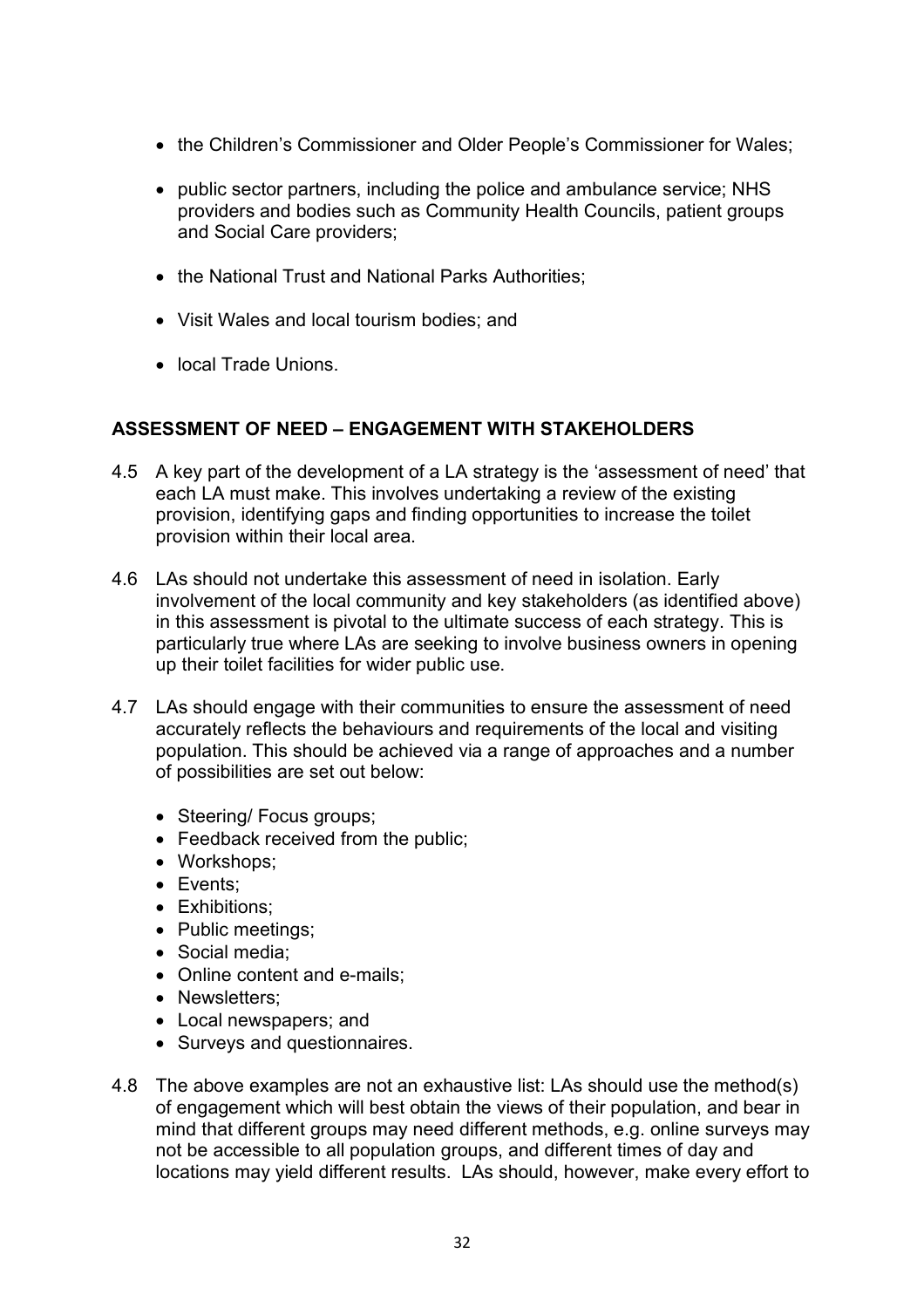- the Children's Commissioner and Older People's Commissioner for Wales;
- public sector partners, including the police and ambulance service; NHS providers and bodies such as Community Health Councils, patient groups and Social Care providers;
- the National Trust and National Parks Authorities;
- Visit Wales and local tourism bodies; and
- local Trade Unions.

## ASSESSMENT OF NEED – ENGAGEMENT WITH STAKEHOLDERS

4.5 A key part of the development of a LA strategy is the 'assessment of need' that each LA must make. This involves undertaking a review of the existing provision, identifying gaps and finding opportunities to increase the toilet provision within their local area.

4.6 LAs should not undertake this assessment of need in isolation. Early involvement of the local community and key stakeholders (as identified above) in this assessment is pivotal to the ultimate success of each strategy. This is particularly true where LAs are seeking to involve business owners in opening up their toilet facilities for wider public use.

4.7 LAs should engage with their communities to ensure the assessment of need accurately reflects the behaviours and requirements of the local and visiting population. This should be achieved via a range of approaches and a number of possibilities are set out below:

- Steering/ Focus groups;
- Feedback received from the public;
- Workshops;
- Events;
- Exhibitions;
- Public meetings;
- Social media;
- Online content and e-mails;
- Newsletters;
- Local newspapers; and
- Surveys and questionnaires.

4.8 The above examples are not an exhaustive list: LAs should use the method(s) of engagement which will best obtain the views of their population, and bear in mind that different groups may need different methods, e.g. online surveys may not be accessible to all population groups, and different times of day and locations may yield different results. LAs should, however, make every effort to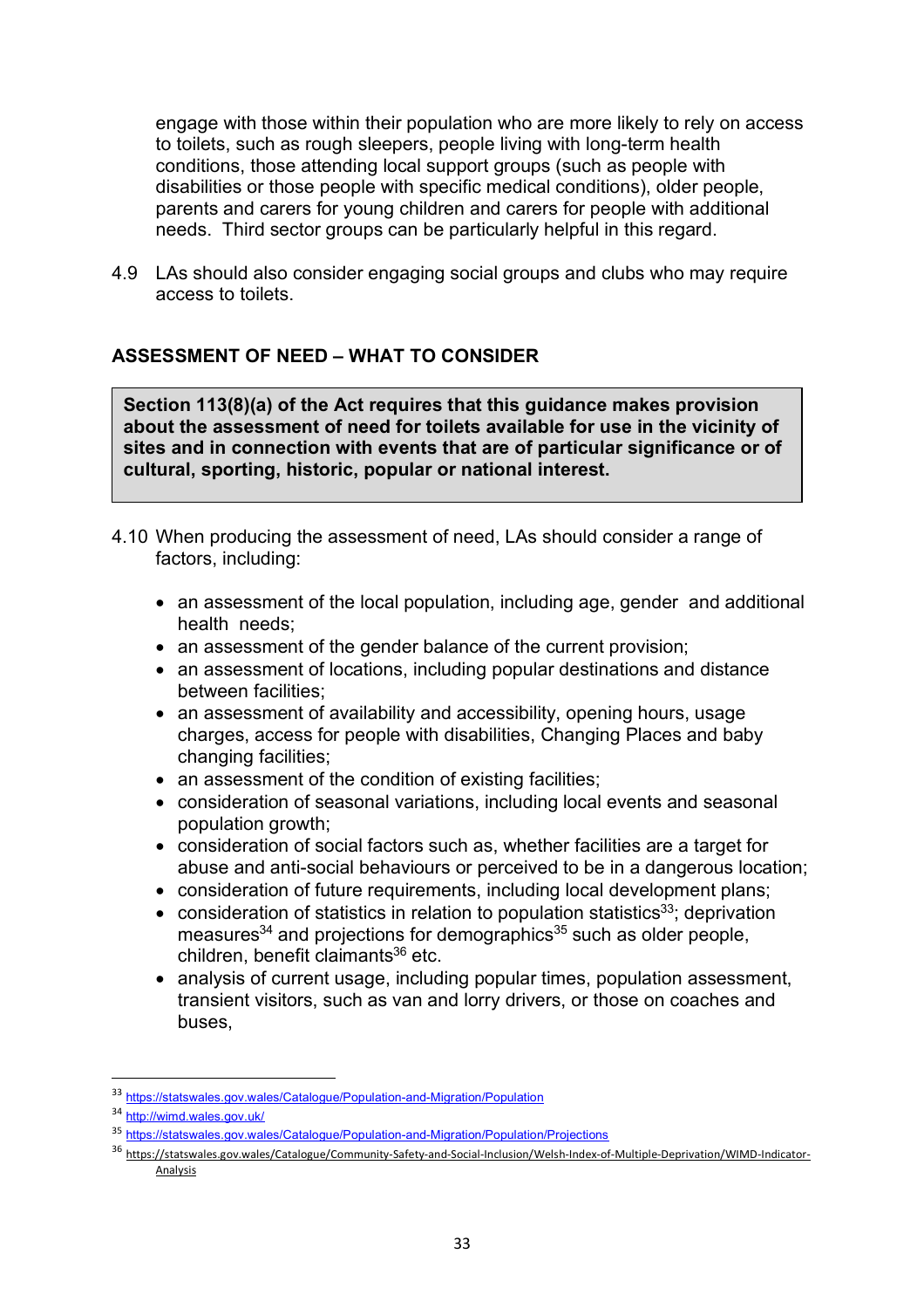engage with those within their population who are more likely to rely on access to toilets, such as rough sleepers, people living with long-term health conditions, those attending local support groups (such as people with disabilities or those people with specific medical conditions), older people, parents and carers for young children and carers for people with additional needs. Third sector groups can be particularly helpful in this regard.

4.9 LAs should also consider engaging social groups and clubs who may require access to toilets.

## ASSESSMENT OF NEED – WHAT TO CONSIDER

> **Section 113(8)(a) of the Act requires that this guidance makes provision about the assessment of need for toilets available for use in the vicinity of sites and in connection with events that are of particular significance or of cultural, sporting, historic, popular or national interest.**

4.10 When producing the assessment of need, LAs should consider a range of factors, including:

- an assessment of the local population, including age, gender and additional health needs;
- an assessment of the gender balance of the current provision;
- an assessment of locations, including popular destinations and distance between facilities;
- an assessment of availability and accessibility, opening hours, usage charges, access for people with disabilities, Changing Places and baby changing facilities;
- an assessment of the condition of existing facilities;
- consideration of seasonal variations, including local events and seasonal population growth;
- consideration of social factors such as, whether facilities are a target for abuse and anti-social behaviours or perceived to be in a dangerous location;
- consideration of future requirements, including local development plans;
- consideration of statistics in relation to population statistics[33]; deprivation measures[34] and projections for demographics[35] such as older people, children, benefit claimants[36] etc.
- analysis of current usage, including popular times, population assessment, transient visitors, such as van and lorry drivers, or those on coaches and buses,

---

[33] https://statswales.gov.wales/Catalogue/Population-and-Migration/Population

[34] http://wimd.wales.gov.uk/

[35] https://statswales.gov.wales/Catalogue/Population-and-Migration/Population/Projections

[36] https://statswales.gov.wales/Catalogue/Community-Safety-and-Social-Inclusion/Welsh-Index-of-Multiple-Deprivation/WIMD-Indicator-Analysis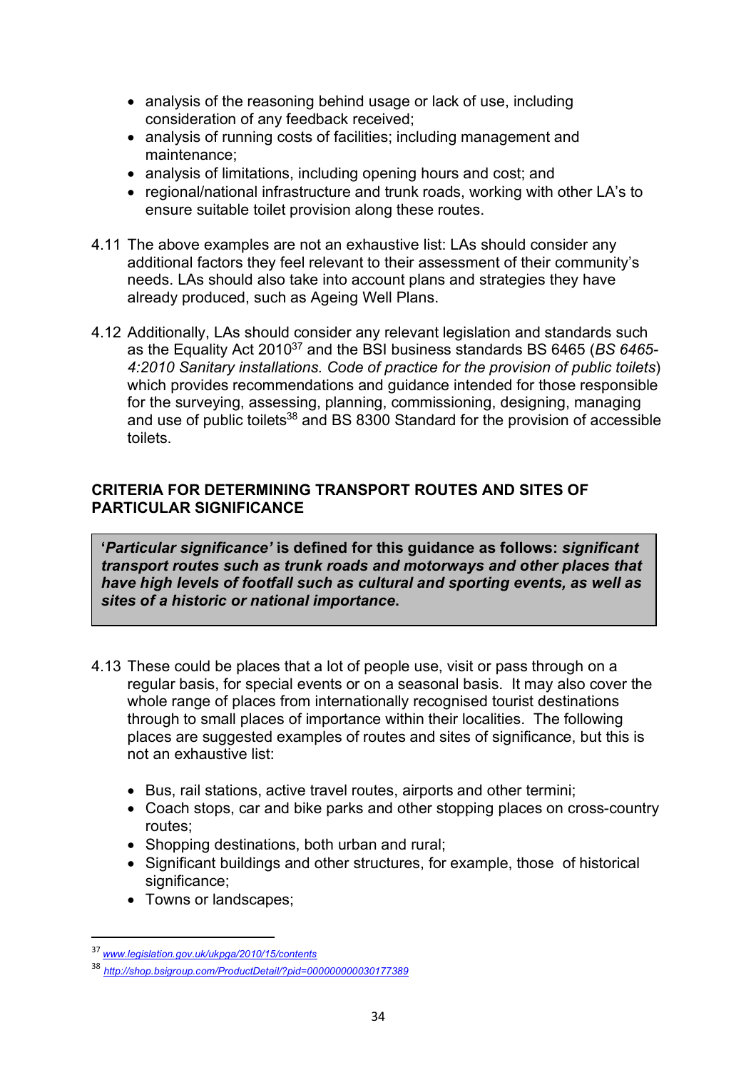- analysis of the reasoning behind usage or lack of use, including consideration of any feedback received;
- analysis of running costs of facilities; including management and maintenance;
- analysis of limitations, including opening hours and cost; and
- regional/national infrastructure and trunk roads, working with other LA's to ensure suitable toilet provision along these routes.

4.11 The above examples are not an exhaustive list: LAs should consider any additional factors they feel relevant to their assessment of their community's needs. LAs should also take into account plans and strategies they have already produced, such as Ageing Well Plans.

4.12 Additionally, LAs should consider any relevant legislation and standards such as the Equality Act 2010[37] and the BSI business standards BS 6465 (*BS 6465-4:2010 Sanitary installations. Code of practice for the provision of public toilets*) which provides recommendations and guidance intended for those responsible for the surveying, assessing, planning, commissioning, designing, managing and use of public toilets[38] and BS 8300 Standard for the provision of accessible toilets.

## CRITERIA FOR DETERMINING TRANSPORT ROUTES AND SITES OF PARTICULAR SIGNIFICANCE

> **'*Particular significance'* is defined for this guidance as follows: *significant transport routes such as trunk roads and motorways and other places that have high levels of footfall such as cultural and sporting events, as well as sites of a historic or national importance*.**

4.13 These could be places that a lot of people use, visit or pass through on a regular basis, for special events or on a seasonal basis. It may also cover the whole range of places from internationally recognised tourist destinations through to small places of importance within their localities. The following places are suggested examples of routes and sites of significance, but this is not an exhaustive list:

- Bus, rail stations, active travel routes, airports and other termini;
- Coach stops, car and bike parks and other stopping places on cross-country routes;
- Shopping destinations, both urban and rural;
- Significant buildings and other structures, for example, those of historical significance;
- Towns or landscapes;

---

[37] *www.legislation.gov.uk/ukpga/2010/15/contents*

[38] *http://shop.bsigroup.com/ProductDetail/?pid=000000000030177389*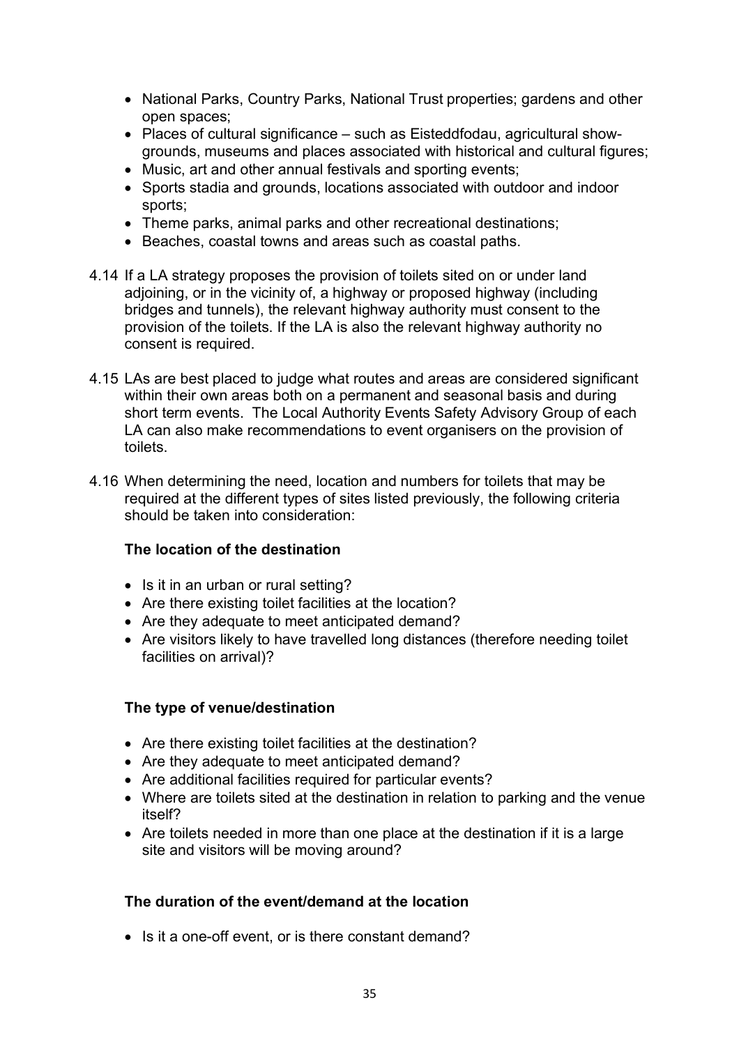- National Parks, Country Parks, National Trust properties; gardens and other open spaces;
- Places of cultural significance – such as Eisteddfodau, agricultural show-grounds, museums and places associated with historical and cultural figures;
- Music, art and other annual festivals and sporting events;
- Sports stadia and grounds, locations associated with outdoor and indoor sports;
- Theme parks, animal parks and other recreational destinations;
- Beaches, coastal towns and areas such as coastal paths.

4.14 If a LA strategy proposes the provision of toilets sited on or under land adjoining, or in the vicinity of, a highway or proposed highway (including bridges and tunnels), the relevant highway authority must consent to the provision of the toilets. If the LA is also the relevant highway authority no consent is required.

4.15 LAs are best placed to judge what routes and areas are considered significant within their own areas both on a permanent and seasonal basis and during short term events. The Local Authority Events Safety Advisory Group of each LA can also make recommendations to event organisers on the provision of toilets.

4.16 When determining the need, location and numbers for toilets that may be required at the different types of sites listed previously, the following criteria should be taken into consideration:

**The location of the destination**

- Is it in an urban or rural setting?
- Are there existing toilet facilities at the location?
- Are they adequate to meet anticipated demand?
- Are visitors likely to have travelled long distances (therefore needing toilet facilities on arrival)?

**The type of venue/destination**

- Are there existing toilet facilities at the destination?
- Are they adequate to meet anticipated demand?
- Are additional facilities required for particular events?
- Where are toilets sited at the destination in relation to parking and the venue itself?
- Are toilets needed in more than one place at the destination if it is a large site and visitors will be moving around?

**The duration of the event/demand at the location**

- Is it a one-off event, or is there constant demand?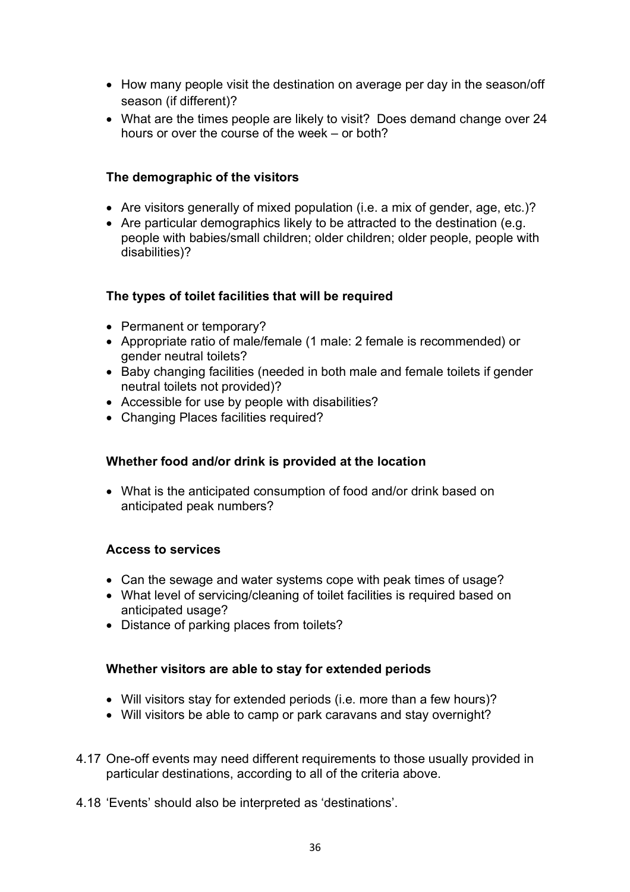- How many people visit the destination on average per day in the season/off season (if different)?
- What are the times people are likely to visit? Does demand change over 24 hours or over the course of the week – or both?

**The demographic of the visitors**

- Are visitors generally of mixed population (i.e. a mix of gender, age, etc.)?
- Are particular demographics likely to be attracted to the destination (e.g. people with babies/small children; older children; older people, people with disabilities)?

**The types of toilet facilities that will be required**

- Permanent or temporary?
- Appropriate ratio of male/female (1 male: 2 female is recommended) or gender neutral toilets?
- Baby changing facilities (needed in both male and female toilets if gender neutral toilets not provided)?
- Accessible for use by people with disabilities?
- Changing Places facilities required?

**Whether food and/or drink is provided at the location**

- What is the anticipated consumption of food and/or drink based on anticipated peak numbers?

**Access to services**

- Can the sewage and water systems cope with peak times of usage?
- What level of servicing/cleaning of toilet facilities is required based on anticipated usage?
- Distance of parking places from toilets?

**Whether visitors are able to stay for extended periods**

- Will visitors stay for extended periods (i.e. more than a few hours)?
- Will visitors be able to camp or park caravans and stay overnight?

4.17 One-off events may need different requirements to those usually provided in particular destinations, according to all of the criteria above.

4.18 'Events' should also be interpreted as 'destinations'.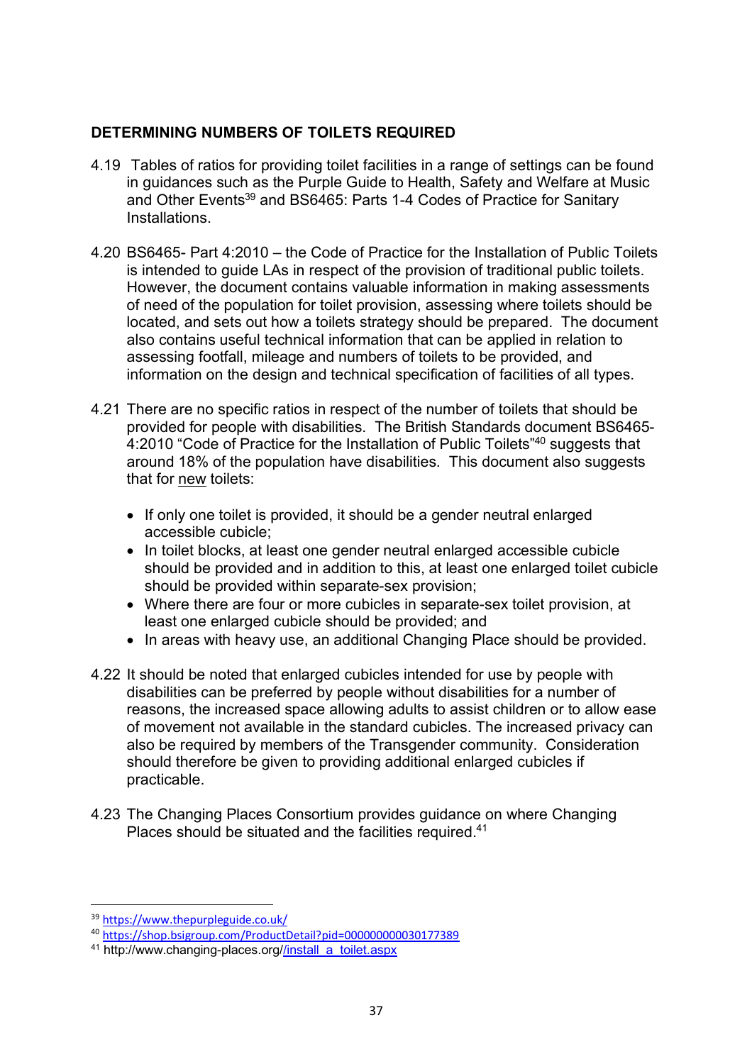## DETERMINING NUMBERS OF TOILETS REQUIRED

4.19 Tables of ratios for providing toilet facilities in a range of settings can be found in guidances such as the Purple Guide to Health, Safety and Welfare at Music and Other Events[39] and BS6465: Parts 1-4 Codes of Practice for Sanitary Installations.

4.20 BS6465- Part 4:2010 – the Code of Practice for the Installation of Public Toilets is intended to guide LAs in respect of the provision of traditional public toilets. However, the document contains valuable information in making assessments of need of the population for toilet provision, assessing where toilets should be located, and sets out how a toilets strategy should be prepared. The document also contains useful technical information that can be applied in relation to assessing footfall, mileage and numbers of toilets to be provided, and information on the design and technical specification of facilities of all types.

4.21 There are no specific ratios in respect of the number of toilets that should be provided for people with disabilities. The British Standards document BS6465-4:2010 "Code of Practice for the Installation of Public Toilets"[40] suggests that around 18% of the population have disabilities. This document also suggests that for new toilets:

- If only one toilet is provided, it should be a gender neutral enlarged accessible cubicle;
- In toilet blocks, at least one gender neutral enlarged accessible cubicle should be provided and in addition to this, at least one enlarged toilet cubicle should be provided within separate-sex provision;
- Where there are four or more cubicles in separate-sex toilet provision, at least one enlarged cubicle should be provided; and
- In areas with heavy use, an additional Changing Place should be provided.

4.22 It should be noted that enlarged cubicles intended for use by people with disabilities can be preferred by people without disabilities for a number of reasons, the increased space allowing adults to assist children or to allow ease of movement not available in the standard cubicles. The increased privacy can also be required by members of the Transgender community. Consideration should therefore be given to providing additional enlarged cubicles if practicable.

4.23 The Changing Places Consortium provides guidance on where Changing Places should be situated and the facilities required.[41]

---

[39] https://www.thepurpleguide.co.uk/

[40] https://shop.bsigroup.com/ProductDetail?pid=000000000030177389

[41] http://www.changing-places.org//install_a_toilet.aspx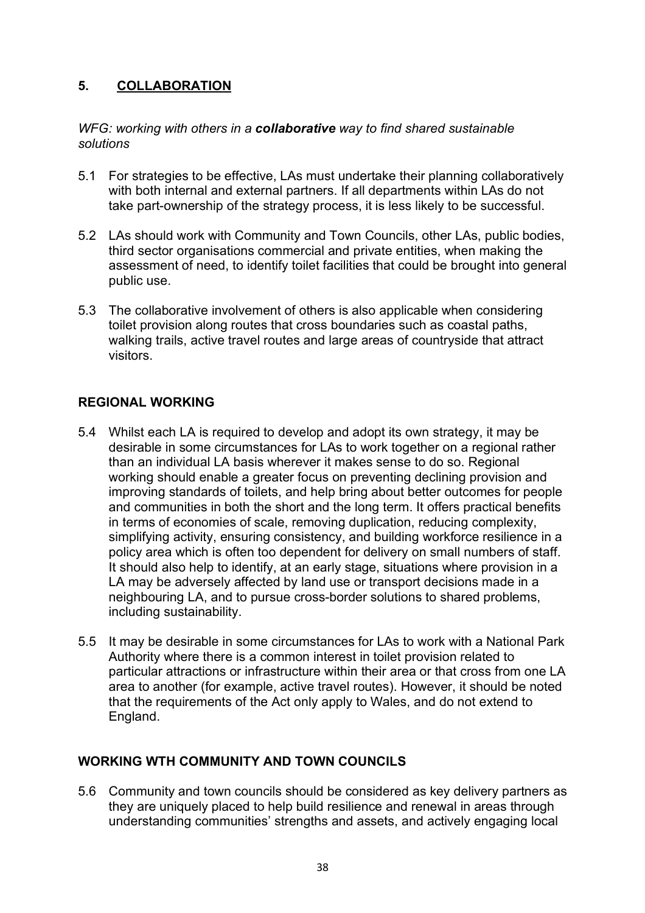## 5. COLLABORATION

*WFG: working with others in a **collaborative** way to find shared sustainable solutions*

5.1 For strategies to be effective, LAs must undertake their planning collaboratively with both internal and external partners. If all departments within LAs do not take part-ownership of the strategy process, it is less likely to be successful.

5.2 LAs should work with Community and Town Councils, other LAs, public bodies, third sector organisations commercial and private entities, when making the assessment of need, to identify toilet facilities that could be brought into general public use.

5.3 The collaborative involvement of others is also applicable when considering toilet provision along routes that cross boundaries such as coastal paths, walking trails, active travel routes and large areas of countryside that attract visitors.

### REGIONAL WORKING

5.4 Whilst each LA is required to develop and adopt its own strategy, it may be desirable in some circumstances for LAs to work together on a regional rather than an individual LA basis wherever it makes sense to do so. Regional working should enable a greater focus on preventing declining provision and improving standards of toilets, and help bring about better outcomes for people and communities in both the short and the long term. It offers practical benefits in terms of economies of scale, removing duplication, reducing complexity, simplifying activity, ensuring consistency, and building workforce resilience in a policy area which is often too dependent for delivery on small numbers of staff. It should also help to identify, at an early stage, situations where provision in a LA may be adversely affected by land use or transport decisions made in a neighbouring LA, and to pursue cross-border solutions to shared problems, including sustainability.

5.5 It may be desirable in some circumstances for LAs to work with a National Park Authority where there is a common interest in toilet provision related to particular attractions or infrastructure within their area or that cross from one LA area to another (for example, active travel routes). However, it should be noted that the requirements of the Act only apply to Wales, and do not extend to England.

### WORKING WTH COMMUNITY AND TOWN COUNCILS

5.6 Community and town councils should be considered as key delivery partners as they are uniquely placed to help build resilience and renewal in areas through understanding communities' strengths and assets, and actively engaging local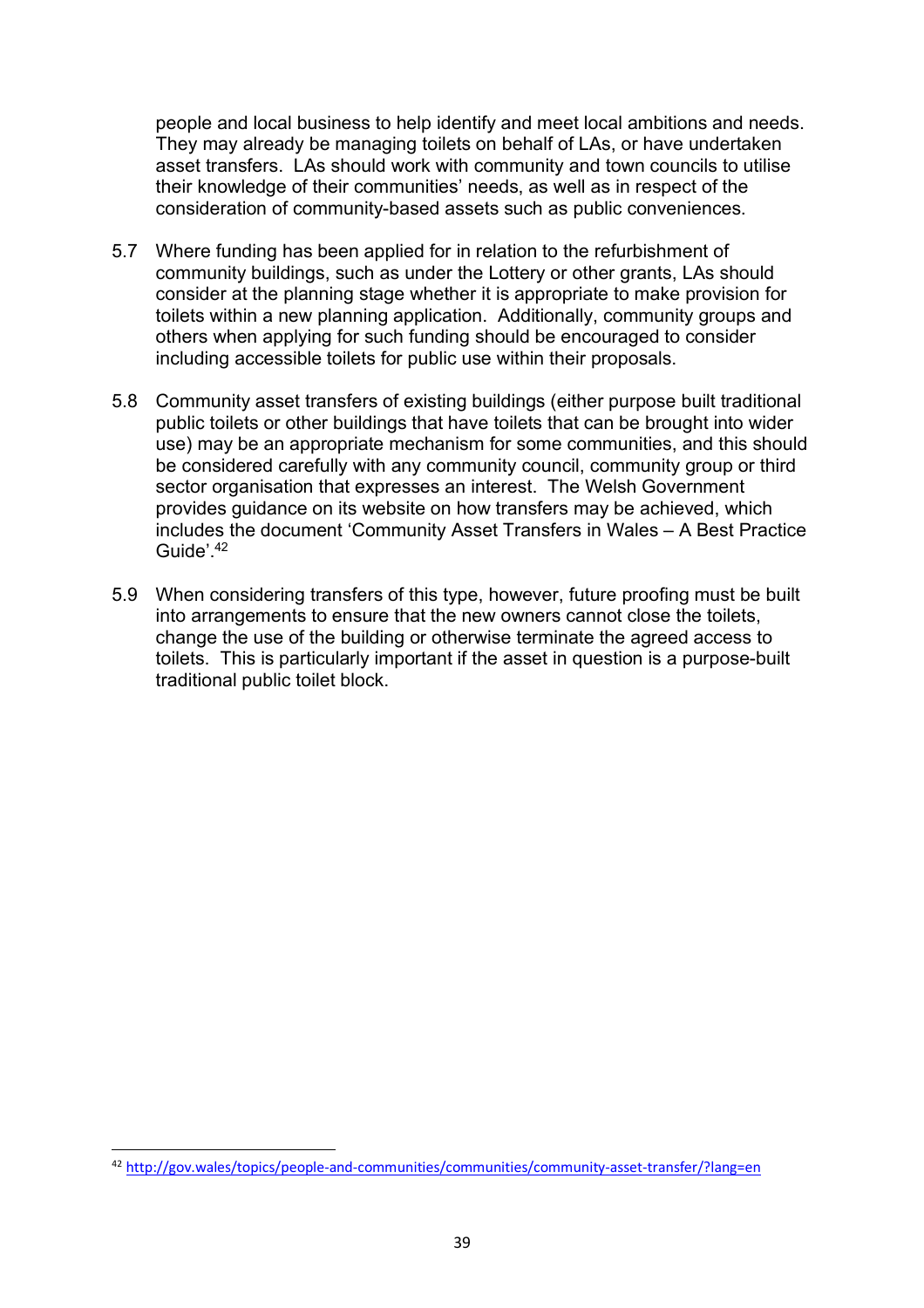people and local business to help identify and meet local ambitions and needs. They may already be managing toilets on behalf of LAs, or have undertaken asset transfers. LAs should work with community and town councils to utilise their knowledge of their communities' needs, as well as in respect of the consideration of community-based assets such as public conveniences.

5.7 Where funding has been applied for in relation to the refurbishment of community buildings, such as under the Lottery or other grants, LAs should consider at the planning stage whether it is appropriate to make provision for toilets within a new planning application. Additionally, community groups and others when applying for such funding should be encouraged to consider including accessible toilets for public use within their proposals.

5.8 Community asset transfers of existing buildings (either purpose built traditional public toilets or other buildings that have toilets that can be brought into wider use) may be an appropriate mechanism for some communities, and this should be considered carefully with any community council, community group or third sector organisation that expresses an interest. The Welsh Government provides guidance on its website on how transfers may be achieved, which includes the document 'Community Asset Transfers in Wales – A Best Practice Guide'.[42]

5.9 When considering transfers of this type, however, future proofing must be built into arrangements to ensure that the new owners cannot close the toilets, change the use of the building or otherwise terminate the agreed access to toilets. This is particularly important if the asset in question is a purpose-built traditional public toilet block.

---

[42] http://gov.wales/topics/people-and-communities/communities/community-asset-transfer/?lang=en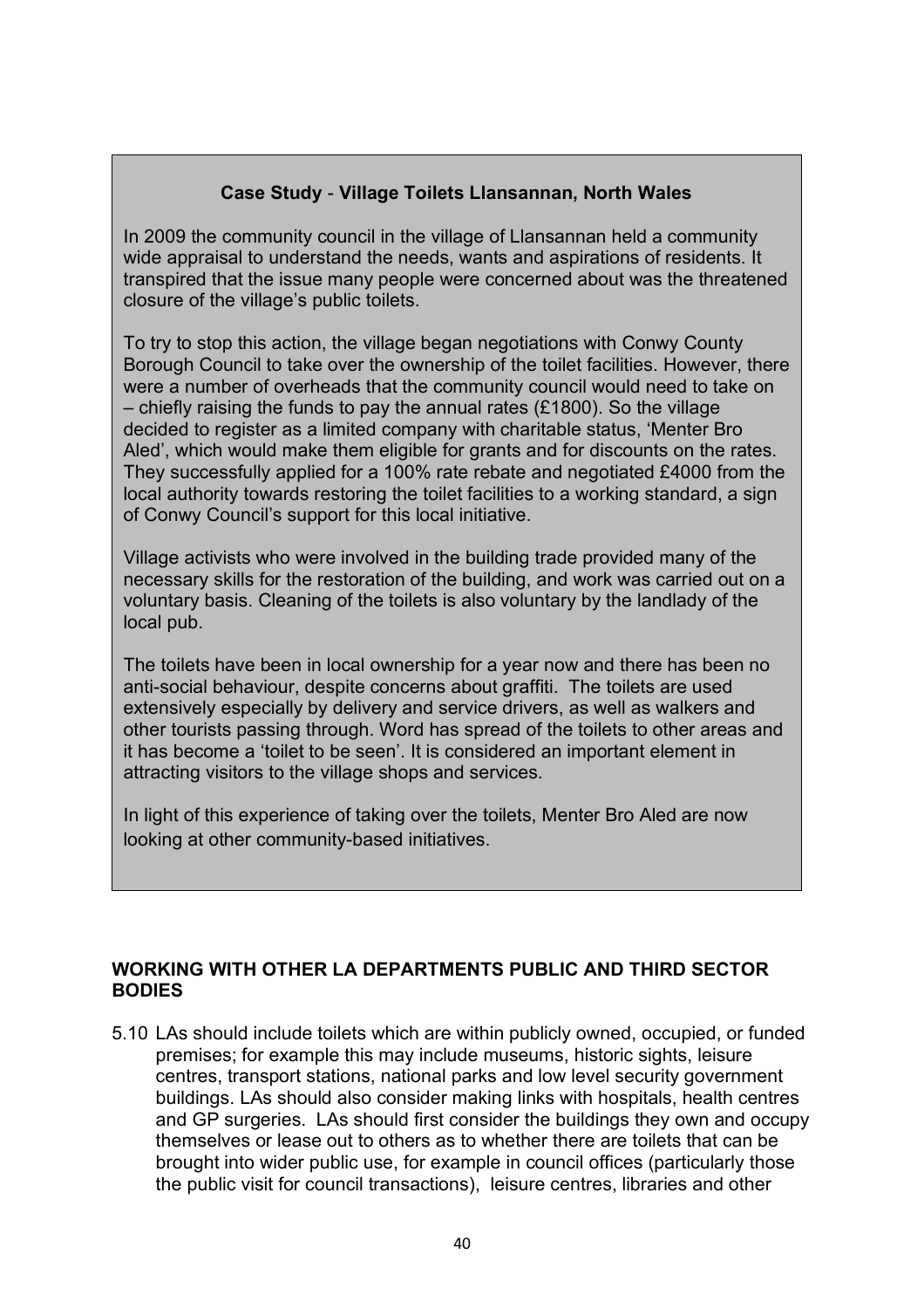**Case Study - Village Toilets Llansannan, North Wales**

In 2009 the community council in the village of Llansannan held a community wide appraisal to understand the needs, wants and aspirations of residents. It transpired that the issue many people were concerned about was the threatened closure of the village's public toilets.

To try to stop this action, the village began negotiations with Conwy County Borough Council to take over the ownership of the toilet facilities. However, there were a number of overheads that the community council would need to take on – chiefly raising the funds to pay the annual rates (£1800). So the village decided to register as a limited company with charitable status, 'Menter Bro Aled', which would make them eligible for grants and for discounts on the rates. They successfully applied for a 100% rate rebate and negotiated £4000 from the local authority towards restoring the toilet facilities to a working standard, a sign of Conwy Council's support for this local initiative.

Village activists who were involved in the building trade provided many of the necessary skills for the restoration of the building, and work was carried out on a voluntary basis. Cleaning of the toilets is also voluntary by the landlady of the local pub.

The toilets have been in local ownership for a year now and there has been no anti-social behaviour, despite concerns about graffiti. The toilets are used extensively especially by delivery and service drivers, as well as walkers and other tourists passing through. Word has spread of the toilets to other areas and it has become a 'toilet to be seen'. It is considered an important element in attracting visitors to the village shops and services.

In light of this experience of taking over the toilets, Menter Bro Aled are now looking at other community-based initiatives.

## WORKING WITH OTHER LA DEPARTMENTS PUBLIC AND THIRD SECTOR BODIES

5.10 LAs should include toilets which are within publicly owned, occupied, or funded premises; for example this may include museums, historic sights, leisure centres, transport stations, national parks and low level security government buildings. LAs should also consider making links with hospitals, health centres and GP surgeries. LAs should first consider the buildings they own and occupy themselves or lease out to others as to whether there are toilets that can be brought into wider public use, for example in council offices (particularly those the public visit for council transactions), leisure centres, libraries and other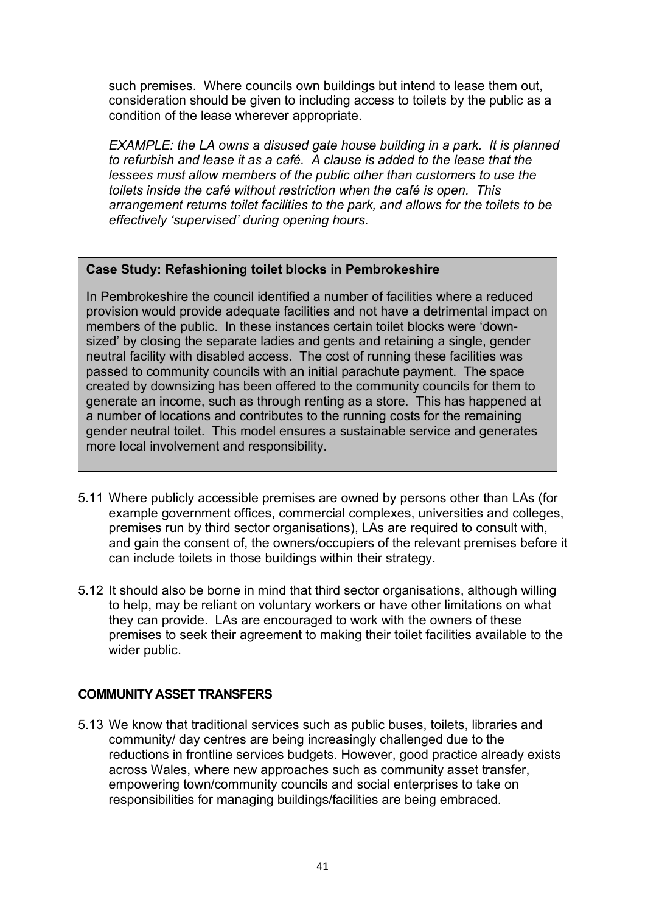such premises. Where councils own buildings but intend to lease them out, consideration should be given to including access to toilets by the public as a condition of the lease wherever appropriate.

*EXAMPLE: the LA owns a disused gate house building in a park. It is planned to refurbish and lease it as a café. A clause is added to the lease that the lessees must allow members of the public other than customers to use the toilets inside the café without restriction when the café is open. This arrangement returns toilet facilities to the park, and allows for the toilets to be effectively 'supervised' during opening hours.*

> **Case Study: Refashioning toilet blocks in Pembrokeshire**
>
> In Pembrokeshire the council identified a number of facilities where a reduced provision would provide adequate facilities and not have a detrimental impact on members of the public. In these instances certain toilet blocks were 'down-sized' by closing the separate ladies and gents and retaining a single, gender neutral facility with disabled access. The cost of running these facilities was passed to community councils with an initial parachute payment. The space created by downsizing has been offered to the community councils for them to generate an income, such as through renting as a store. This has happened at a number of locations and contributes to the running costs for the remaining gender neutral toilet. This model ensures a sustainable service and generates more local involvement and responsibility.

5.11 Where publicly accessible premises are owned by persons other than LAs (for example government offices, commercial complexes, universities and colleges, premises run by third sector organisations), LAs are required to consult with, and gain the consent of, the owners/occupiers of the relevant premises before it can include toilets in those buildings within their strategy.

5.12 It should also be borne in mind that third sector organisations, although willing to help, may be reliant on voluntary workers or have other limitations on what they can provide. LAs are encouraged to work with the owners of these premises to seek their agreement to making their toilet facilities available to the wider public.

## COMMUNITY ASSET TRANSFERS

5.13 We know that traditional services such as public buses, toilets, libraries and community/ day centres are being increasingly challenged due to the reductions in frontline services budgets. However, good practice already exists across Wales, where new approaches such as community asset transfer, empowering town/community councils and social enterprises to take on responsibilities for managing buildings/facilities are being embraced.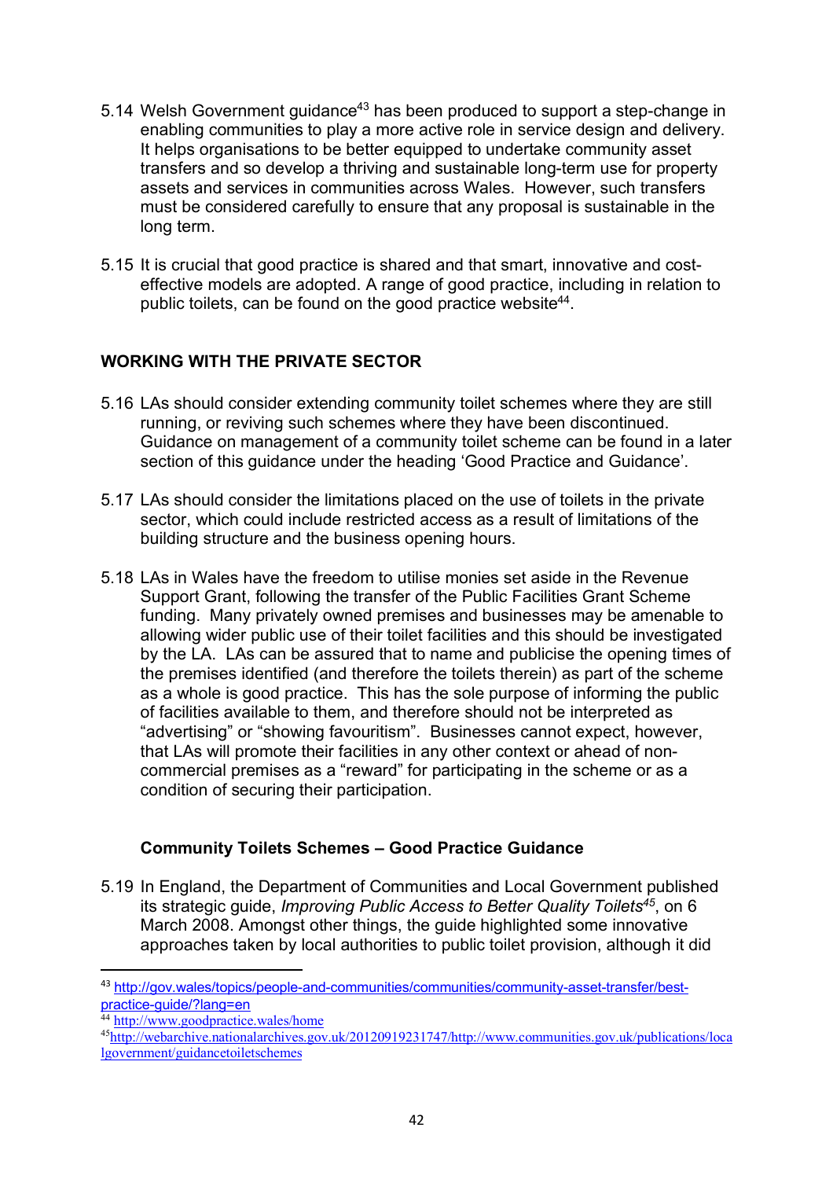5.14 Welsh Government guidance[43] has been produced to support a step-change in enabling communities to play a more active role in service design and delivery. It helps organisations to be better equipped to undertake community asset transfers and so develop a thriving and sustainable long-term use for property assets and services in communities across Wales. However, such transfers must be considered carefully to ensure that any proposal is sustainable in the long term.

5.15 It is crucial that good practice is shared and that smart, innovative and cost-effective models are adopted. A range of good practice, including in relation to public toilets, can be found on the good practice website[44].

## WORKING WITH THE PRIVATE SECTOR

5.16 LAs should consider extending community toilet schemes where they are still running, or reviving such schemes where they have been discontinued. Guidance on management of a community toilet scheme can be found in a later section of this guidance under the heading 'Good Practice and Guidance'.

5.17 LAs should consider the limitations placed on the use of toilets in the private sector, which could include restricted access as a result of limitations of the building structure and the business opening hours.

5.18 LAs in Wales have the freedom to utilise monies set aside in the Revenue Support Grant, following the transfer of the Public Facilities Grant Scheme funding. Many privately owned premises and businesses may be amenable to allowing wider public use of their toilet facilities and this should be investigated by the LA. LAs can be assured that to name and publicise the opening times of the premises identified (and therefore the toilets therein) as part of the scheme as a whole is good practice. This has the sole purpose of informing the public of facilities available to them, and therefore should not be interpreted as "advertising" or "showing favouritism". Businesses cannot expect, however, that LAs will promote their facilities in any other context or ahead of non-commercial premises as a "reward" for participating in the scheme or as a condition of securing their participation.

### Community Toilets Schemes – Good Practice Guidance

5.19 In England, the Department of Communities and Local Government published its strategic guide, *Improving Public Access to Better Quality Toilets*[45], on 6 March 2008. Amongst other things, the guide highlighted some innovative approaches taken by local authorities to public toilet provision, although it did

---

[43] http://gov.wales/topics/people-and-communities/communities/community-asset-transfer/best-practice-guide/?lang=en

[44] http://www.goodpractice.wales/home

[45] http://webarchive.nationalarchives.gov.uk/20120919231747/http://www.communities.gov.uk/publications/localgovernment/guidancetoiletschemes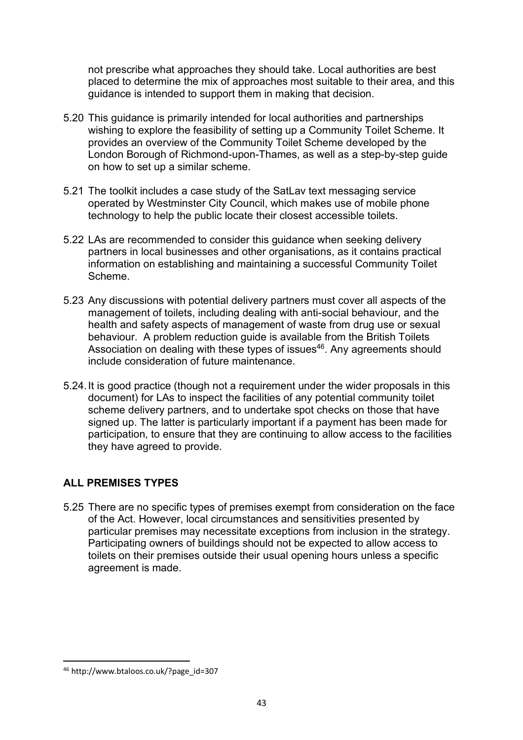not prescribe what approaches they should take. Local authorities are best placed to determine the mix of approaches most suitable to their area, and this guidance is intended to support them in making that decision.

5.20 This guidance is primarily intended for local authorities and partnerships wishing to explore the feasibility of setting up a Community Toilet Scheme. It provides an overview of the Community Toilet Scheme developed by the London Borough of Richmond-upon-Thames, as well as a step-by-step guide on how to set up a similar scheme.

5.21 The toolkit includes a case study of the SatLav text messaging service operated by Westminster City Council, which makes use of mobile phone technology to help the public locate their closest accessible toilets.

5.22 LAs are recommended to consider this guidance when seeking delivery partners in local businesses and other organisations, as it contains practical information on establishing and maintaining a successful Community Toilet Scheme.

5.23 Any discussions with potential delivery partners must cover all aspects of the management of toilets, including dealing with anti-social behaviour, and the health and safety aspects of management of waste from drug use or sexual behaviour. A problem reduction guide is available from the British Toilets Association on dealing with these types of issues[46]. Any agreements should include consideration of future maintenance.

5.24. It is good practice (though not a requirement under the wider proposals in this document) for LAs to inspect the facilities of any potential community toilet scheme delivery partners, and to undertake spot checks on those that have signed up. The latter is particularly important if a payment has been made for participation, to ensure that they are continuing to allow access to the facilities they have agreed to provide.

## ALL PREMISES TYPES

5.25 There are no specific types of premises exempt from consideration on the face of the Act. However, local circumstances and sensitivities presented by particular premises may necessitate exceptions from inclusion in the strategy. Participating owners of buildings should not be expected to allow access to toilets on their premises outside their usual opening hours unless a specific agreement is made.

[46] http://www.btaloos.co.uk/?page_id=307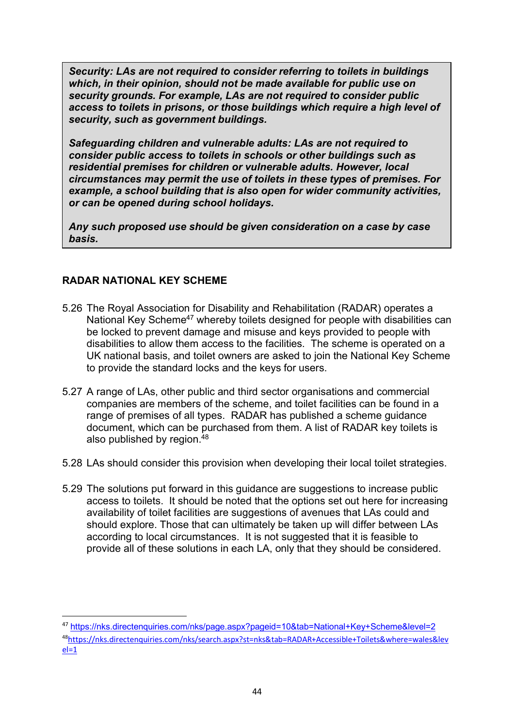***Security: LAs are not required to consider referring to toilets in buildings which, in their opinion, should not be made available for public use on security grounds. For example, LAs are not required to consider public access to toilets in prisons, or those buildings which require a high level of security, such as government buildings.***

***Safeguarding children and vulnerable adults: LAs are not required to consider public access to toilets in schools or other buildings such as residential premises for children or vulnerable adults. However, local circumstances may permit the use of toilets in these types of premises. For example, a school building that is also open for wider community activities, or can be opened during school holidays.***

***Any such proposed use should be given consideration on a case by case basis.***

## RADAR NATIONAL KEY SCHEME

5.26 The Royal Association for Disability and Rehabilitation (RADAR) operates a National Key Scheme[47] whereby toilets designed for people with disabilities can be locked to prevent damage and misuse and keys provided to people with disabilities to allow them access to the facilities. The scheme is operated on a UK national basis, and toilet owners are asked to join the National Key Scheme to provide the standard locks and the keys for users.

5.27 A range of LAs, other public and third sector organisations and commercial companies are members of the scheme, and toilet facilities can be found in a range of premises of all types. RADAR has published a scheme guidance document, which can be purchased from them. A list of RADAR key toilets is also published by region.[48]

5.28 LAs should consider this provision when developing their local toilet strategies.

5.29 The solutions put forward in this guidance are suggestions to increase public access to toilets. It should be noted that the options set out here for increasing availability of toilet facilities are suggestions of avenues that LAs could and should explore. Those that can ultimately be taken up will differ between LAs according to local circumstances. It is not suggested that it is feasible to provide all of these solutions in each LA, only that they should be considered.

---

[47] https://nks.directenquiries.com/nks/page.aspx?pageid=10&tab=National+Key+Scheme&level=2

[48] https://nks.directenquiries.com/nks/search.aspx?st=nks&tab=RADAR+Accessible+Toilets&where=wales&level=1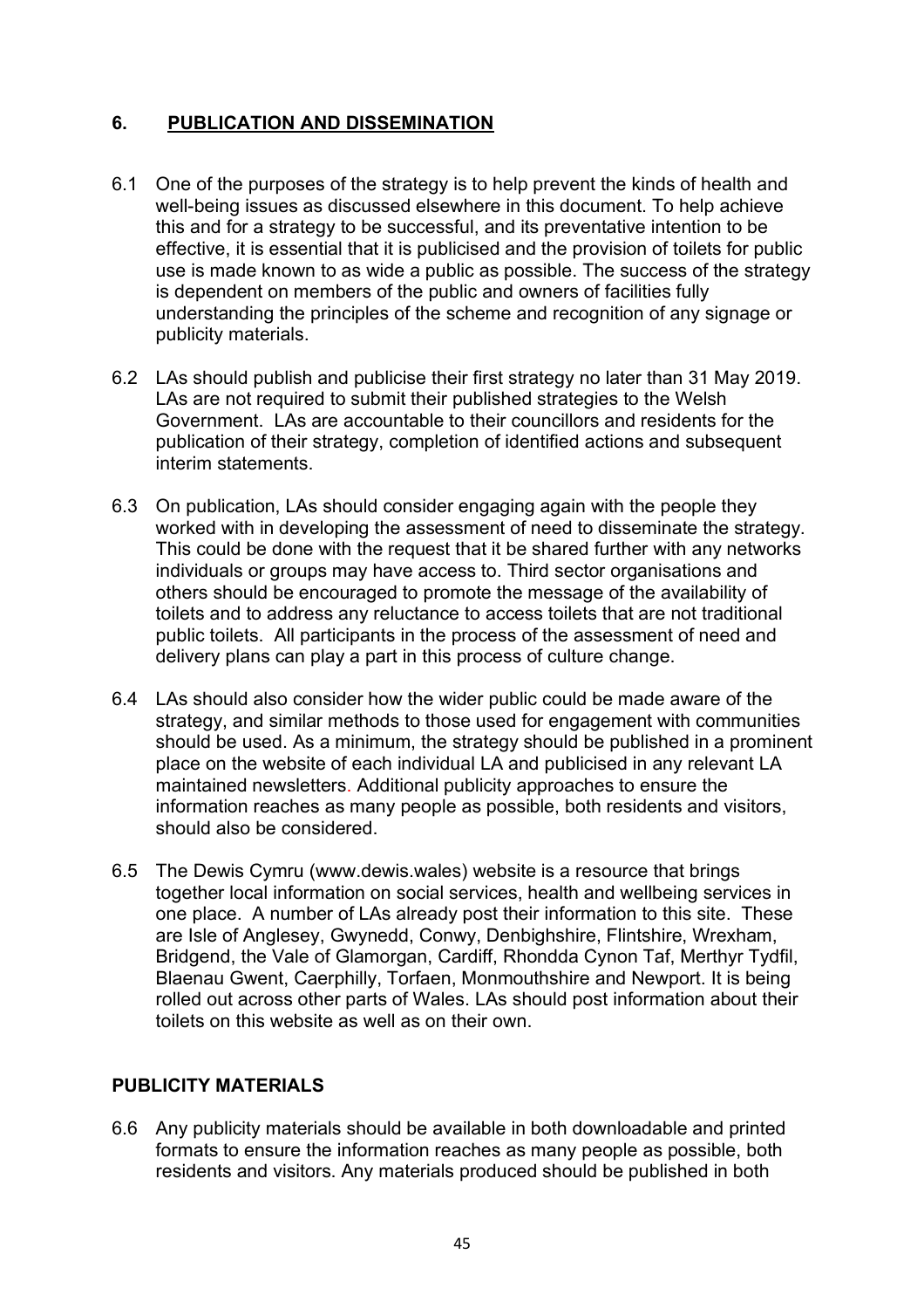## 6. PUBLICATION AND DISSEMINATION

6.1 One of the purposes of the strategy is to help prevent the kinds of health and well-being issues as discussed elsewhere in this document. To help achieve this and for a strategy to be successful, and its preventative intention to be effective, it is essential that it is publicised and the provision of toilets for public use is made known to as wide a public as possible. The success of the strategy is dependent on members of the public and owners of facilities fully understanding the principles of the scheme and recognition of any signage or publicity materials.

6.2 LAs should publish and publicise their first strategy no later than 31 May 2019. LAs are not required to submit their published strategies to the Welsh Government. LAs are accountable to their councillors and residents for the publication of their strategy, completion of identified actions and subsequent interim statements.

6.3 On publication, LAs should consider engaging again with the people they worked with in developing the assessment of need to disseminate the strategy. This could be done with the request that it be shared further with any networks individuals or groups may have access to. Third sector organisations and others should be encouraged to promote the message of the availability of toilets and to address any reluctance to access toilets that are not traditional public toilets. All participants in the process of the assessment of need and delivery plans can play a part in this process of culture change.

6.4 LAs should also consider how the wider public could be made aware of the strategy, and similar methods to those used for engagement with communities should be used. As a minimum, the strategy should be published in a prominent place on the website of each individual LA and publicised in any relevant LA maintained newsletters. Additional publicity approaches to ensure the information reaches as many people as possible, both residents and visitors, should also be considered.

6.5 The Dewis Cymru (www.dewis.wales) website is a resource that brings together local information on social services, health and wellbeing services in one place. A number of LAs already post their information to this site. These are Isle of Anglesey, Gwynedd, Conwy, Denbighshire, Flintshire, Wrexham, Bridgend, the Vale of Glamorgan, Cardiff, Rhondda Cynon Taf, Merthyr Tydfil, Blaenau Gwent, Caerphilly, Torfaen, Monmouthshire and Newport. It is being rolled out across other parts of Wales. LAs should post information about their toilets on this website as well as on their own.

### PUBLICITY MATERIALS

6.6 Any publicity materials should be available in both downloadable and printed formats to ensure the information reaches as many people as possible, both residents and visitors. Any materials produced should be published in both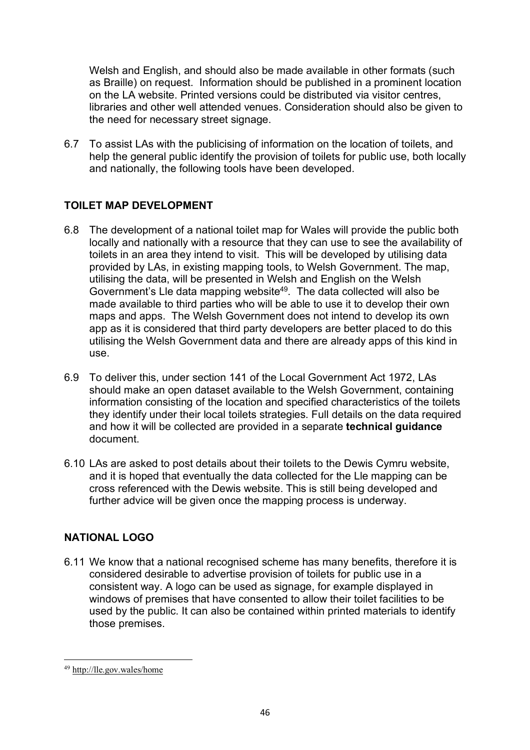Welsh and English, and should also be made available in other formats (such as Braille) on request. Information should be published in a prominent location on the LA website. Printed versions could be distributed via visitor centres, libraries and other well attended venues. Consideration should also be given to the need for necessary street signage.

6.7 To assist LAs with the publicising of information on the location of toilets, and help the general public identify the provision of toilets for public use, both locally and nationally, the following tools have been developed.

## TOILET MAP DEVELOPMENT

6.8 The development of a national toilet map for Wales will provide the public both locally and nationally with a resource that they can use to see the availability of toilets in an area they intend to visit. This will be developed by utilising data provided by LAs, in existing mapping tools, to Welsh Government. The map, utilising the data, will be presented in Welsh and English on the Welsh Government's Lle data mapping website[49]. The data collected will also be made available to third parties who will be able to use it to develop their own maps and apps. The Welsh Government does not intend to develop its own app as it is considered that third party developers are better placed to do this utilising the Welsh Government data and there are already apps of this kind in use.

6.9 To deliver this, under section 141 of the Local Government Act 1972, LAs should make an open dataset available to the Welsh Government, containing information consisting of the location and specified characteristics of the toilets they identify under their local toilets strategies. Full details on the data required and how it will be collected are provided in a separate **technical guidance** document.

6.10 LAs are asked to post details about their toilets to the Dewis Cymru website, and it is hoped that eventually the data collected for the Lle mapping can be cross referenced with the Dewis website. This is still being developed and further advice will be given once the mapping process is underway.

## NATIONAL LOGO

6.11 We know that a national recognised scheme has many benefits, therefore it is considered desirable to advertise provision of toilets for public use in a consistent way. A logo can be used as signage, for example displayed in windows of premises that have consented to allow their toilet facilities to be used by the public. It can also be contained within printed materials to identify those premises.

---

[49] http://lle.gov.wales/home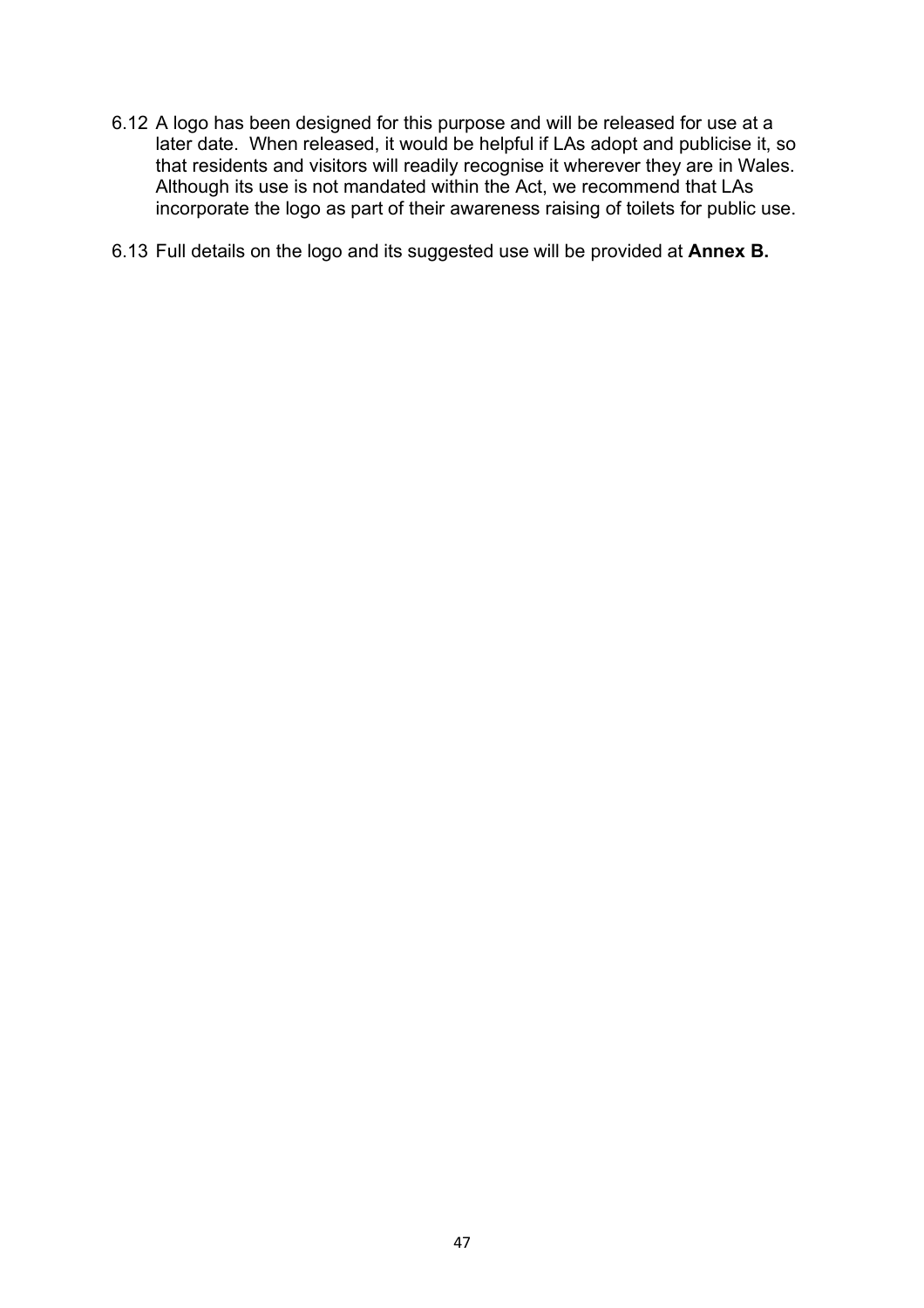6.12 A logo has been designed for this purpose and will be released for use at a later date. When released, it would be helpful if LAs adopt and publicise it, so that residents and visitors will readily recognise it wherever they are in Wales. Although its use is not mandated within the Act, we recommend that LAs incorporate the logo as part of their awareness raising of toilets for public use.

6.13 Full details on the logo and its suggested use will be provided at **Annex B.**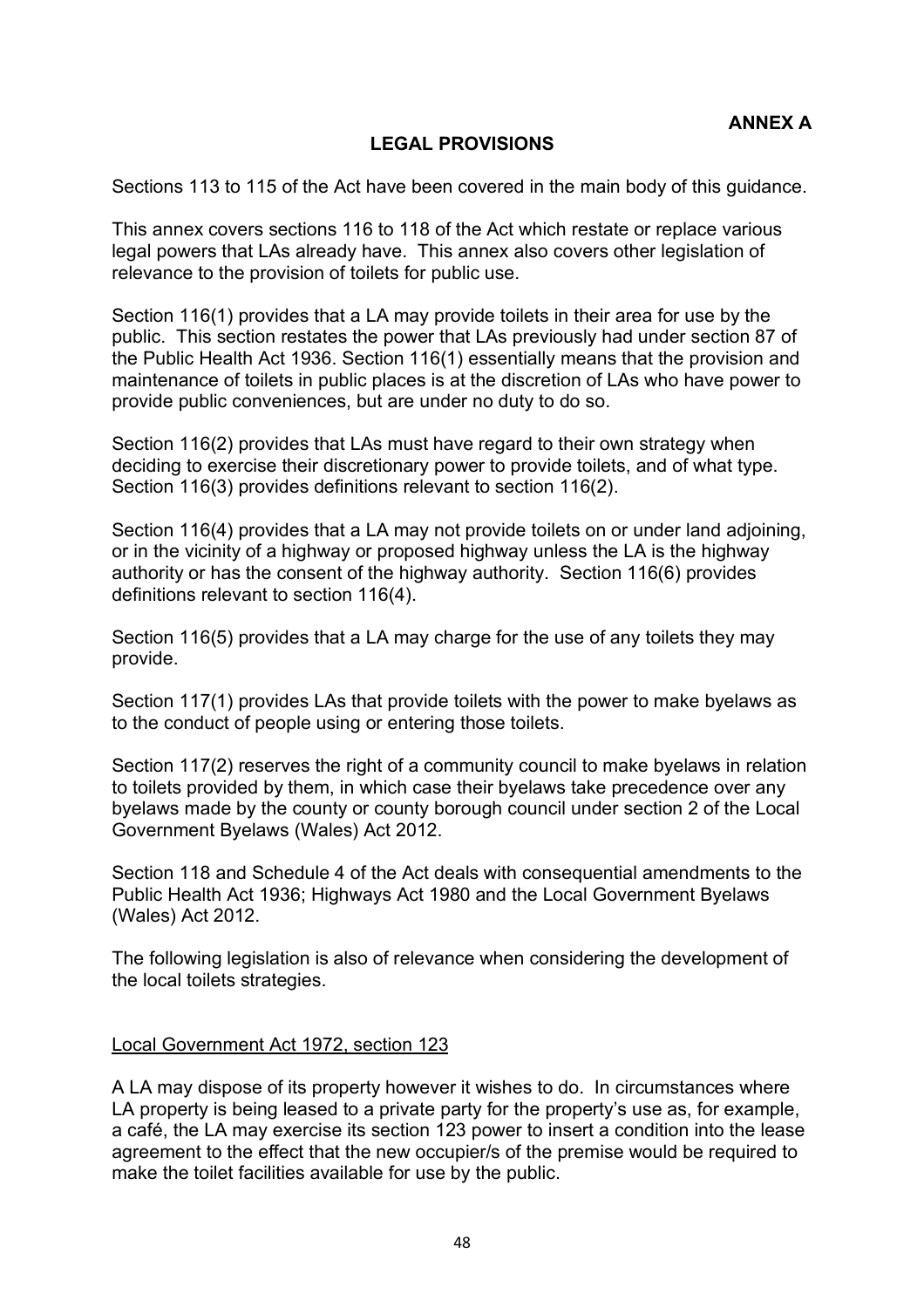**ANNEX A**

## LEGAL PROVISIONS

Sections 113 to 115 of the Act have been covered in the main body of this guidance.

This annex covers sections 116 to 118 of the Act which restate or replace various legal powers that LAs already have. This annex also covers other legislation of relevance to the provision of toilets for public use.

Section 116(1) provides that a LA may provide toilets in their area for use by the public. This section restates the power that LAs previously had under section 87 of the Public Health Act 1936. Section 116(1) essentially means that the provision and maintenance of toilets in public places is at the discretion of LAs who have power to provide public conveniences, but are under no duty to do so.

Section 116(2) provides that LAs must have regard to their own strategy when deciding to exercise their discretionary power to provide toilets, and of what type. Section 116(3) provides definitions relevant to section 116(2).

Section 116(4) provides that a LA may not provide toilets on or under land adjoining, or in the vicinity of a highway or proposed highway unless the LA is the highway authority or has the consent of the highway authority. Section 116(6) provides definitions relevant to section 116(4).

Section 116(5) provides that a LA may charge for the use of any toilets they may provide.

Section 117(1) provides LAs that provide toilets with the power to make byelaws as to the conduct of people using or entering those toilets.

Section 117(2) reserves the right of a community council to make byelaws in relation to toilets provided by them, in which case their byelaws take precedence over any byelaws made by the county or county borough council under section 2 of the Local Government Byelaws (Wales) Act 2012.

Section 118 and Schedule 4 of the Act deals with consequential amendments to the Public Health Act 1936; Highways Act 1980 and the Local Government Byelaws (Wales) Act 2012.

The following legislation is also of relevance when considering the development of the local toilets strategies.

### Local Government Act 1972, section 123

A LA may dispose of its property however it wishes to do. In circumstances where LA property is being leased to a private party for the property's use as, for example, a café, the LA may exercise its section 123 power to insert a condition into the lease agreement to the effect that the new occupier/s of the premise would be required to make the toilet facilities available for use by the public.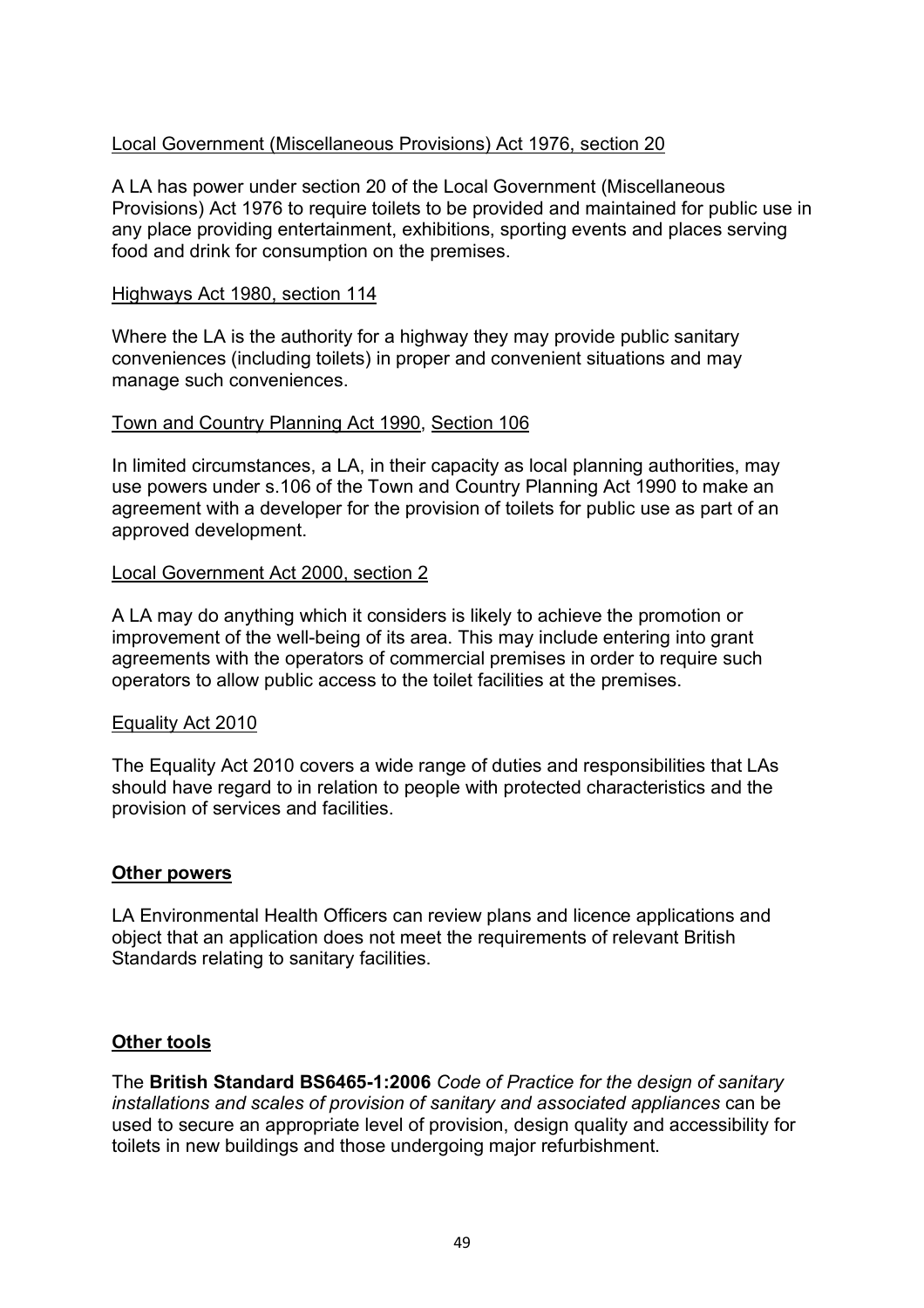Local Government (Miscellaneous Provisions) Act 1976, section 20

A LA has power under section 20 of the Local Government (Miscellaneous Provisions) Act 1976 to require toilets to be provided and maintained for public use in any place providing entertainment, exhibitions, sporting events and places serving food and drink for consumption on the premises.

Highways Act 1980, section 114

Where the LA is the authority for a highway they may provide public sanitary conveniences (including toilets) in proper and convenient situations and may manage such conveniences.

Town and Country Planning Act 1990, Section 106

In limited circumstances, a LA, in their capacity as local planning authorities, may use powers under s.106 of the Town and Country Planning Act 1990 to make an agreement with a developer for the provision of toilets for public use as part of an approved development.

Local Government Act 2000, section 2

A LA may do anything which it considers is likely to achieve the promotion or improvement of the well-being of its area. This may include entering into grant agreements with the operators of commercial premises in order to require such operators to allow public access to the toilet facilities at the premises.

Equality Act 2010

The Equality Act 2010 covers a wide range of duties and responsibilities that LAs should have regard to in relation to people with protected characteristics and the provision of services and facilities.

**Other powers**

LA Environmental Health Officers can review plans and licence applications and object that an application does not meet the requirements of relevant British Standards relating to sanitary facilities.

**Other tools**

The **British Standard BS6465-1:2006** *Code of Practice for the design of sanitary installations and scales of provision of sanitary and associated appliances* can be used to secure an appropriate level of provision, design quality and accessibility for toilets in new buildings and those undergoing major refurbishment.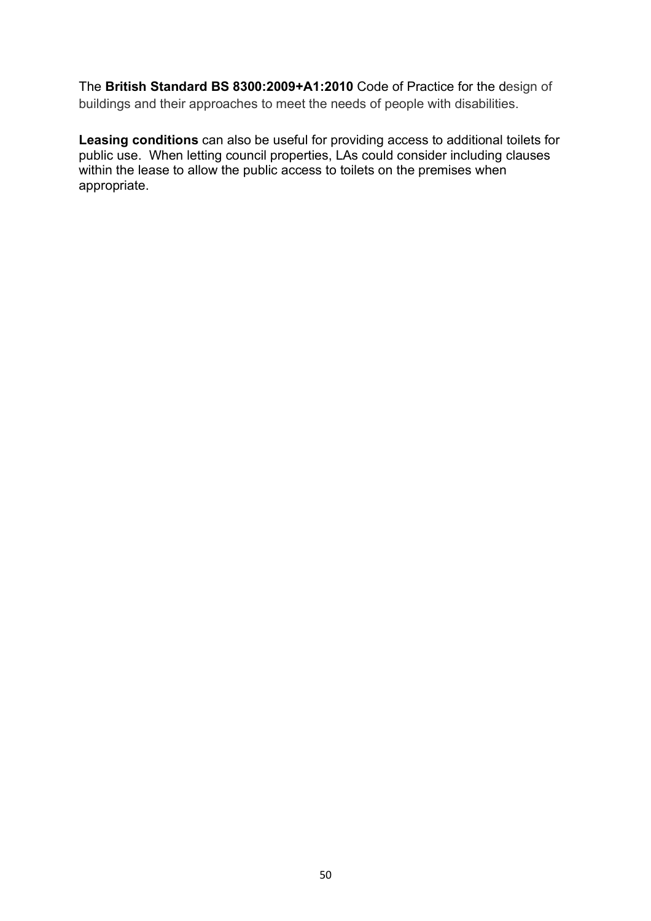The **British Standard BS 8300:2009+A1:2010** Code of Practice for the design of buildings and their approaches to meet the needs of people with disabilities.

**Leasing conditions** can also be useful for providing access to additional toilets for public use. When letting council properties, LAs could consider including clauses within the lease to allow the public access to toilets on the premises when appropriate.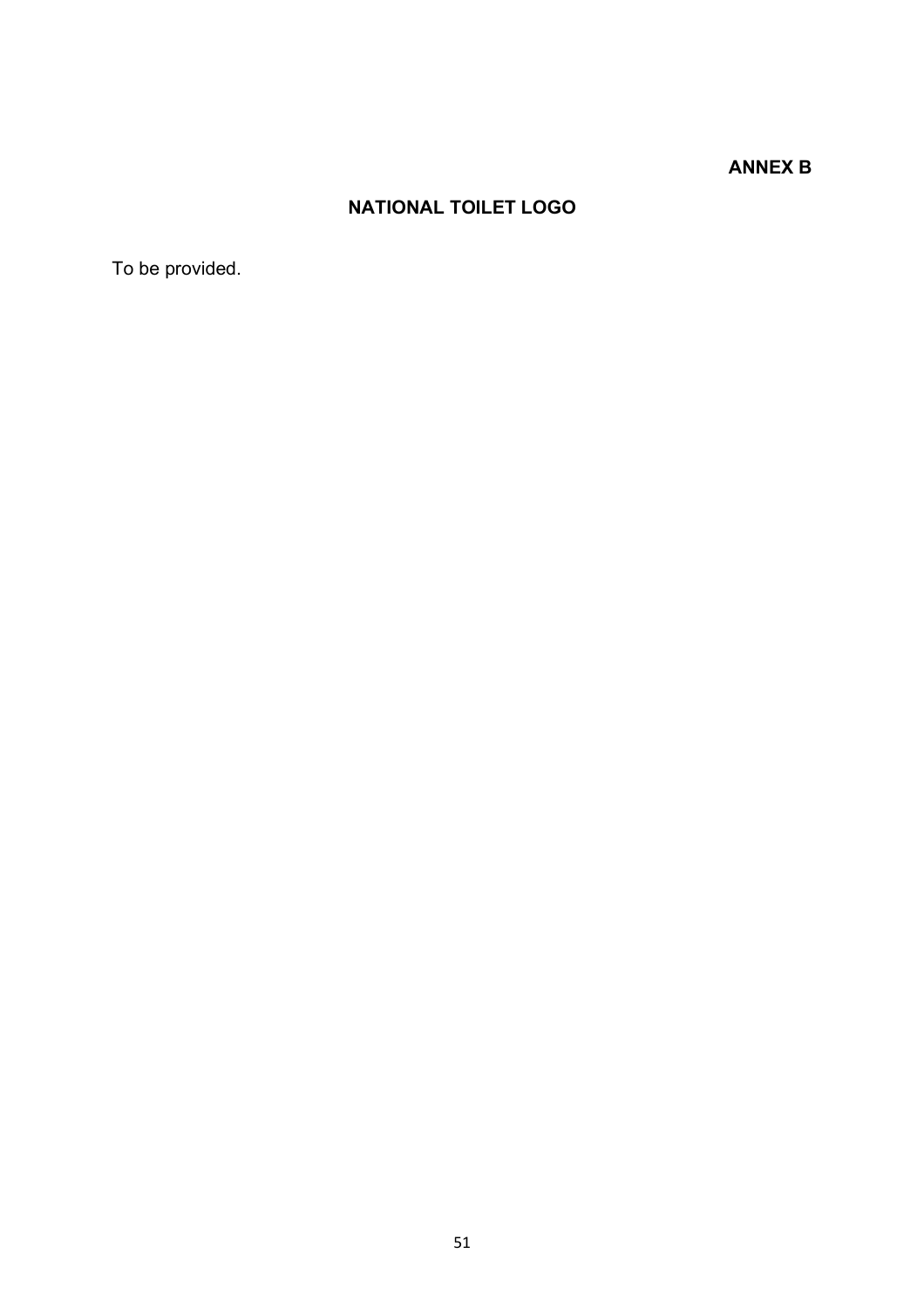**ANNEX B**

## NATIONAL TOILET LOGO

To be provided.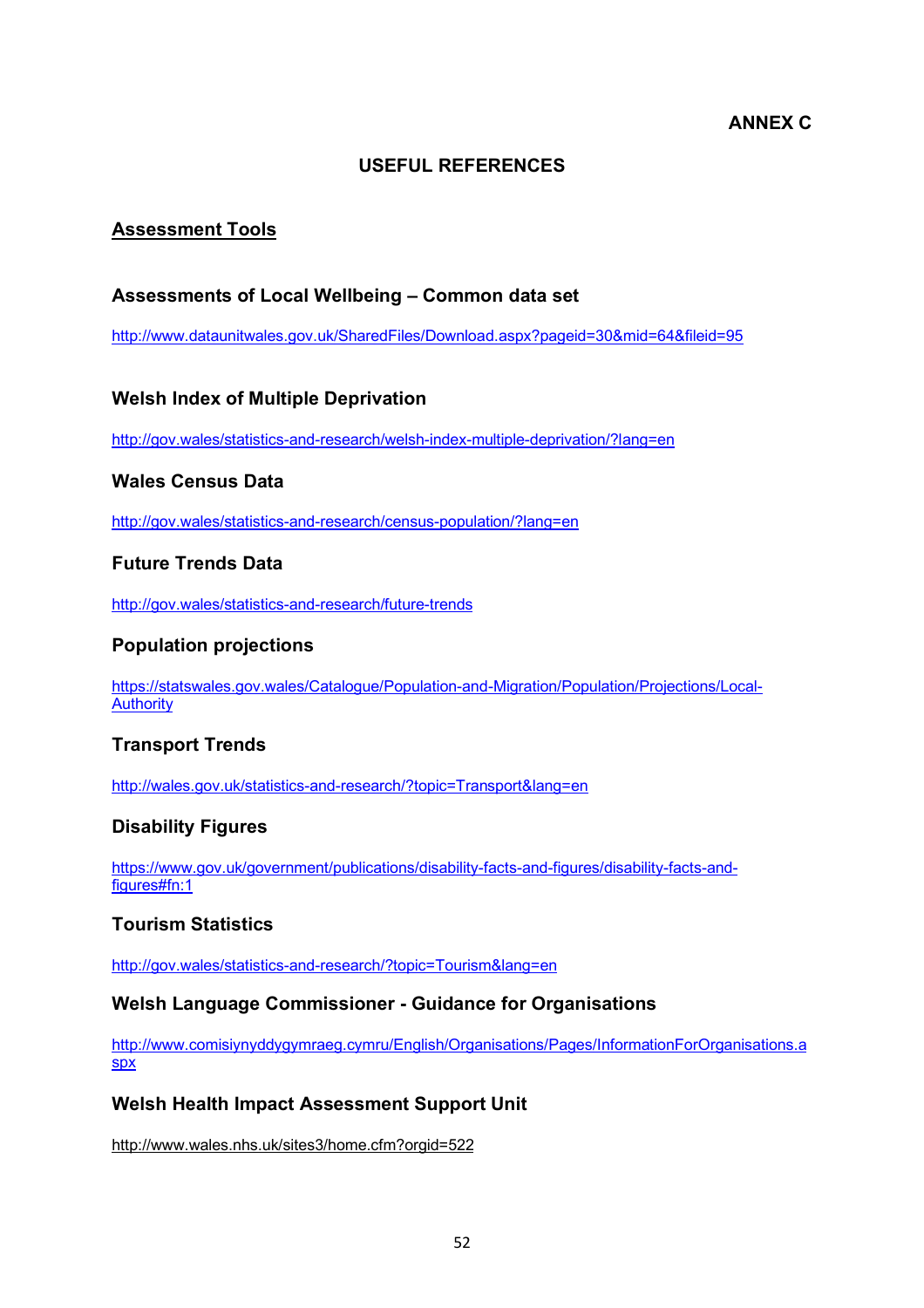**ANNEX C**

## USEFUL REFERENCES

### Assessment Tools

#### Assessments of Local Wellbeing – Common data set

http://www.dataunitwales.gov.uk/SharedFiles/Download.aspx?pageid=30&mid=64&fileid=95

#### Welsh Index of Multiple Deprivation

http://gov.wales/statistics-and-research/welsh-index-multiple-deprivation/?lang=en

#### Wales Census Data

http://gov.wales/statistics-and-research/census-population/?lang=en

#### Future Trends Data

http://gov.wales/statistics-and-research/future-trends

#### Population projections

https://statswales.gov.wales/Catalogue/Population-and-Migration/Population/Projections/Local-Authority

#### Transport Trends

http://wales.gov.uk/statistics-and-research/?topic=Transport&lang=en

#### Disability Figures

https://www.gov.uk/government/publications/disability-facts-and-figures/disability-facts-and-figures#fn:1

#### Tourism Statistics

http://gov.wales/statistics-and-research/?topic=Tourism&lang=en

#### Welsh Language Commissioner - Guidance for Organisations

http://www.comisiynyddygymraeg.cymru/English/Organisations/Pages/InformationForOrganisations.aspx

#### Welsh Health Impact Assessment Support Unit

http://www.wales.nhs.uk/sites3/home.cfm?orgid=522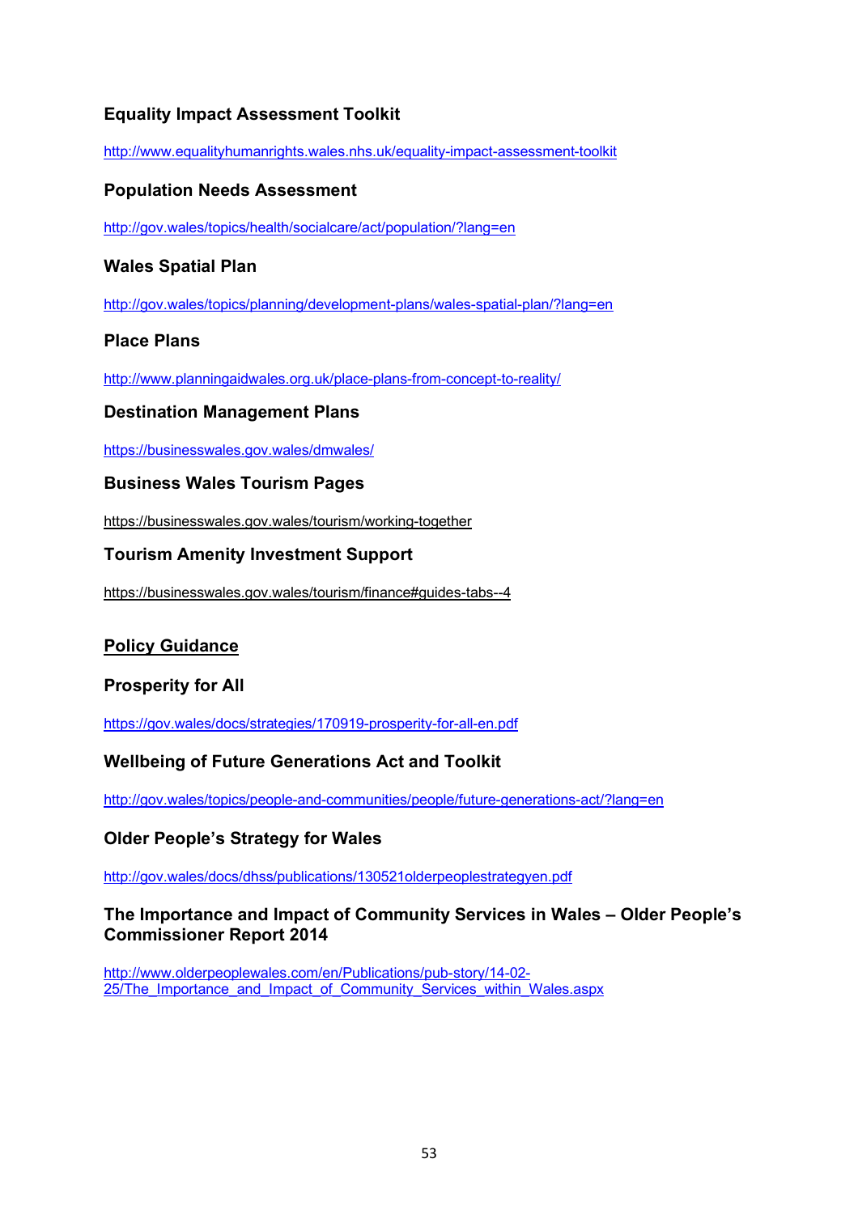### Equality Impact Assessment Toolkit

http://www.equalityhumanrights.wales.nhs.uk/equality-impact-assessment-toolkit

### Population Needs Assessment

http://gov.wales/topics/health/socialcare/act/population/?lang=en

### Wales Spatial Plan

http://gov.wales/topics/planning/development-plans/wales-spatial-plan/?lang=en

### Place Plans

http://www.planningaidwales.org.uk/place-plans-from-concept-to-reality/

### Destination Management Plans

https://businesswales.gov.wales/dmwales/

### Business Wales Tourism Pages

https://businesswales.gov.wales/tourism/working-together

### Tourism Amenity Investment Support

https://businesswales.gov.wales/tourism/finance#guides-tabs--4

## Policy Guidance

### Prosperity for All

https://gov.wales/docs/strategies/170919-prosperity-for-all-en.pdf

### Wellbeing of Future Generations Act and Toolkit

http://gov.wales/topics/people-and-communities/people/future-generations-act/?lang=en

### Older People's Strategy for Wales

http://gov.wales/docs/dhss/publications/130521olderpeoplestrategyen.pdf

### The Importance and Impact of Community Services in Wales – Older People's Commissioner Report 2014

http://www.olderpeoplewales.com/en/Publications/pub-story/14-02-25/The_Importance_and_Impact_of_Community_Services_within_Wales.aspx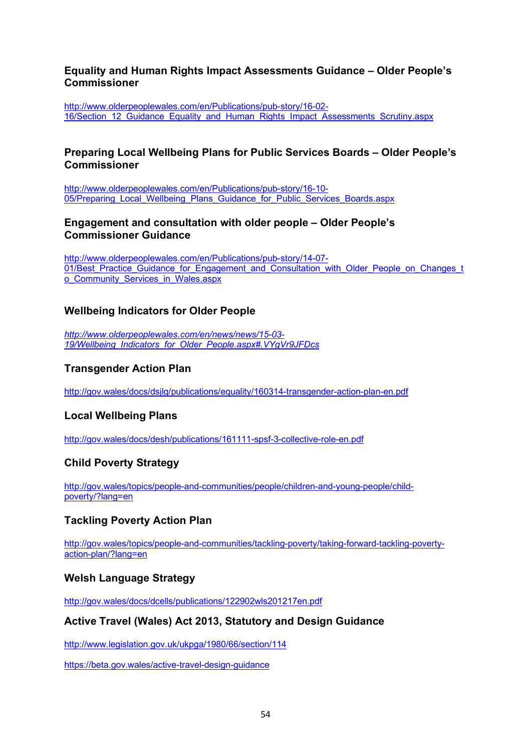### Equality and Human Rights Impact Assessments Guidance – Older People's Commissioner

http://www.olderpeoplewales.com/en/Publications/pub-story/16-02-16/Section_12_Guidance_Equality_and_Human_Rights_Impact_Assessments_Scrutiny.aspx

### Preparing Local Wellbeing Plans for Public Services Boards – Older People's Commissioner

http://www.olderpeoplewales.com/en/Publications/pub-story/16-10-05/Preparing_Local_Wellbeing_Plans_Guidance_for_Public_Services_Boards.aspx

### Engagement and consultation with older people – Older People's Commissioner Guidance

http://www.olderpeoplewales.com/en/Publications/pub-story/14-07-01/Best_Practice_Guidance_for_Engagement_and_Consultation_with_Older_People_on_Changes_to_Community_Services_in_Wales.aspx

### Wellbeing Indicators for Older People

*http://www.olderpeoplewales.com/en/news/news/15-03-19/Wellbeing_Indicators_for_Older_People.aspx#.VYgVr9JFDcs*

### Transgender Action Plan

http://gov.wales/docs/dsjlg/publications/equality/160314-transgender-action-plan-en.pdf

### Local Wellbeing Plans

http://gov.wales/docs/desh/publications/161111-spsf-3-collective-role-en.pdf

### Child Poverty Strategy

http://gov.wales/topics/people-and-communities/people/children-and-young-people/child-poverty/?lang=en

### Tackling Poverty Action Plan

http://gov.wales/topics/people-and-communities/tackling-poverty/taking-forward-tackling-poverty-action-plan/?lang=en

### Welsh Language Strategy

http://gov.wales/docs/dcells/publications/122902wls201217en.pdf

### Active Travel (Wales) Act 2013, Statutory and Design Guidance

http://www.legislation.gov.uk/ukpga/1980/66/section/114

https://beta.gov.wales/active-travel-design-guidance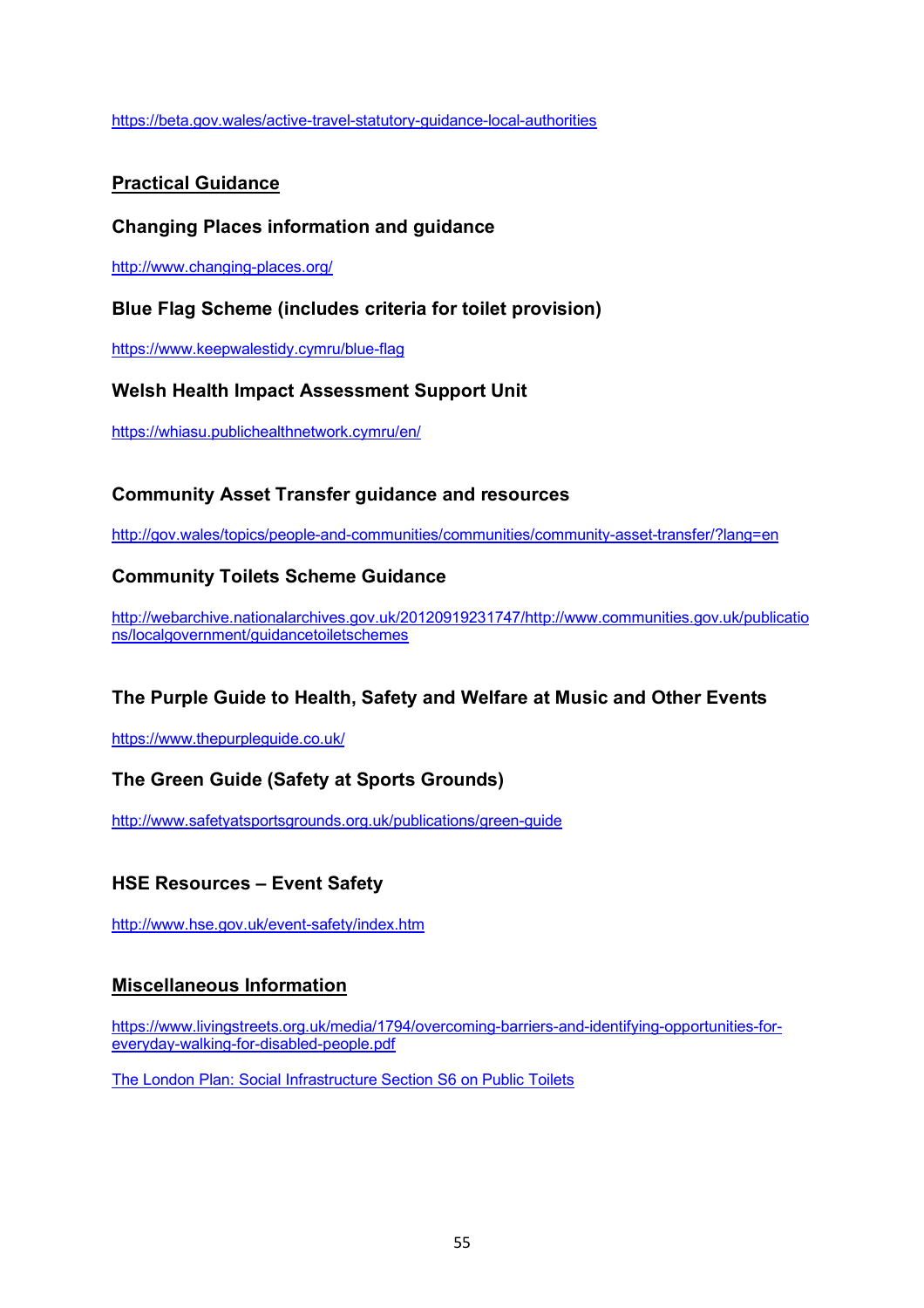https://beta.gov.wales/active-travel-statutory-guidance-local-authorities

## Practical Guidance

### Changing Places information and guidance

http://www.changing-places.org/

### Blue Flag Scheme (includes criteria for toilet provision)

https://www.keepwalestidy.cymru/blue-flag

### Welsh Health Impact Assessment Support Unit

https://whiasu.publichealthnetwork.cymru/en/

### Community Asset Transfer guidance and resources

http://gov.wales/topics/people-and-communities/communities/community-asset-transfer/?lang=en

### Community Toilets Scheme Guidance

http://webarchive.nationalarchives.gov.uk/20120919231747/http://www.communities.gov.uk/publications/localgovernment/guidancetoiletschemes

### The Purple Guide to Health, Safety and Welfare at Music and Other Events

https://www.thepurpleguide.co.uk/

### The Green Guide (Safety at Sports Grounds)

http://www.safetyatsportsgrounds.org.uk/publications/green-guide

### HSE Resources – Event Safety

http://www.hse.gov.uk/event-safety/index.htm

## Miscellaneous Information

https://www.livingstreets.org.uk/media/1794/overcoming-barriers-and-identifying-opportunities-for-everyday-walking-for-disabled-people.pdf

The London Plan: Social Infrastructure Section S6 on Public Toilets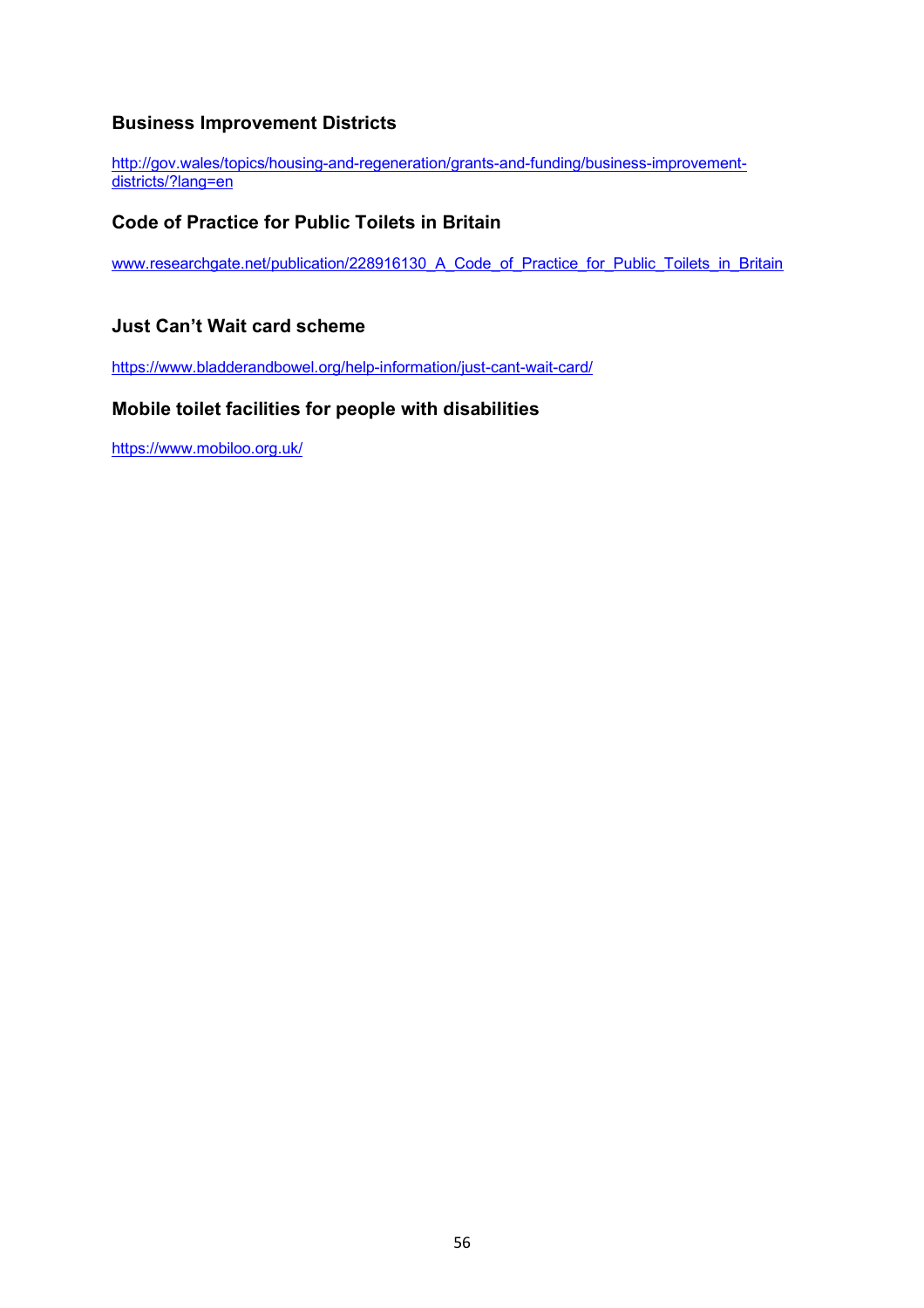### Business Improvement Districts

http://gov.wales/topics/housing-and-regeneration/grants-and-funding/business-improvement-districts/?lang=en

### Code of Practice for Public Toilets in Britain

www.researchgate.net/publication/228916130_A_Code_of_Practice_for_Public_Toilets_in_Britain

### Just Can't Wait card scheme

https://www.bladderandbowel.org/help-information/just-cant-wait-card/

### Mobile toilet facilities for people with disabilities

https://www.mobiloo.org.uk/